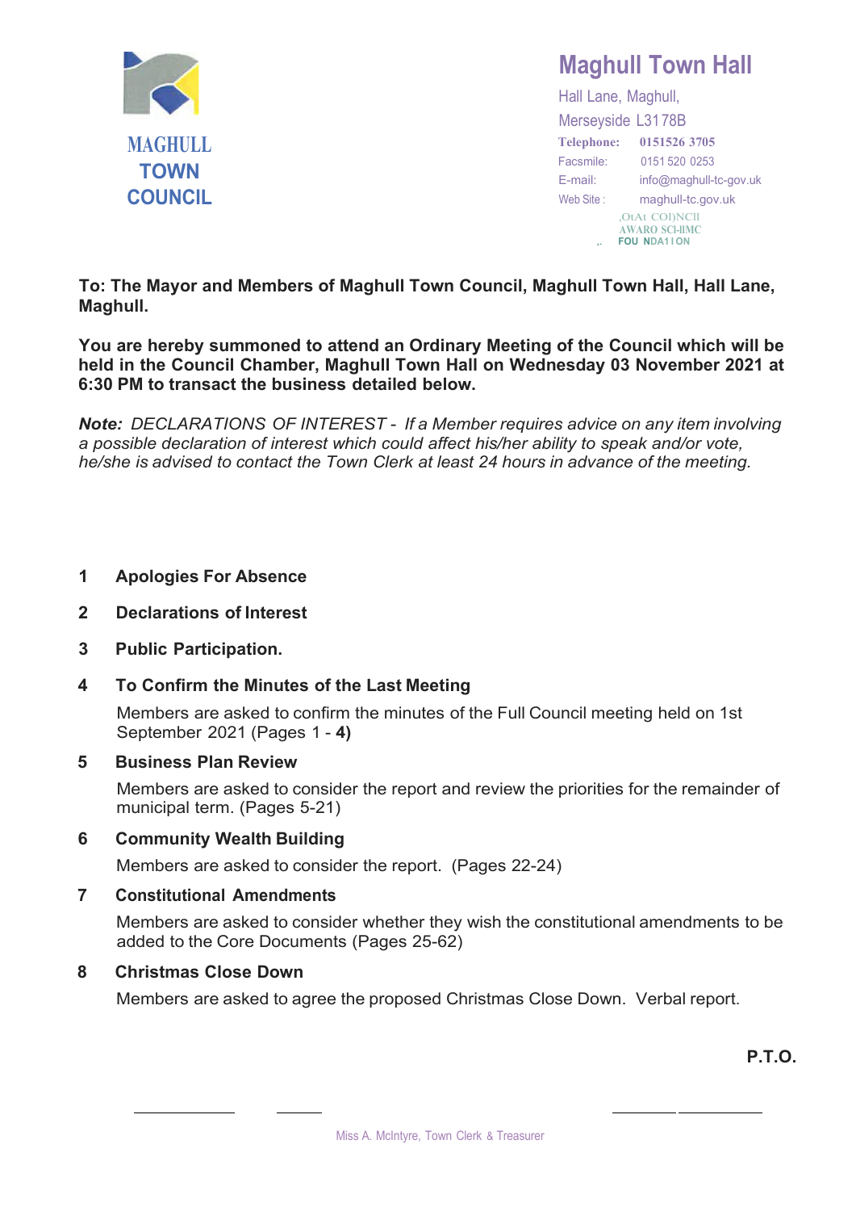MAGHULL TOWN COUNCIL

# Maghull Town Hall

Hall Lane, Maghull,
Merseyside L3178B

**Telephone:** **0151526 3705**
Facsmile: 0151 520 0253
E-mail: info@maghull-tc-gov.uk
Web Site : maghull-tc.gov.uk

,OtAt COI)NCII
AWARO SCI-IIMC
FOU NDA1I ON

**To: The Mayor and Members of Maghull Town Council, Maghull Town Hall, Hall Lane, Maghull.**

**You are hereby summoned to attend an Ordinary Meeting of the Council which will be held in the Council Chamber, Maghull Town Hall on Wednesday 03 November 2021 at 6:30 PM to transact the business detailed below.**

***Note:*** *DECLARATIONS OF INTEREST - If a Member requires advice on any item involving a possible declaration of interest which could affect his/her ability to speak and/or vote, he/she is advised to contact the Town Clerk at least 24 hours in advance of the meeting.*

**1 Apologies For Absence**

**2 Declarations of Interest**

**3 Public Participation.**

**4 To Confirm the Minutes of the Last Meeting**

Members are asked to confirm the minutes of the Full Council meeting held on 1st September 2021 (Pages 1 - **4)**

**5 Business Plan Review**

Members are asked to consider the report and review the priorities for the remainder of municipal term. (Pages 5-21)

**6 Community Wealth Building**

Members are asked to consider the report. (Pages 22-24)

**7 Constitutional Amendments**

Members are asked to consider whether they wish the constitutional amendments to be added to the Core Documents (Pages 25-62)

**8 Christmas Close Down**

Members are asked to agree the proposed Christmas Close Down. Verbal report.

**P.T.O.**

Miss A. McIntyre, Town Clerk & Treasurer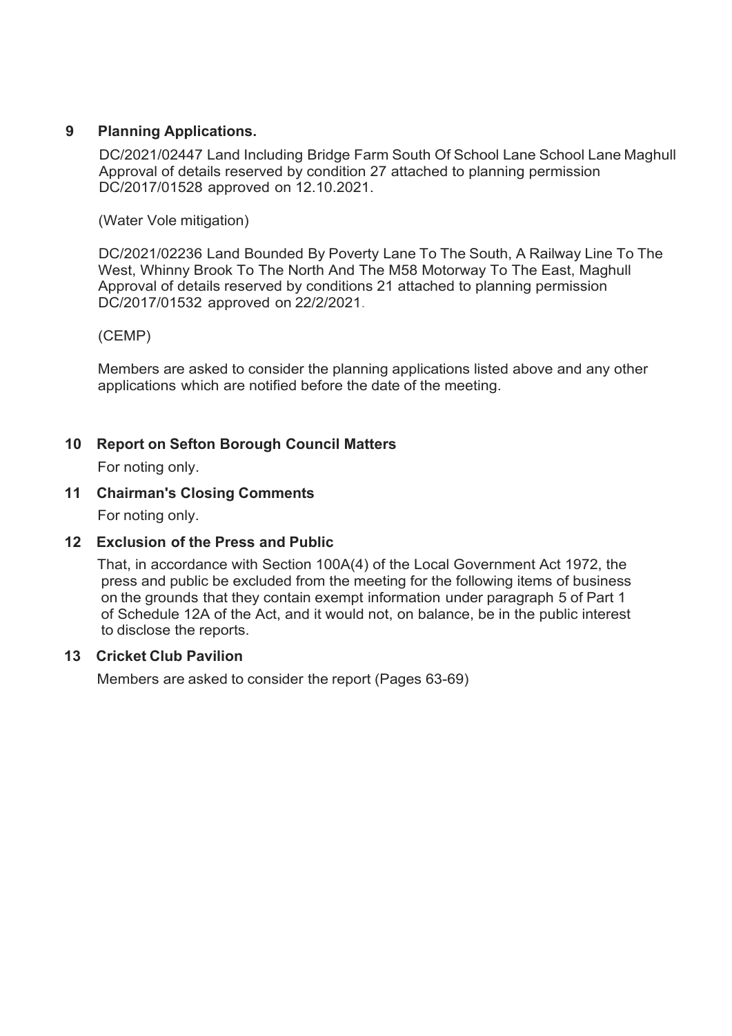## 9 Planning Applications.

DC/2021/02447 Land Including Bridge Farm South Of School Lane School Lane Maghull
Approval of details reserved by condition 27 attached to planning permission DC/2017/01528 approved on 12.10.2021.

(Water Vole mitigation)

DC/2021/02236 Land Bounded By Poverty Lane To The South, A Railway Line To The West, Whinny Brook To The North And The M58 Motorway To The East, Maghull
Approval of details reserved by conditions 21 attached to planning permission DC/2017/01532 approved on 22/2/2021.

(CEMP)

Members are asked to consider the planning applications listed above and any other applications which are notified before the date of the meeting.

## 10 Report on Sefton Borough Council Matters

For noting only.

## 11 Chairman's Closing Comments

For noting only.

## 12 Exclusion of the Press and Public

That, in accordance with Section 100A(4) of the Local Government Act 1972, the press and public be excluded from the meeting for the following items of business on the grounds that they contain exempt information under paragraph 5 of Part 1 of Schedule 12A of the Act, and it would not, on balance, be in the public interest to disclose the reports.

## 13 Cricket Club Pavilion

Members are asked to consider the report (Pages 63-69)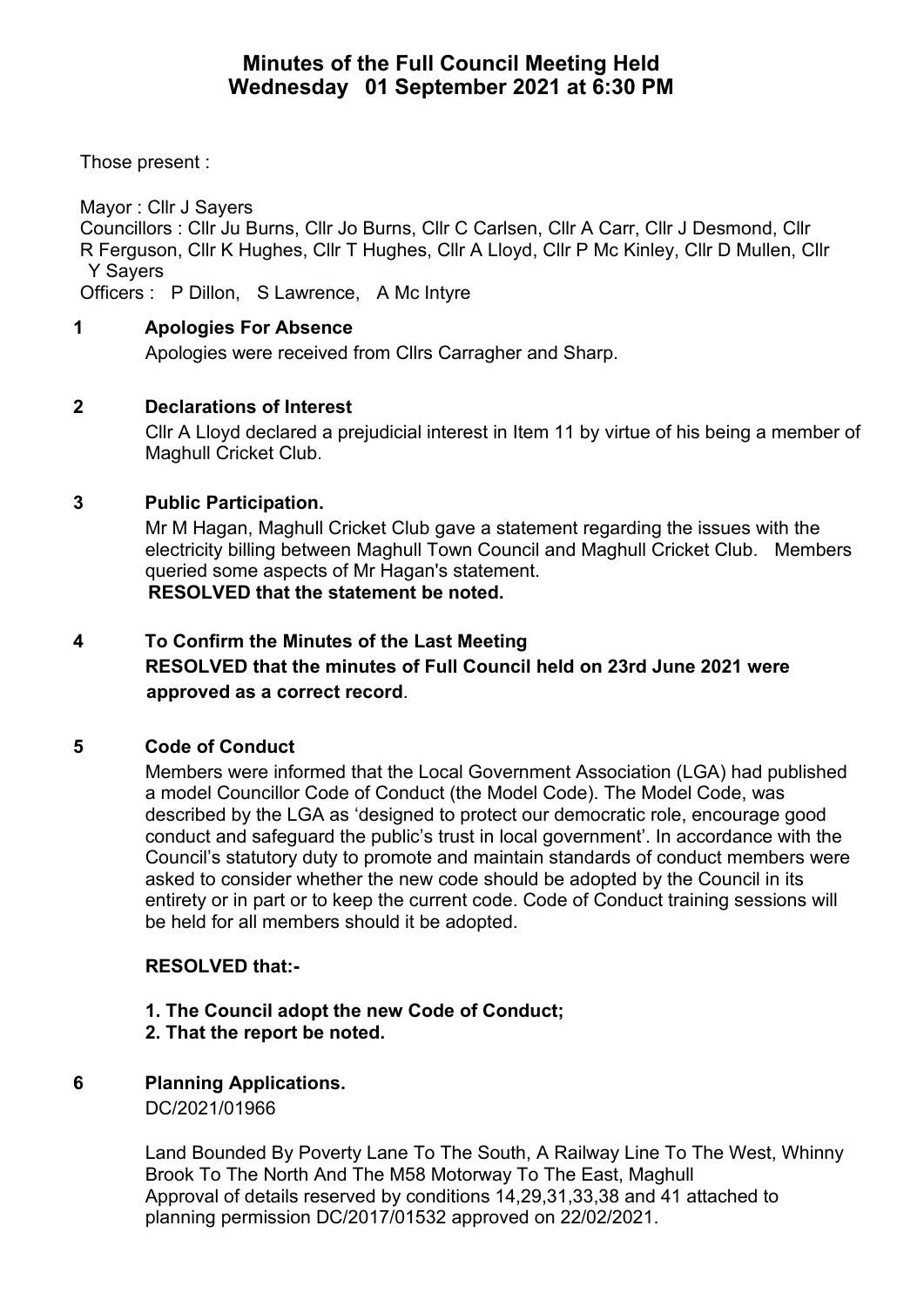# Minutes of the Full Council Meeting Held Wednesday 01 September 2021 at 6:30 PM

Those present :

Mayor : Cllr J Sayers
Councillors : Cllr Ju Burns, Cllr Jo Burns, Cllr C Carlsen, Cllr A Carr, Cllr J Desmond, Cllr R Ferguson, Cllr K Hughes, Cllr T Hughes, Cllr A Lloyd, Cllr P Mc Kinley, Cllr D Mullen, Cllr Y Sayers
Officers : P Dillon, S Lawrence, A Mc Intyre

## 1 Apologies For Absence

Apologies were received from Cllrs Carragher and Sharp.

## 2 Declarations of Interest

Cllr A Lloyd declared a prejudicial interest in Item 11 by virtue of his being a member of Maghull Cricket Club.

## 3 Public Participation.

Mr M Hagan, Maghull Cricket Club gave a statement regarding the issues with the electricity billing between Maghull Town Council and Maghull Cricket Club. Members queried some aspects of Mr Hagan's statement.

**RESOLVED that the statement be noted.**

## 4 To Confirm the Minutes of the Last Meeting

**RESOLVED that the minutes of Full Council held on 23rd June 2021 were approved as a correct record**.

## 5 Code of Conduct

Members were informed that the Local Government Association (LGA) had published a model Councillor Code of Conduct (the Model Code). The Model Code, was described by the LGA as 'designed to protect our democratic role, encourage good conduct and safeguard the public's trust in local government'. In accordance with the Council's statutory duty to promote and maintain standards of conduct members were asked to consider whether the new code should be adopted by the Council in its entirety or in part or to keep the current code. Code of Conduct training sessions will be held for all members should it be adopted.

**RESOLVED that:-**

**1. The Council adopt the new Code of Conduct;**
**2. That the report be noted.**

## 6 Planning Applications.

DC/2021/01966

Land Bounded By Poverty Lane To The South, A Railway Line To The West, Whinny Brook To The North And The M58 Motorway To The East, Maghull
Approval of details reserved by conditions 14,29,31,33,38 and 41 attached to planning permission DC/2017/01532 approved on 22/02/2021.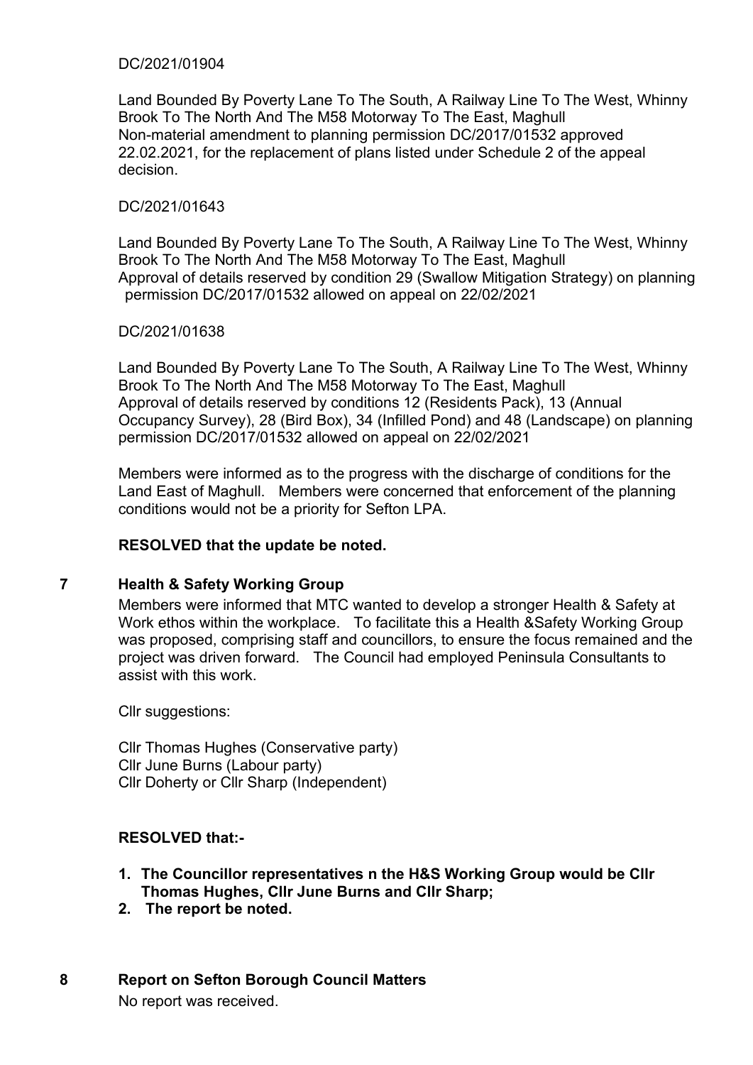DC/2021/01904

Land Bounded By Poverty Lane To The South, A Railway Line To The West, Whinny Brook To The North And The M58 Motorway To The East, Maghull
Non-material amendment to planning permission DC/2017/01532 approved 22.02.2021, for the replacement of plans listed under Schedule 2 of the appeal decision.

DC/2021/01643

Land Bounded By Poverty Lane To The South, A Railway Line To The West, Whinny Brook To The North And The M58 Motorway To The East, Maghull
Approval of details reserved by condition 29 (Swallow Mitigation Strategy) on planning permission DC/2017/01532 allowed on appeal on 22/02/2021

DC/2021/01638

Land Bounded By Poverty Lane To The South, A Railway Line To The West, Whinny Brook To The North And The M58 Motorway To The East, Maghull
Approval of details reserved by conditions 12 (Residents Pack), 13 (Annual Occupancy Survey), 28 (Bird Box), 34 (Infilled Pond) and 48 (Landscape) on planning permission DC/2017/01532 allowed on appeal on 22/02/2021

Members were informed as to the progress with the discharge of conditions for the Land East of Maghull. Members were concerned that enforcement of the planning conditions would not be a priority for Sefton LPA.

**RESOLVED that the update be noted.**

## 7 Health & Safety Working Group

Members were informed that MTC wanted to develop a stronger Health & Safety at Work ethos within the workplace. To facilitate this a Health &Safety Working Group was proposed, comprising staff and councillors, to ensure the focus remained and the project was driven forward. The Council had employed Peninsula Consultants to assist with this work.

Cllr suggestions:

Cllr Thomas Hughes (Conservative party)
Cllr June Burns (Labour party)
Cllr Doherty or Cllr Sharp (Independent)

**RESOLVED that:-**

1. **The Councillor representatives n the H&S Working Group would be Cllr Thomas Hughes, Cllr June Burns and Cllr Sharp;**
2. **The report be noted.**

## 8 Report on Sefton Borough Council Matters

No report was received.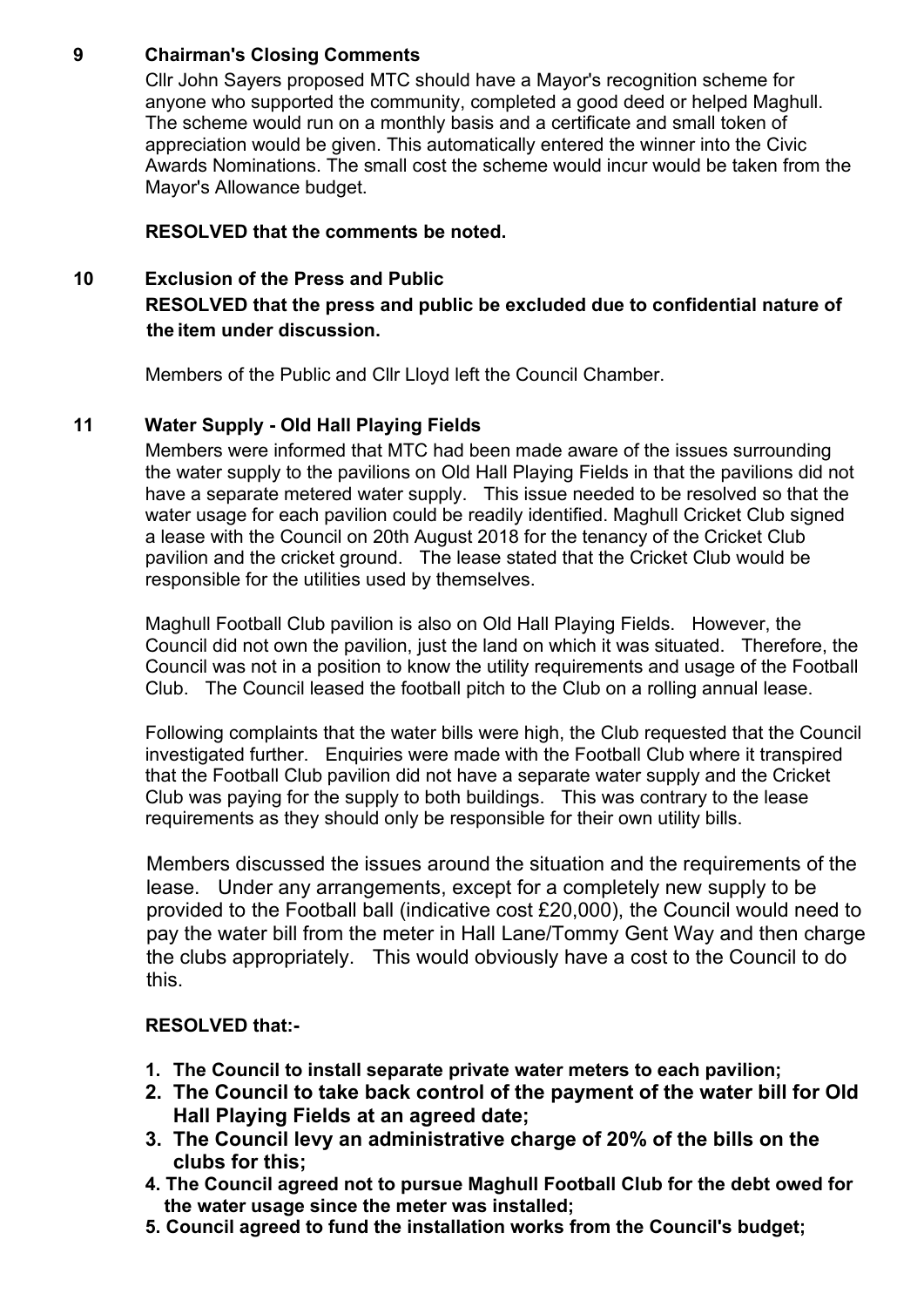## 9 Chairman's Closing Comments

Cllr John Sayers proposed MTC should have a Mayor's recognition scheme for anyone who supported the community, completed a good deed or helped Maghull. The scheme would run on a monthly basis and a certificate and small token of appreciation would be given. This automatically entered the winner into the Civic Awards Nominations. The small cost the scheme would incur would be taken from the Mayor's Allowance budget.

**RESOLVED that the comments be noted.**

## 10 Exclusion of the Press and Public

**RESOLVED that the press and public be excluded due to confidential nature of the item under discussion.**

Members of the Public and Cllr Lloyd left the Council Chamber.

## 11 Water Supply - Old Hall Playing Fields

Members were informed that MTC had been made aware of the issues surrounding the water supply to the pavilions on Old Hall Playing Fields in that the pavilions did not have a separate metered water supply. This issue needed to be resolved so that the water usage for each pavilion could be readily identified. Maghull Cricket Club signed a lease with the Council on 20th August 2018 for the tenancy of the Cricket Club pavilion and the cricket ground. The lease stated that the Cricket Club would be responsible for the utilities used by themselves.

Maghull Football Club pavilion is also on Old Hall Playing Fields. However, the Council did not own the pavilion, just the land on which it was situated. Therefore, the Council was not in a position to know the utility requirements and usage of the Football Club. The Council leased the football pitch to the Club on a rolling annual lease.

Following complaints that the water bills were high, the Club requested that the Council investigated further. Enquiries were made with the Football Club where it transpired that the Football Club pavilion did not have a separate water supply and the Cricket Club was paying for the supply to both buildings. This was contrary to the lease requirements as they should only be responsible for their own utility bills.

Members discussed the issues around the situation and the requirements of the lease. Under any arrangements, except for a completely new supply to be provided to the Football ball (indicative cost £20,000), the Council would need to pay the water bill from the meter in Hall Lane/Tommy Gent Way and then charge the clubs appropriately. This would obviously have a cost to the Council to do this.

**RESOLVED that:-**

1. **The Council to install separate private water meters to each pavilion;**
2. **The Council to take back control of the payment of the water bill for Old Hall Playing Fields at an agreed date;**
3. **The Council levy an administrative charge of 20% of the bills on the clubs for this;**
4. **The Council agreed not to pursue Maghull Football Club for the debt owed for the water usage since the meter was installed;**
5. **Council agreed to fund the installation works from the Council's budget;**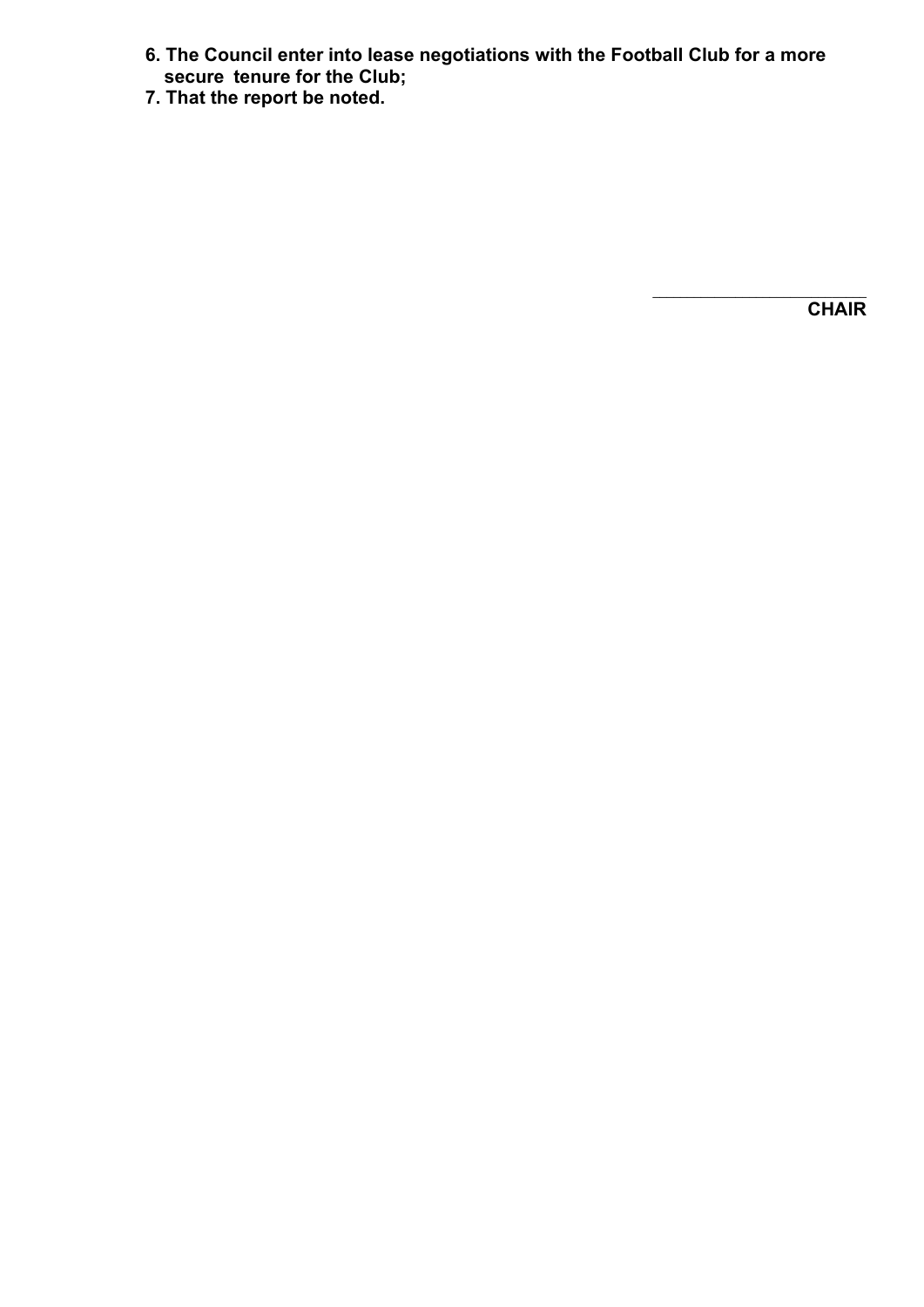**6. The Council enter into lease negotiations with the Football Club for a more secure tenure for the Club;**

**7. That the report be noted.**

\_\_\_\_\_\_\_\_\_\_\_\_\_\_\_\_\_\_\_\_\_\_

**CHAIR**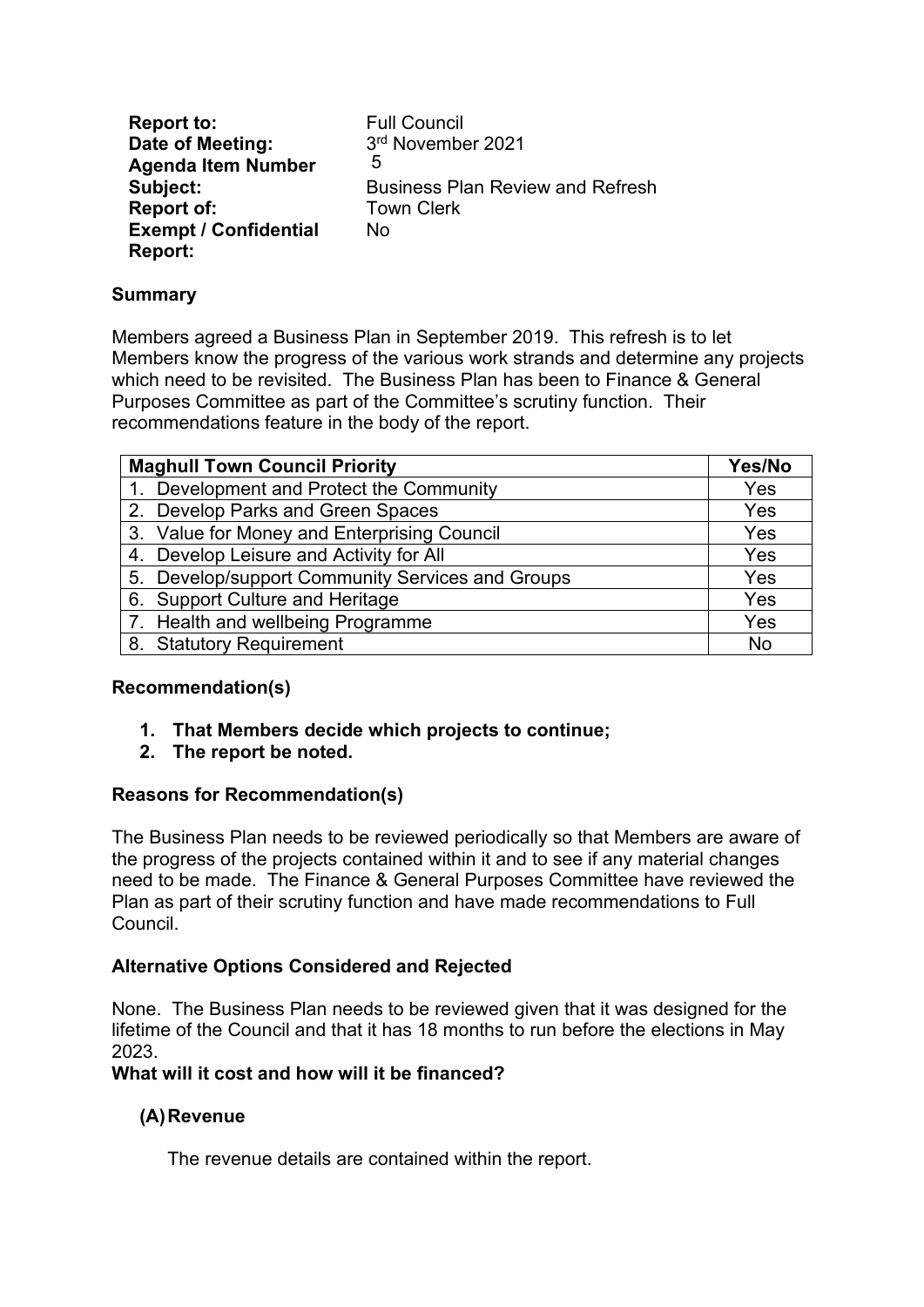| | |
|---|---|
| **Report to:** | Full Council |
| **Date of Meeting:** | 3rd November 2021 |
| **Agenda Item Number** | 5 |
| **Subject:** | Business Plan Review and Refresh |
| **Report of:** | Town Clerk |
| **Exempt / Confidential Report:** | No |

**Summary**

Members agreed a Business Plan in September 2019. This refresh is to let Members know the progress of the various work strands and determine any projects which need to be revisited. The Business Plan has been to Finance & General Purposes Committee as part of the Committee's scrutiny function. Their recommendations feature in the body of the report.

| Maghull Town Council Priority | Yes/No |
|---|---|
| 1. Development and Protect the Community | Yes |
| 2. Develop Parks and Green Spaces | Yes |
| 3. Value for Money and Enterprising Council | Yes |
| 4. Develop Leisure and Activity for All | Yes |
| 5. Develop/support Community Services and Groups | Yes |
| 6. Support Culture and Heritage | Yes |
| 7. Health and wellbeing Programme | Yes |
| 8. Statutory Requirement | No |

**Recommendation(s)**

1. **That Members decide which projects to continue;**
2. **The report be noted.**

**Reasons for Recommendation(s)**

The Business Plan needs to be reviewed periodically so that Members are aware of the progress of the projects contained within it and to see if any material changes need to be made. The Finance & General Purposes Committee have reviewed the Plan as part of their scrutiny function and have made recommendations to Full Council.

**Alternative Options Considered and Rejected**

None. The Business Plan needs to be reviewed given that it was designed for the lifetime of the Council and that it has 18 months to run before the elections in May 2023.

**What will it cost and how will it be financed?**

**(A) Revenue**

The revenue details are contained within the report.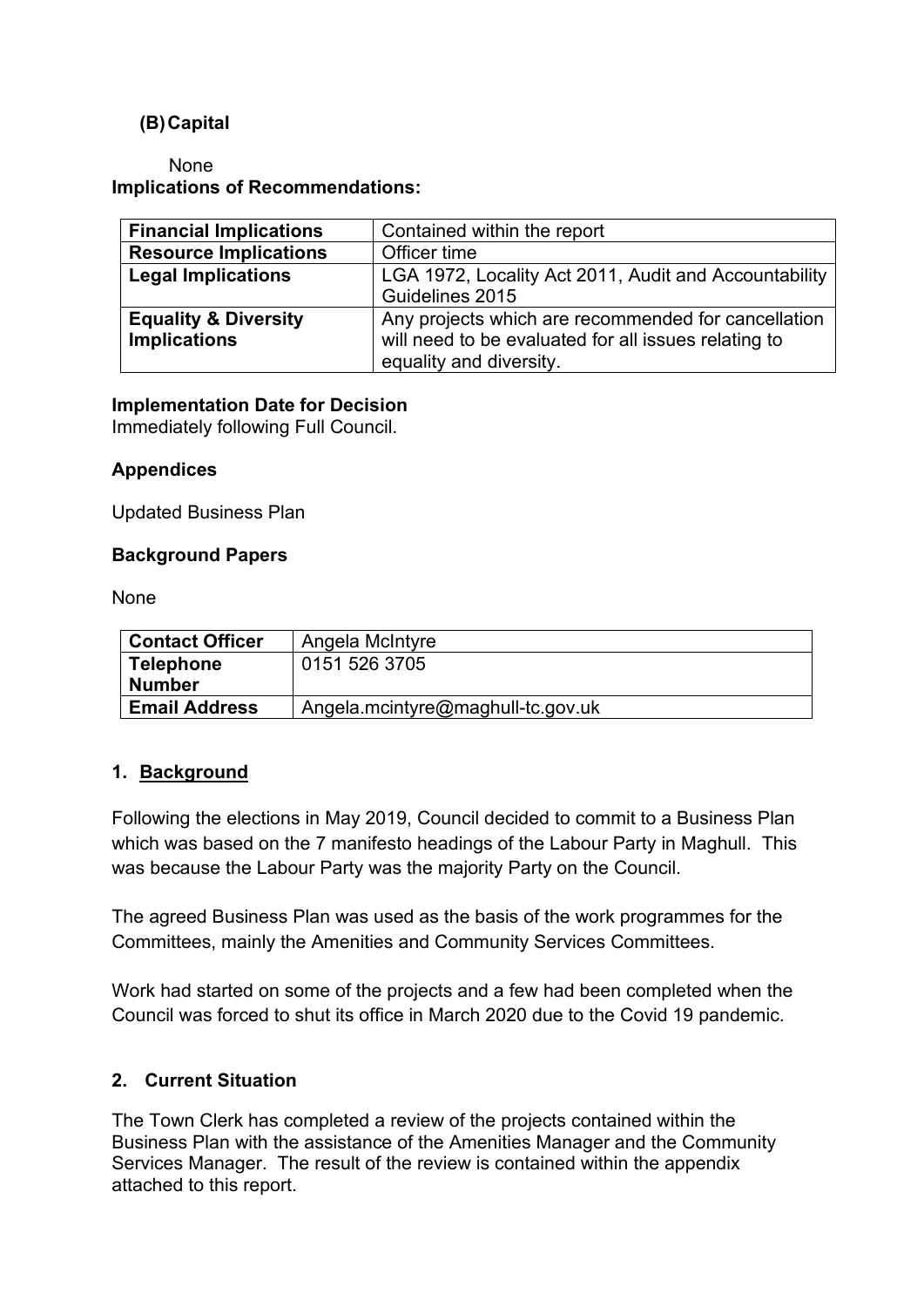**(B) Capital**

None

**Implications of Recommendations:**

| **Financial Implications** | Contained within the report |
|---|---|
| **Resource Implications** | Officer time |
| **Legal Implications** | LGA 1972, Locality Act 2011, Audit and Accountability Guidelines 2015 |
| **Equality & Diversity Implications** | Any projects which are recommended for cancellation will need to be evaluated for all issues relating to equality and diversity. |

**Implementation Date for Decision**
Immediately following Full Council.

**Appendices**

Updated Business Plan

**Background Papers**

None

| **Contact Officer** | Angela McIntyre |
|---|---|
| **Telephone Number** | 0151 526 3705 |
| **Email Address** | Angela.mcintyre@maghull-tc.gov.uk |

## 1. Background

Following the elections in May 2019, Council decided to commit to a Business Plan which was based on the 7 manifesto headings of the Labour Party in Maghull. This was because the Labour Party was the majority Party on the Council.

The agreed Business Plan was used as the basis of the work programmes for the Committees, mainly the Amenities and Community Services Committees.

Work had started on some of the projects and a few had been completed when the Council was forced to shut its office in March 2020 due to the Covid 19 pandemic.

## 2. Current Situation

The Town Clerk has completed a review of the projects contained within the Business Plan with the assistance of the Amenities Manager and the Community Services Manager. The result of the review is contained within the appendix attached to this report.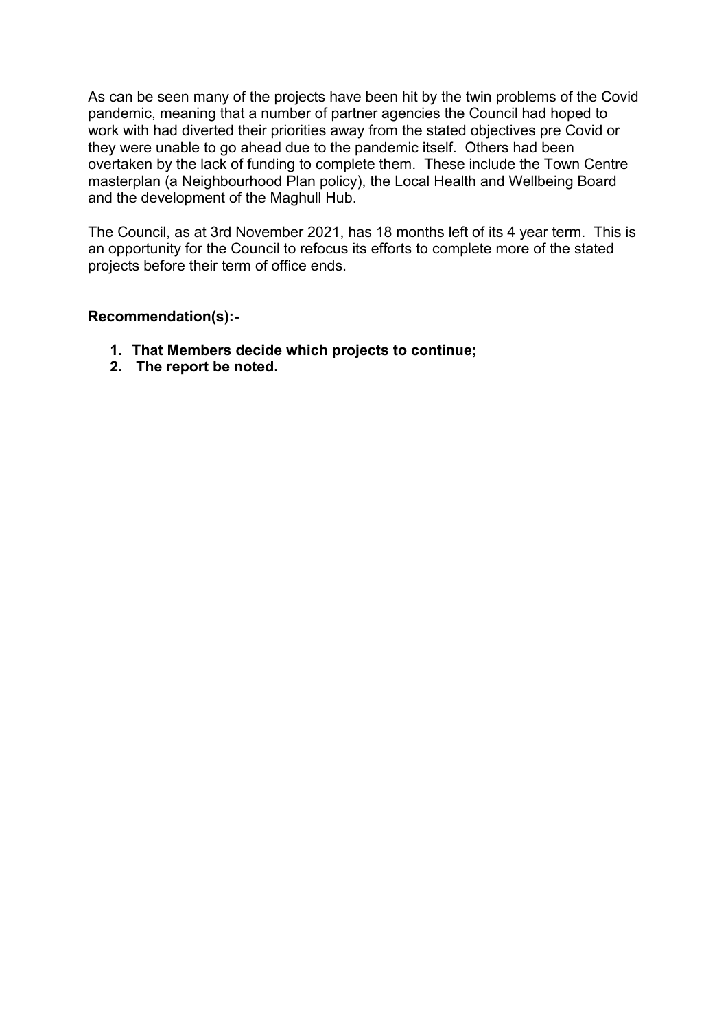As can be seen many of the projects have been hit by the twin problems of the Covid pandemic, meaning that a number of partner agencies the Council had hoped to work with had diverted their priorities away from the stated objectives pre Covid or they were unable to go ahead due to the pandemic itself. Others had been overtaken by the lack of funding to complete them. These include the Town Centre masterplan (a Neighbourhood Plan policy), the Local Health and Wellbeing Board and the development of the Maghull Hub.

The Council, as at 3rd November 2021, has 18 months left of its 4 year term. This is an opportunity for the Council to refocus its efforts to complete more of the stated projects before their term of office ends.

**Recommendation(s):-**

1. **That Members decide which projects to continue;**
2. **The report be noted.**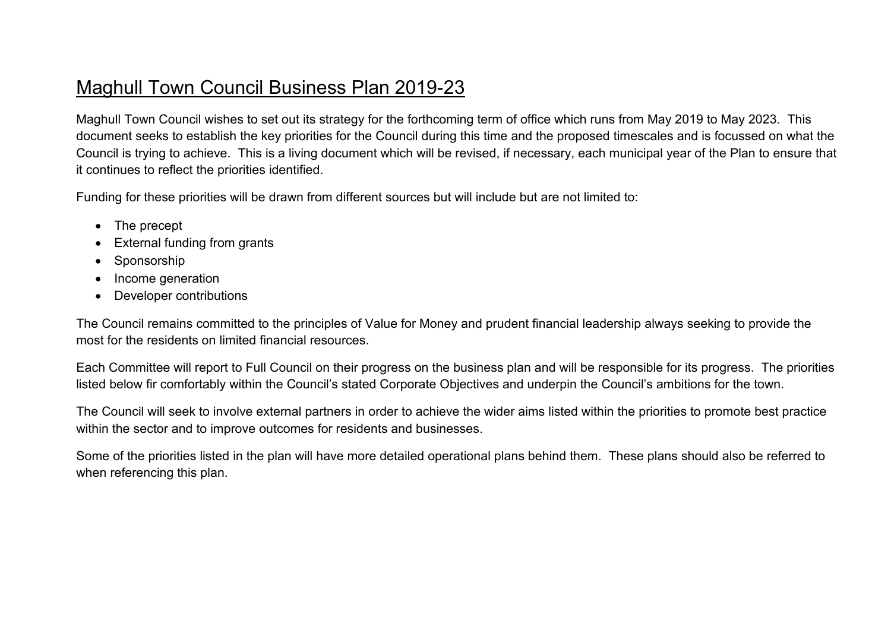# Maghull Town Council Business Plan 2019-23

Maghull Town Council wishes to set out its strategy for the forthcoming term of office which runs from May 2019 to May 2023. This document seeks to establish the key priorities for the Council during this time and the proposed timescales and is focussed on what the Council is trying to achieve. This is a living document which will be revised, if necessary, each municipal year of the Plan to ensure that it continues to reflect the priorities identified.

Funding for these priorities will be drawn from different sources but will include but are not limited to:

- The precept
- External funding from grants
- Sponsorship
- Income generation
- Developer contributions

The Council remains committed to the principles of Value for Money and prudent financial leadership always seeking to provide the most for the residents on limited financial resources.

Each Committee will report to Full Council on their progress on the business plan and will be responsible for its progress. The priorities listed below fir comfortably within the Council's stated Corporate Objectives and underpin the Council's ambitions for the town.

The Council will seek to involve external partners in order to achieve the wider aims listed within the priorities to promote best practice within the sector and to improve outcomes for residents and businesses.

Some of the priorities listed in the plan will have more detailed operational plans behind them. These plans should also be referred to when referencing this plan.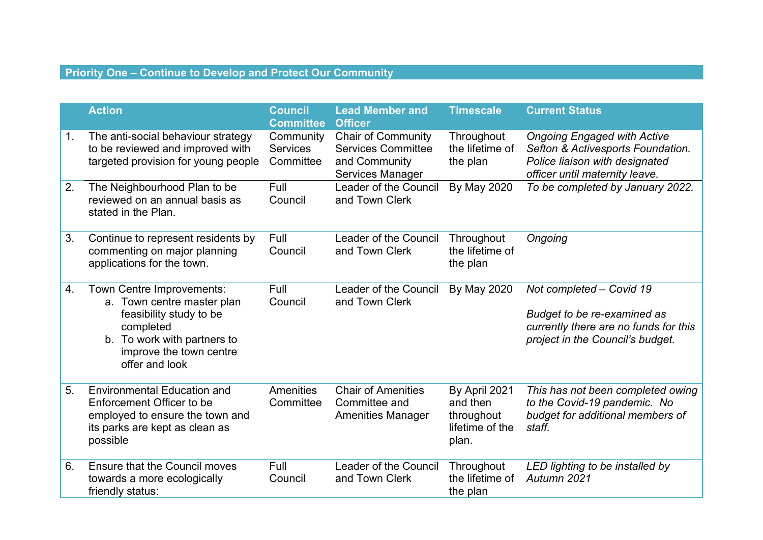## Priority One – Continue to Develop and Protect Our Community

| | Action | Council Committee | Lead Member and Officer | Timescale | Current Status |
|---|---|---|---|---|---|
| 1. | The anti-social behaviour strategy to be reviewed and improved with targeted provision for young people | Community Services Committee | Chair of Community Services Committee and Community Services Manager | Throughout the lifetime of the plan | *Ongoing Engaged with Active Sefton & Activesports Foundation. Police liaison with designated officer until maternity leave.* |
| 2. | The Neighbourhood Plan to be reviewed on an annual basis as stated in the Plan. | Full Council | Leader of the Council and Town Clerk | By May 2020 | *To be completed by January 2022.* |
| 3. | Continue to represent residents by commenting on major planning applications for the town. | Full Council | Leader of the Council and Town Clerk | Throughout the lifetime of the plan | *Ongoing* |
| 4. | Town Centre Improvements:<br>a. Town centre master plan feasibility study to be completed<br>b. To work with partners to improve the town centre offer and look | Full Council | Leader of the Council and Town Clerk | By May 2020 | *Not completed – Covid 19*<br><br>*Budget to be re-examined as currently there are no funds for this project in the Council's budget.* |
| 5. | Environmental Education and Enforcement Officer to be employed to ensure the town and its parks are kept as clean as possible | Amenities Committee | Chair of Amenities Committee and Amenities Manager | By April 2021 and then throughout lifetime of the plan. | *This has not been completed owing to the Covid-19 pandemic. No budget for additional members of staff.* |
| 6. | Ensure that the Council moves towards a more ecologically friendly status: | Full Council | Leader of the Council and Town Clerk | Throughout the lifetime of the plan | *LED lighting to be installed by Autumn 2021* |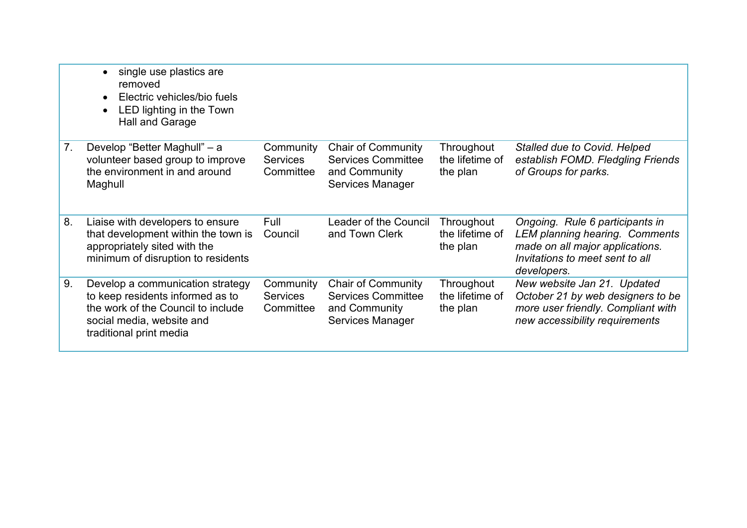| | | | | | |
|---|---|---|---|---|---|
| | <ul><li>single use plastics are removed</li><li>Electric vehicles/bio fuels</li><li>LED lighting in the Town Hall and Garage</li></ul> | | | | |
| 7. | Develop "Better Maghull" – a volunteer based group to improve the environment in and around Maghull | Community Services Committee | Chair of Community Services Committee and Community Services Manager | Throughout the lifetime of the plan | *Stalled due to Covid. Helped establish FOMD. Fledgling Friends of Groups for parks.* |
| 8. | Liaise with developers to ensure that development within the town is appropriately sited with the minimum of disruption to residents | Full Council | Leader of the Council and Town Clerk | Throughout the lifetime of the plan | *Ongoing. Rule 6 participants in LEM planning hearing. Comments made on all major applications. Invitations to meet sent to all developers.* |
| 9. | Develop a communication strategy to keep residents informed as to the work of the Council to include social media, website and traditional print media | Community Services Committee | Chair of Community Services Committee and Community Services Manager | Throughout the lifetime of the plan | *New website Jan 21. Updated October 21 by web designers to be more user friendly. Compliant with new accessibility requirements* |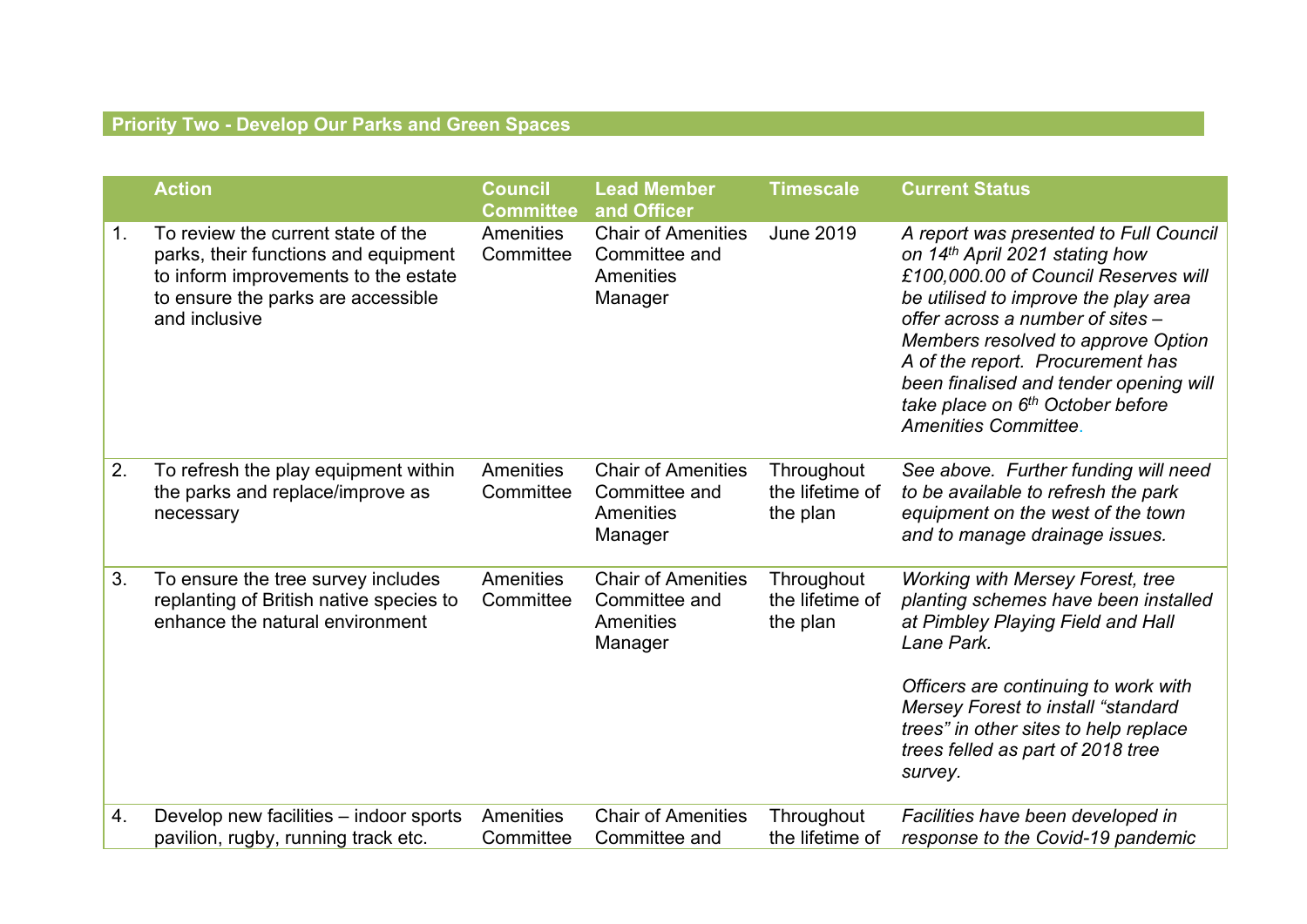## Priority Two - Develop Our Parks and Green Spaces

| | Action | Council Committee | Lead Member and Officer | Timescale | Current Status |
|---|---|---|---|---|---|
| 1. | To review the current state of the parks, their functions and equipment to inform improvements to the estate to ensure the parks are accessible and inclusive | Amenities Committee | Chair of Amenities Committee and Amenities Manager | June 2019 | *A report was presented to Full Council on 14th April 2021 stating how £100,000.00 of Council Reserves will be utilised to improve the play area offer across a number of sites – Members resolved to approve Option A of the report. Procurement has been finalised and tender opening will take place on 6th October before Amenities Committee.* |
| 2. | To refresh the play equipment within the parks and replace/improve as necessary | Amenities Committee | Chair of Amenities Committee and Amenities Manager | Throughout the lifetime of the plan | *See above. Further funding will need to be available to refresh the park equipment on the west of the town and to manage drainage issues.* |
| 3. | To ensure the tree survey includes replanting of British native species to enhance the natural environment | Amenities Committee | Chair of Amenities Committee and Amenities Manager | Throughout the lifetime of the plan | *Working with Mersey Forest, tree planting schemes have been installed at Pimbley Playing Field and Hall Lane Park.*<br><br>*Officers are continuing to work with Mersey Forest to install "standard trees" in other sites to help replace trees felled as part of 2018 tree survey.* |
| 4. | Develop new facilities – indoor sports pavilion, rugby, running track etc. | Amenities Committee | Chair of Amenities Committee and | Throughout the lifetime of | *Facilities have been developed in response to the Covid-19 pandemic* |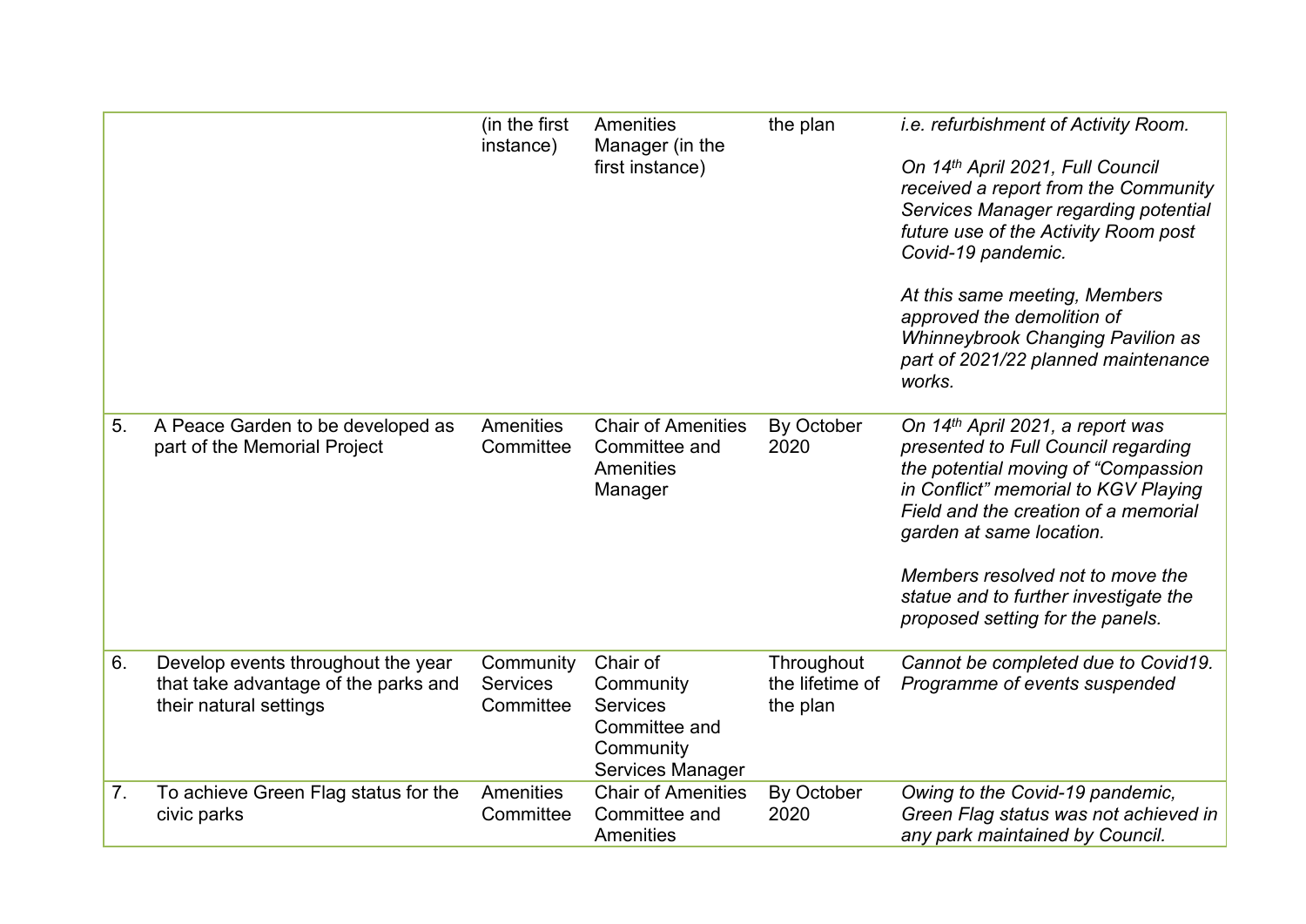| | | | | | |
|---|---|---|---|---|---|
| | | (in the first instance) | Amenities Manager (in the first instance) | the plan | *i.e. refurbishment of Activity Room.*<br><br>*On 14th April 2021, Full Council received a report from the Community Services Manager regarding potential future use of the Activity Room post Covid-19 pandemic.*<br><br>*At this same meeting, Members approved the demolition of Whinneybrook Changing Pavilion as part of 2021/22 planned maintenance works.* |
| 5. | A Peace Garden to be developed as part of the Memorial Project | Amenities Committee | Chair of Amenities Committee and Amenities Manager | By October 2020 | *On 14th April 2021, a report was presented to Full Council regarding the potential moving of "Compassion in Conflict" memorial to KGV Playing Field and the creation of a memorial garden at same location.*<br><br>*Members resolved not to move the statue and to further investigate the proposed setting for the panels.* |
| 6. | Develop events throughout the year that take advantage of the parks and their natural settings | Community Services Committee | Chair of Community Services Committee and Community Services Manager | Throughout the lifetime of the plan | *Cannot be completed due to Covid19. Programme of events suspended* |
| 7. | To achieve Green Flag status for the civic parks | Amenities Committee | Chair of Amenities Committee and Amenities | By October 2020 | *Owing to the Covid-19 pandemic, Green Flag status was not achieved in any park maintained by Council.* |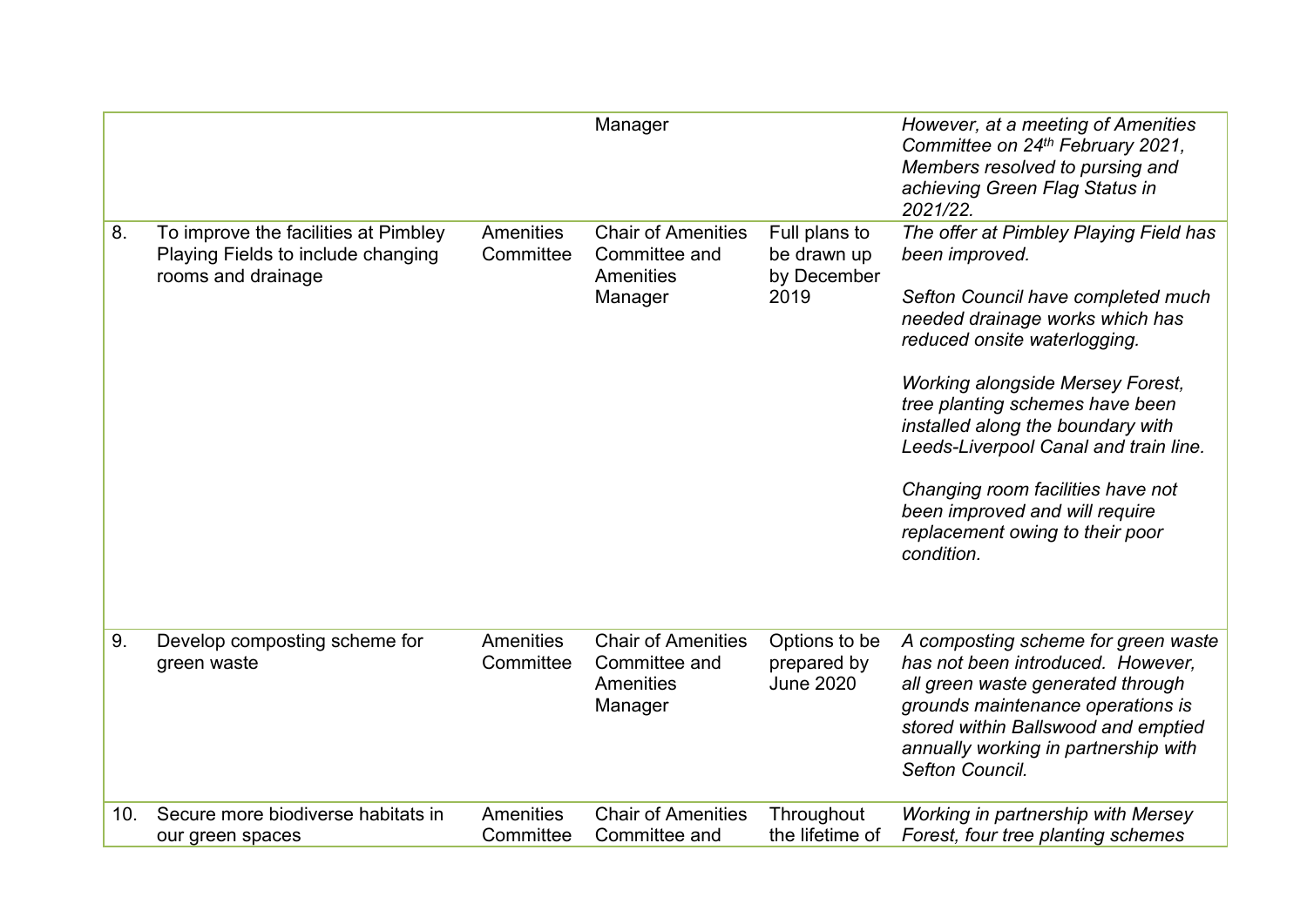|  |  |  | Manager |  | *However, at a meeting of Amenities Committee on 24th February 2021, Members resolved to pursing and achieving Green Flag Status in 2021/22.* |
|---|---|---|---|---|---|
| 8. | To improve the facilities at Pimbley Playing Fields to include changing rooms and drainage | Amenities Committee | Chair of Amenities Committee and Amenities Manager | Full plans to be drawn up by December 2019 | *The offer at Pimbley Playing Field has been improved.*<br><br>*Sefton Council have completed much needed drainage works which has reduced onsite waterlogging.*<br><br>*Working alongside Mersey Forest, tree planting schemes have been installed along the boundary with Leeds-Liverpool Canal and train line.*<br><br>*Changing room facilities have not been improved and will require replacement owing to their poor condition.* |
| 9. | Develop composting scheme for green waste | Amenities Committee | Chair of Amenities Committee and Amenities Manager | Options to be prepared by June 2020 | *A composting scheme for green waste has not been introduced. However, all green waste generated through grounds maintenance operations is stored within Ballswood and emptied annually working in partnership with Sefton Council.* |
| 10. | Secure more biodiverse habitats in our green spaces | Amenities Committee | Chair of Amenities Committee and | Throughout the lifetime of | *Working in partnership with Mersey Forest, four tree planting schemes* |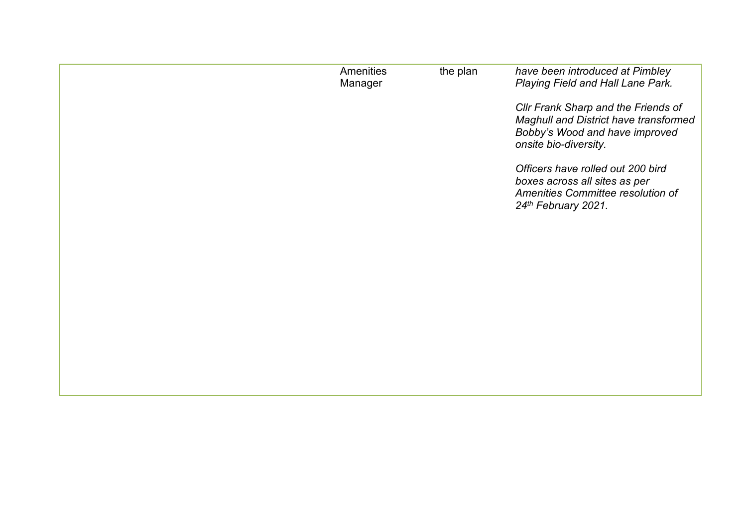|  |  |  |  |
| --- | --- | --- | --- |
|  | Amenities Manager | the plan | *have been introduced at Pimbley Playing Field and Hall Lane Park.*<br><br>*Cllr Frank Sharp and the Friends of Maghull and District have transformed Bobby's Wood and have improved onsite bio-diversity.*<br><br>*Officers have rolled out 200 bird boxes across all sites as per Amenities Committee resolution of 24th February 2021.* |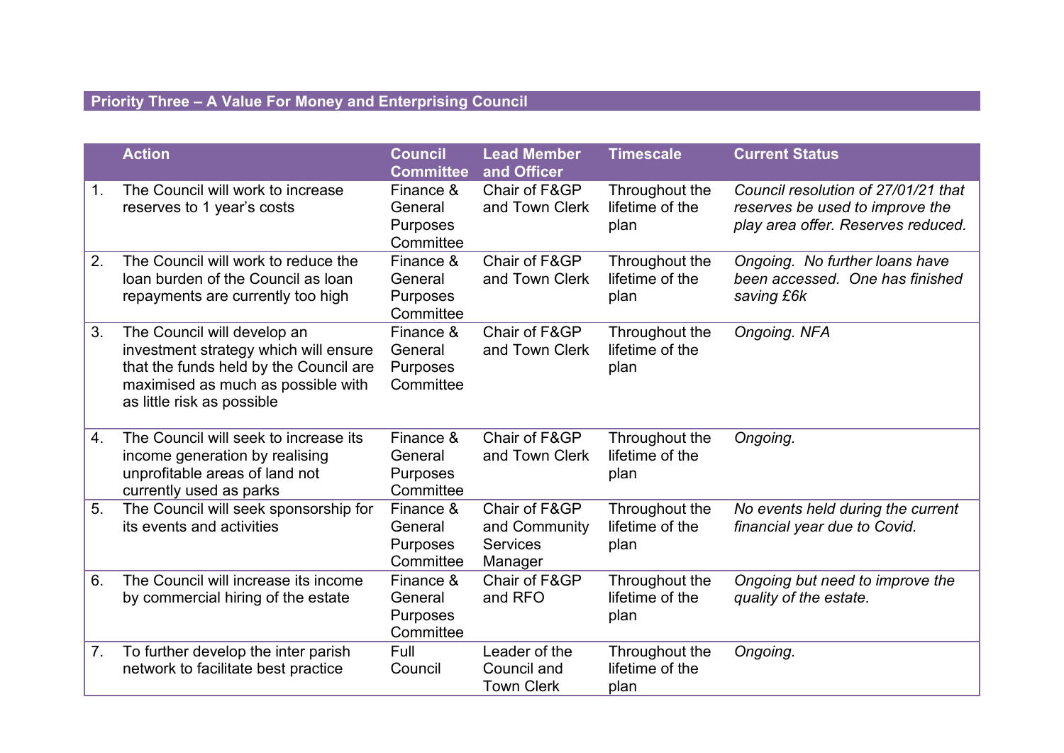## Priority Three – A Value For Money and Enterprising Council

| | Action | Council Committee | Lead Member and Officer | Timescale | Current Status |
|---|---|---|---|---|---|
| 1. | The Council will work to increase reserves to 1 year's costs | Finance & General Purposes Committee | Chair of F&GP and Town Clerk | Throughout the lifetime of the plan | *Council resolution of 27/01/21 that reserves be used to improve the play area offer. Reserves reduced.* |
| 2. | The Council will work to reduce the loan burden of the Council as loan repayments are currently too high | Finance & General Purposes Committee | Chair of F&GP and Town Clerk | Throughout the lifetime of the plan | *Ongoing. No further loans have been accessed. One has finished saving £6k* |
| 3. | The Council will develop an investment strategy which will ensure that the funds held by the Council are maximised as much as possible with as little risk as possible | Finance & General Purposes Committee | Chair of F&GP and Town Clerk | Throughout the lifetime of the plan | *Ongoing. NFA* |
| 4. | The Council will seek to increase its income generation by realising unprofitable areas of land not currently used as parks | Finance & General Purposes Committee | Chair of F&GP and Town Clerk | Throughout the lifetime of the plan | *Ongoing.* |
| 5. | The Council will seek sponsorship for its events and activities | Finance & General Purposes Committee | Chair of F&GP and Community Services Manager | Throughout the lifetime of the plan | *No events held during the current financial year due to Covid.* |
| 6. | The Council will increase its income by commercial hiring of the estate | Finance & General Purposes Committee | Chair of F&GP and RFO | Throughout the lifetime of the plan | *Ongoing but need to improve the quality of the estate.* |
| 7. | To further develop the inter parish network to facilitate best practice | Full Council | Leader of the Council and Town Clerk | Throughout the lifetime of the plan | *Ongoing.* |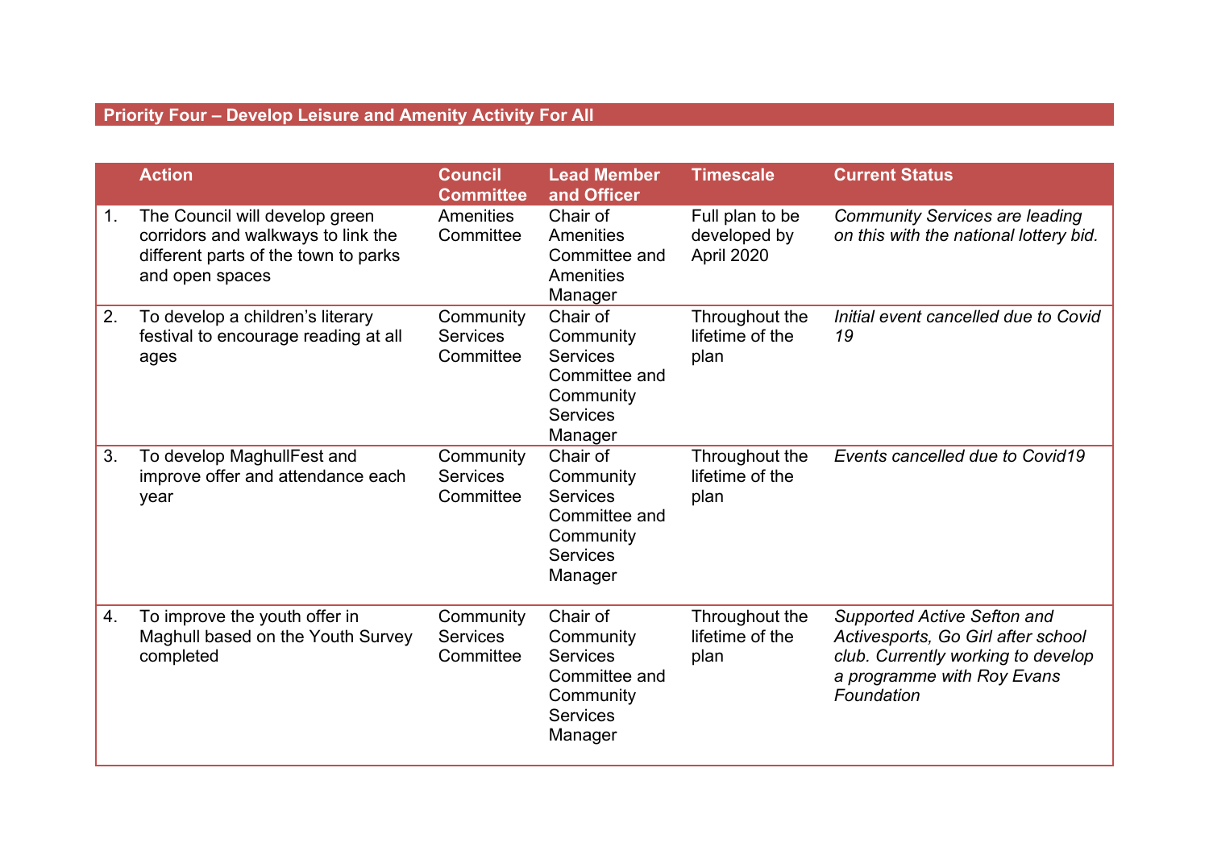## Priority Four – Develop Leisure and Amenity Activity For All

| | Action | Council Committee | Lead Member and Officer | Timescale | Current Status |
|---|---|---|---|---|---|
| 1. | The Council will develop green corridors and walkways to link the different parts of the town to parks and open spaces | Amenities Committee | Chair of Amenities Committee and Amenities Manager | Full plan to be developed by April 2020 | *Community Services are leading on this with the national lottery bid.* |
| 2. | To develop a children's literary festival to encourage reading at all ages | Community Services Committee | Chair of Community Services Committee and Community Services Manager | Throughout the lifetime of the plan | *Initial event cancelled due to Covid 19* |
| 3. | To develop MaghullFest and improve offer and attendance each year | Community Services Committee | Chair of Community Services Committee and Community Services Manager | Throughout the lifetime of the plan | *Events cancelled due to Covid19* |
| 4. | To improve the youth offer in Maghull based on the Youth Survey completed | Community Services Committee | Chair of Community Services Committee and Community Services Manager | Throughout the lifetime of the plan | *Supported Active Sefton and Activesports, Go Girl after school club. Currently working to develop a programme with Roy Evans Foundation* |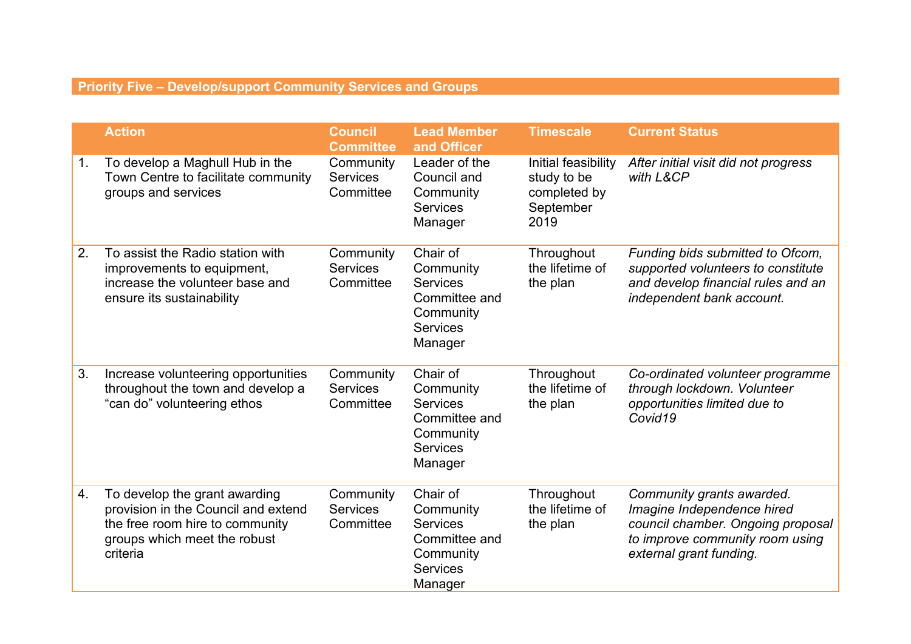## Priority Five – Develop/support Community Services and Groups

| | Action | Council Committee | Lead Member and Officer | Timescale | Current Status |
|---|---|---|---|---|---|
| 1. | To develop a Maghull Hub in the Town Centre to facilitate community groups and services | Community Services Committee | Leader of the Council and Community Services Manager | Initial feasibility study to be completed by September 2019 | *After initial visit did not progress with L&CP* |
| 2. | To assist the Radio station with improvements to equipment, increase the volunteer base and ensure its sustainability | Community Services Committee | Chair of Community Services Committee and Community Services Manager | Throughout the lifetime of the plan | *Funding bids submitted to Ofcom, supported volunteers to constitute and develop financial rules and an independent bank account.* |
| 3. | Increase volunteering opportunities throughout the town and develop a "can do" volunteering ethos | Community Services Committee | Chair of Community Services Committee and Community Services Manager | Throughout the lifetime of the plan | *Co-ordinated volunteer programme through lockdown. Volunteer opportunities limited due to Covid19* |
| 4. | To develop the grant awarding provision in the Council and extend the free room hire to community groups which meet the robust criteria | Community Services Committee | Chair of Community Services Committee and Community Services Manager | Throughout the lifetime of the plan | *Community grants awarded. Imagine Independence hired council chamber. Ongoing proposal to improve community room using external grant funding.* |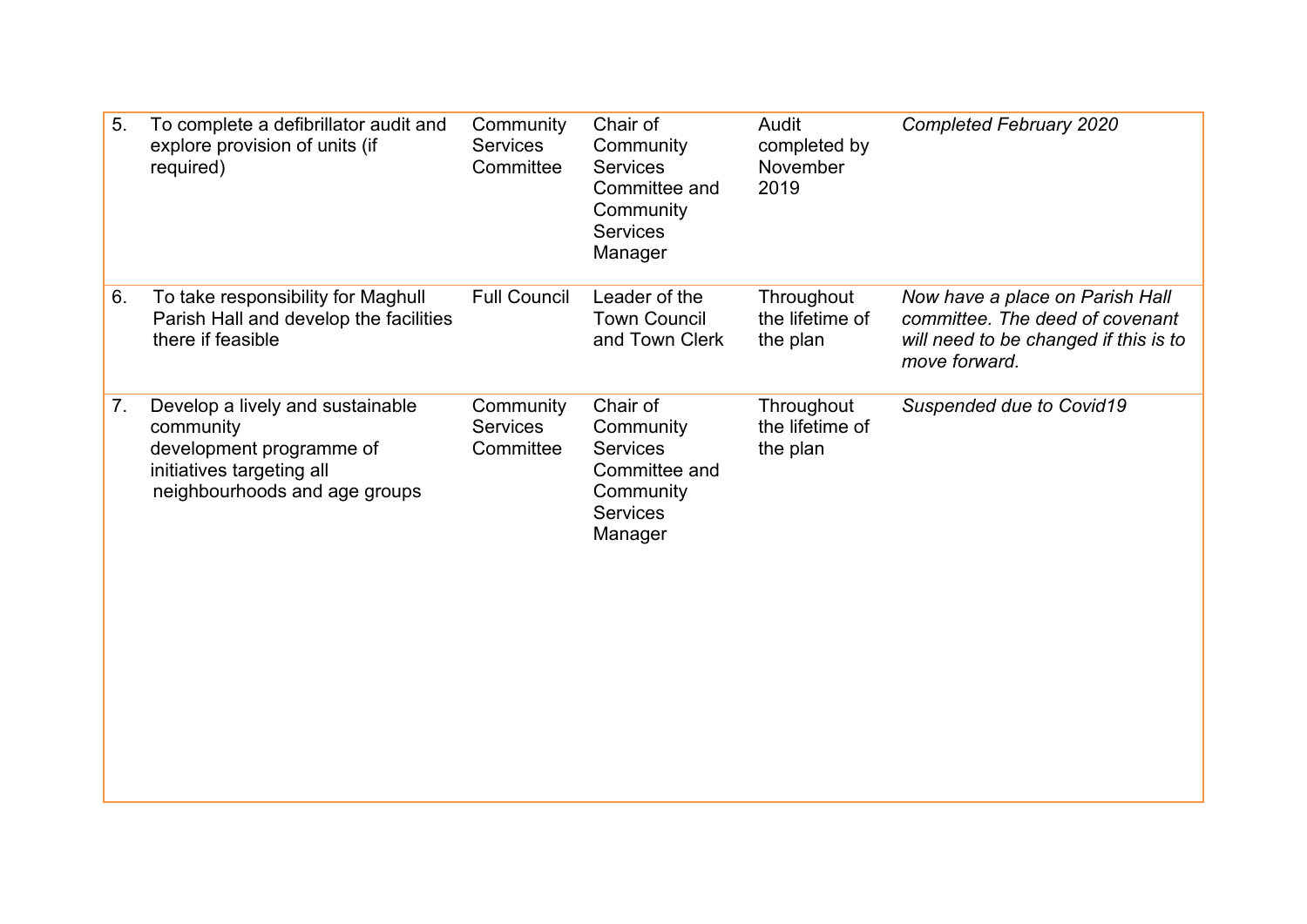| | | | | | |
|---|---|---|---|---|---|
| 5. | To complete a defibrillator audit and explore provision of units (if required) | Community Services Committee | Chair of Community Services Committee and Community Services Manager | Audit completed by November 2019 | *Completed February 2020* |
| 6. | To take responsibility for Maghull Parish Hall and develop the facilities there if feasible | Full Council | Leader of the Town Council and Town Clerk | Throughout the lifetime of the plan | *Now have a place on Parish Hall committee. The deed of covenant will need to be changed if this is to move forward.* |
| 7. | Develop a lively and sustainable community development programme of initiatives targeting all neighbourhoods and age groups | Community Services Committee | Chair of Community Services Committee and Community Services Manager | Throughout the lifetime of the plan | *Suspended due to Covid19* |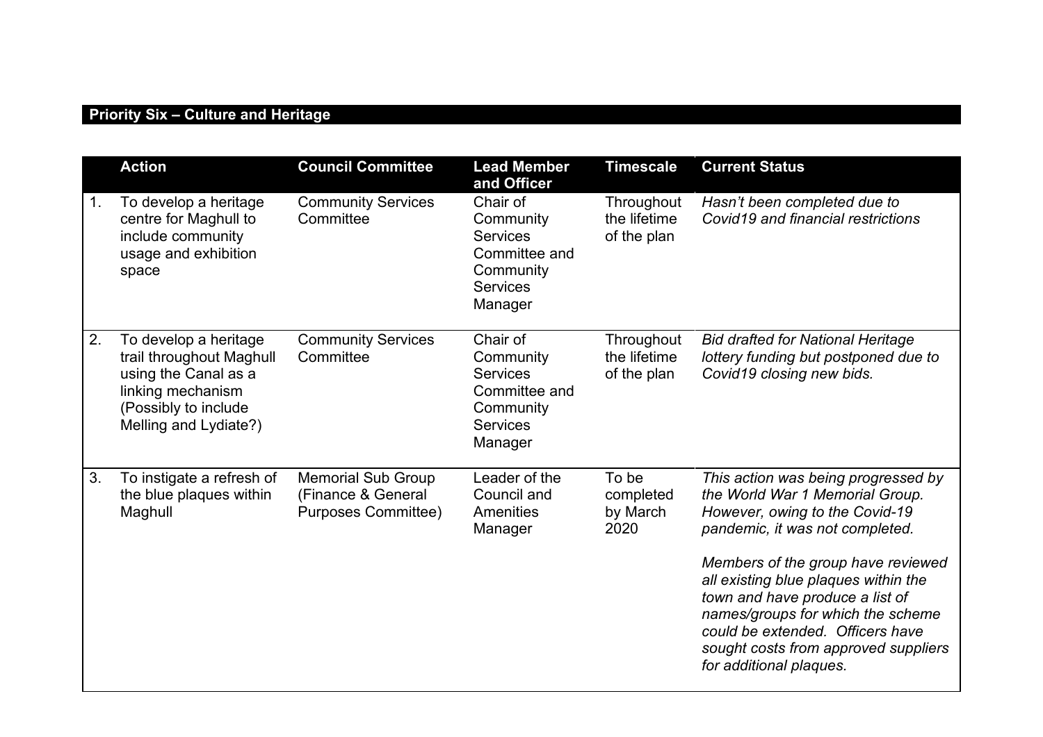## Priority Six – Culture and Heritage

| | Action | Council Committee | Lead Member and Officer | Timescale | Current Status |
|---|---|---|---|---|---|
| 1. | To develop a heritage centre for Maghull to include community usage and exhibition space | Community Services Committee | Chair of Community Services Committee and Community Services Manager | Throughout the lifetime of the plan | *Hasn't been completed due to Covid19 and financial restrictions* |
| 2. | To develop a heritage trail throughout Maghull using the Canal as a linking mechanism (Possibly to include Melling and Lydiate?) | Community Services Committee | Chair of Community Services Committee and Community Services Manager | Throughout the lifetime of the plan | *Bid drafted for National Heritage lottery funding but postponed due to Covid19 closing new bids.* |
| 3. | To instigate a refresh of the blue plaques within Maghull | Memorial Sub Group (Finance & General Purposes Committee) | Leader of the Council and Amenities Manager | To be completed by March 2020 | *This action was being progressed by the World War 1 Memorial Group. However, owing to the Covid-19 pandemic, it was not completed.*<br><br>*Members of the group have reviewed all existing blue plaques within the town and have produce a list of names/groups for which the scheme could be extended. Officers have sought costs from approved suppliers for additional plaques.* |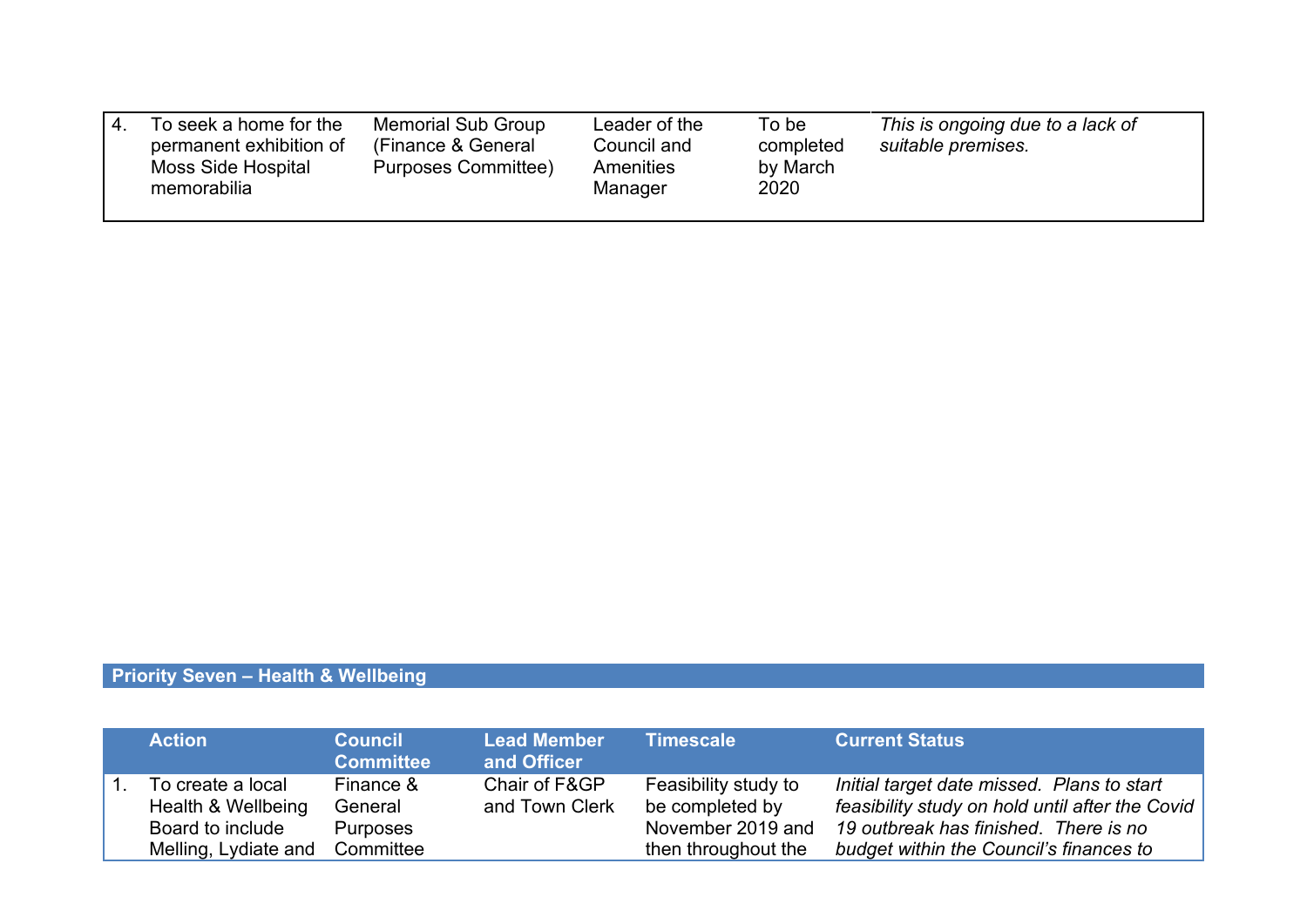| | | | | | |
|---|---|---|---|---|---|
| 4. | To seek a home for the permanent exhibition of Moss Side Hospital memorabilia | Memorial Sub Group (Finance & General Purposes Committee) | Leader of the Council and Amenities Manager | To be completed by March 2020 | *This is ongoing due to a lack of suitable premises.* |

## Priority Seven – Health & Wellbeing

| | Action | Council Committee | Lead Member and Officer | Timescale | Current Status |
|---|---|---|---|---|---|
| 1. | To create a local Health & Wellbeing Board to include Melling, Lydiate and | Finance & General Purposes Committee | Chair of F&GP and Town Clerk | Feasibility study to be completed by November 2019 and then throughout the | *Initial target date missed. Plans to start feasibility study on hold until after the Covid 19 outbreak has finished. There is no budget within the Council's finances to* |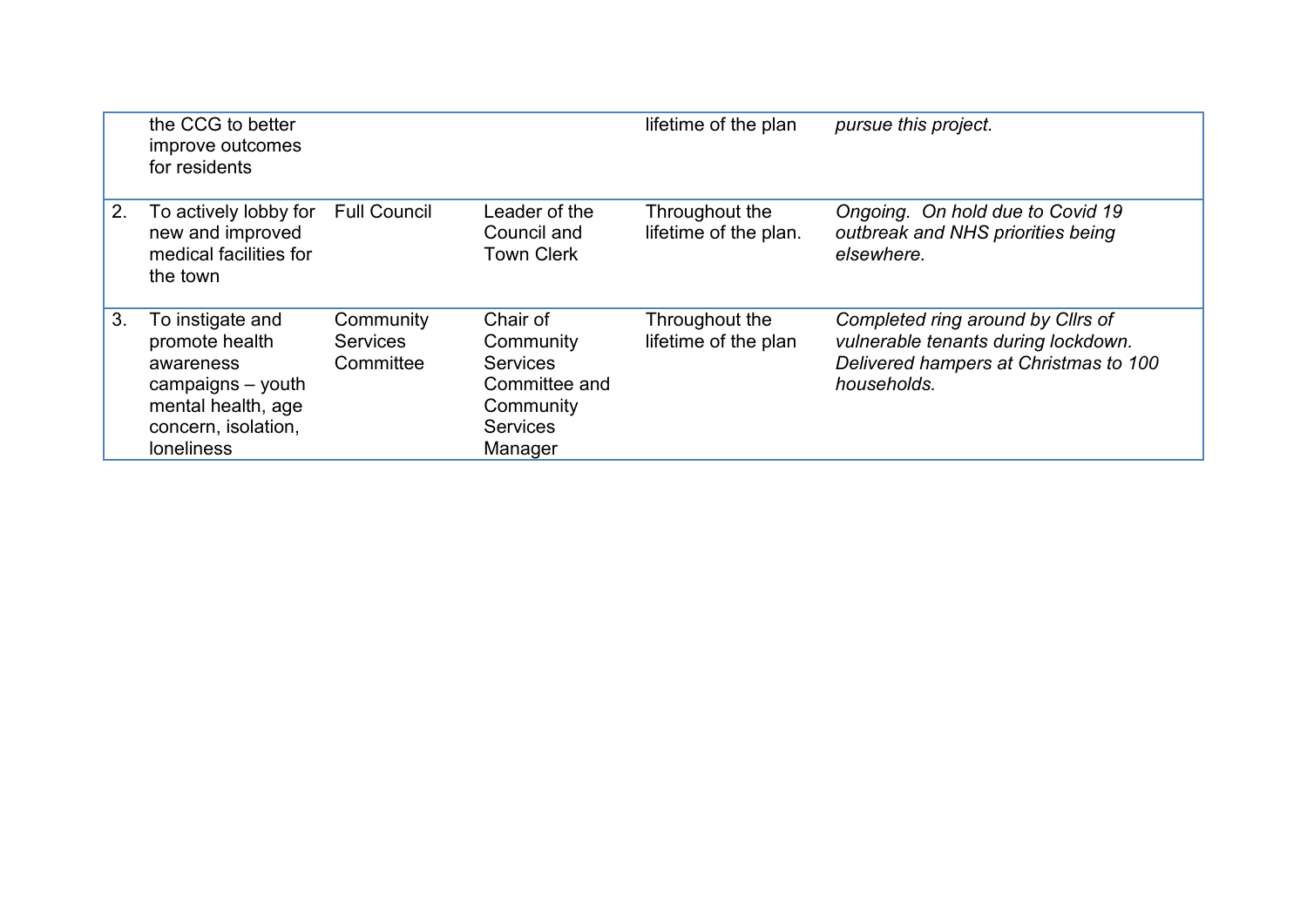| | | | | | |
|---|---|---|---|---|---|
| | the CCG to better improve outcomes for residents | | | lifetime of the plan | *pursue this project.* |
| 2. | To actively lobby for new and improved medical facilities for the town | Full Council | Leader of the Council and Town Clerk | Throughout the lifetime of the plan. | *Ongoing. On hold due to Covid 19 outbreak and NHS priorities being elsewhere.* |
| 3. | To instigate and promote health awareness campaigns – youth mental health, age concern, isolation, loneliness | Community Services Committee | Chair of Community Services Committee and Community Services Manager | Throughout the lifetime of the plan | *Completed ring around by Cllrs of vulnerable tenants during lockdown. Delivered hampers at Christmas to 100 households.* |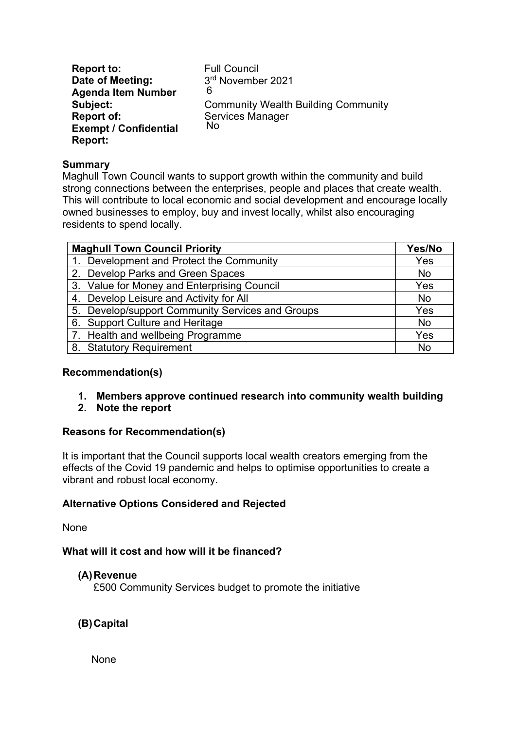| | |
|---|---|
| **Report to:** | Full Council |
| **Date of Meeting:** | 3rd November 2021 |
| **Agenda Item Number** | 6 |
| **Subject:** | Community Wealth Building Community |
| **Report of:** | Services Manager |
| **Exempt / Confidential Report:** | No |

**Summary**

Maghull Town Council wants to support growth within the community and build strong connections between the enterprises, people and places that create wealth. This will contribute to local economic and social development and encourage locally owned businesses to employ, buy and invest locally, whilst also encouraging residents to spend locally.

| Maghull Town Council Priority | Yes/No |
|---|---|
| 1. Development and Protect the Community | Yes |
| 2. Develop Parks and Green Spaces | No |
| 3. Value for Money and Enterprising Council | Yes |
| 4. Develop Leisure and Activity for All | No |
| 5. Develop/support Community Services and Groups | Yes |
| 6. Support Culture and Heritage | No |
| 7. Health and wellbeing Programme | Yes |
| 8. Statutory Requirement | No |

**Recommendation(s)**

1. **Members approve continued research into community wealth building**
2. **Note the report**

**Reasons for Recommendation(s)**

It is important that the Council supports local wealth creators emerging from the effects of the Covid 19 pandemic and helps to optimise opportunities to create a vibrant and robust local economy.

**Alternative Options Considered and Rejected**

None

**What will it cost and how will it be financed?**

**(A) Revenue**

£500 Community Services budget to promote the initiative

**(B) Capital**

None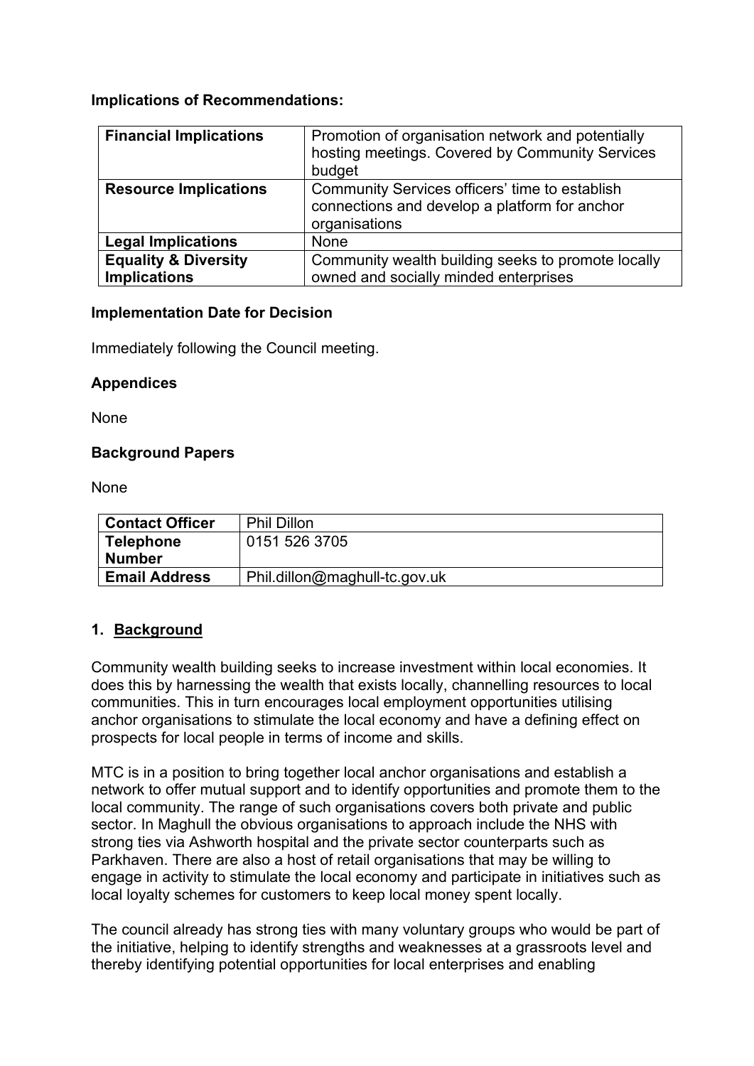**Implications of Recommendations:**

| **Financial Implications** | Promotion of organisation network and potentially hosting meetings. Covered by Community Services budget |
|---|---|
| **Resource Implications** | Community Services officers' time to establish connections and develop a platform for anchor organisations |
| **Legal Implications** | None |
| **Equality & Diversity Implications** | Community wealth building seeks to promote locally owned and socially minded enterprises |

**Implementation Date for Decision**

Immediately following the Council meeting.

**Appendices**

None

**Background Papers**

None

| **Contact Officer** | Phil Dillon |
|---|---|
| **Telephone Number** | 0151 526 3705 |
| **Email Address** | Phil.dillon@maghull-tc.gov.uk |

## 1. Background

Community wealth building seeks to increase investment within local economies. It does this by harnessing the wealth that exists locally, channelling resources to local communities. This in turn encourages local employment opportunities utilising anchor organisations to stimulate the local economy and have a defining effect on prospects for local people in terms of income and skills.

MTC is in a position to bring together local anchor organisations and establish a network to offer mutual support and to identify opportunities and promote them to the local community. The range of such organisations covers both private and public sector. In Maghull the obvious organisations to approach include the NHS with strong ties via Ashworth hospital and the private sector counterparts such as Parkhaven. There are also a host of retail organisations that may be willing to engage in activity to stimulate the local economy and participate in initiatives such as local loyalty schemes for customers to keep local money spent locally.

The council already has strong ties with many voluntary groups who would be part of the initiative, helping to identify strengths and weaknesses at a grassroots level and thereby identifying potential opportunities for local enterprises and enabling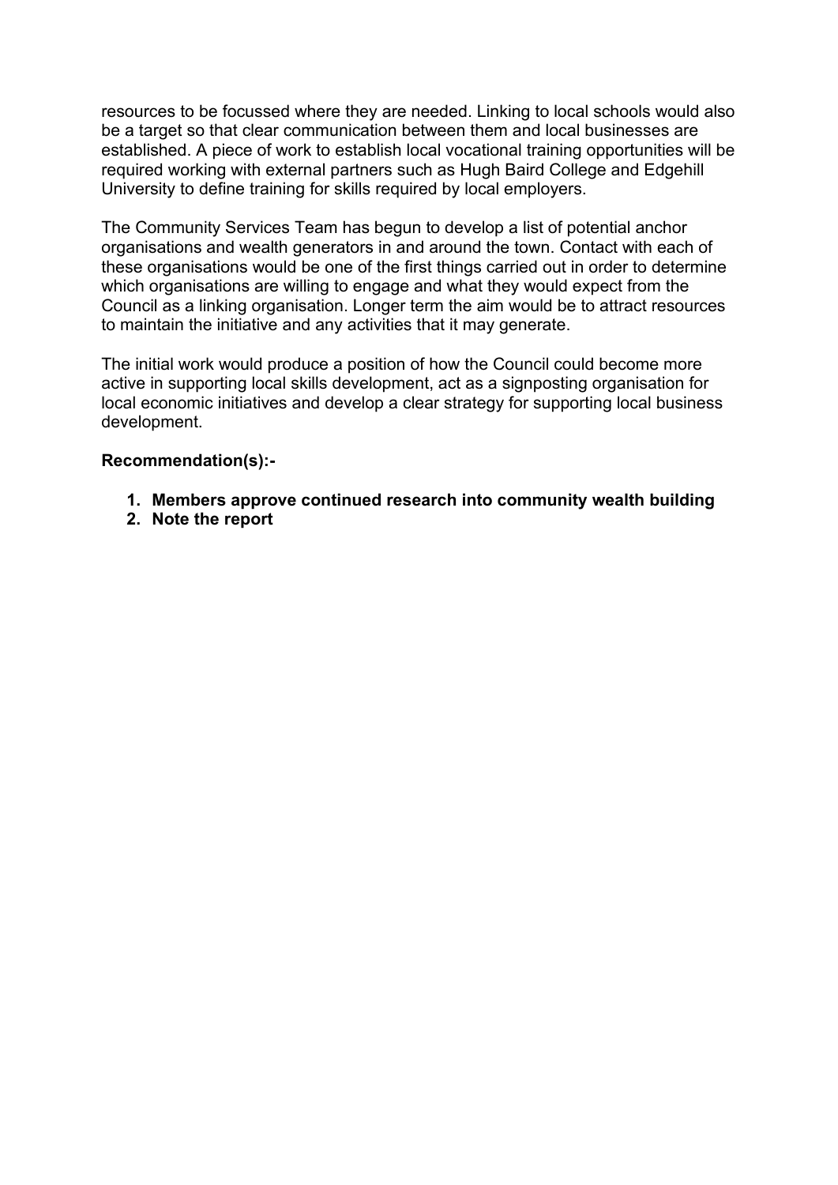resources to be focussed where they are needed. Linking to local schools would also be a target so that clear communication between them and local businesses are established. A piece of work to establish local vocational training opportunities will be required working with external partners such as Hugh Baird College and Edgehill University to define training for skills required by local employers.

The Community Services Team has begun to develop a list of potential anchor organisations and wealth generators in and around the town. Contact with each of these organisations would be one of the first things carried out in order to determine which organisations are willing to engage and what they would expect from the Council as a linking organisation. Longer term the aim would be to attract resources to maintain the initiative and any activities that it may generate.

The initial work would produce a position of how the Council could become more active in supporting local skills development, act as a signposting organisation for local economic initiatives and develop a clear strategy for supporting local business development.

**Recommendation(s):-**

1. **Members approve continued research into community wealth building**
2. **Note the report**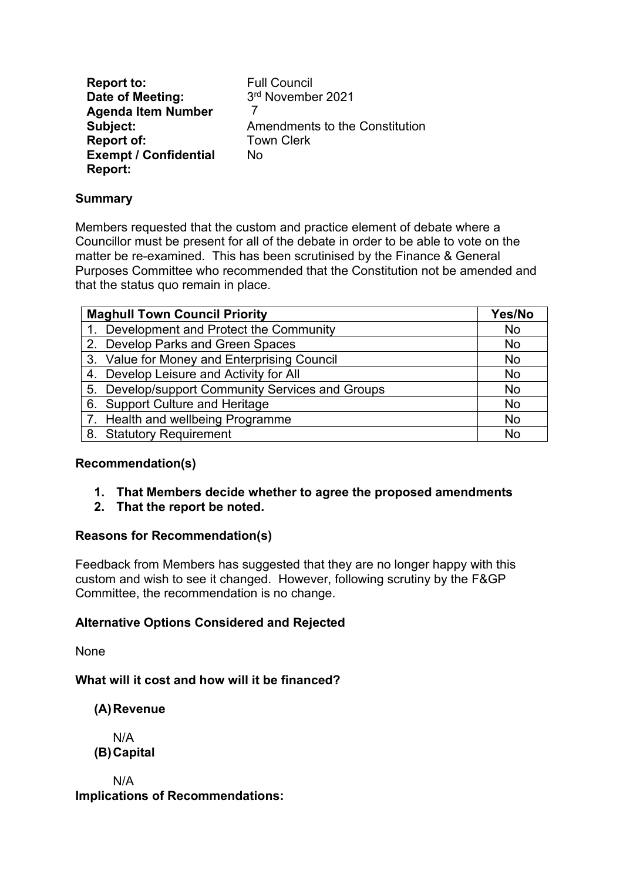**Report to:** Full Council
**Date of Meeting:** 3rd November 2021
**Agenda Item Number** 7
**Subject:** Amendments to the Constitution
**Report of:** Town Clerk
**Exempt / Confidential Report:** No

**Summary**

Members requested that the custom and practice element of debate where a Councillor must be present for all of the debate in order to be able to vote on the matter be re-examined. This has been scrutinised by the Finance & General Purposes Committee who recommended that the Constitution not be amended and that the status quo remain in place.

| Maghull Town Council Priority | Yes/No |
|---|---|
| 1. Development and Protect the Community | No |
| 2. Develop Parks and Green Spaces | No |
| 3. Value for Money and Enterprising Council | No |
| 4. Develop Leisure and Activity for All | No |
| 5. Develop/support Community Services and Groups | No |
| 6. Support Culture and Heritage | No |
| 7. Health and wellbeing Programme | No |
| 8. Statutory Requirement | No |

**Recommendation(s)**

1. **That Members decide whether to agree the proposed amendments**
2. **That the report be noted.**

**Reasons for Recommendation(s)**

Feedback from Members has suggested that they are no longer happy with this custom and wish to see it changed. However, following scrutiny by the F&GP Committee, the recommendation is no change.

**Alternative Options Considered and Rejected**

None

**What will it cost and how will it be financed?**

**(A) Revenue**

N/A

**(B) Capital**

N/A

**Implications of Recommendations:**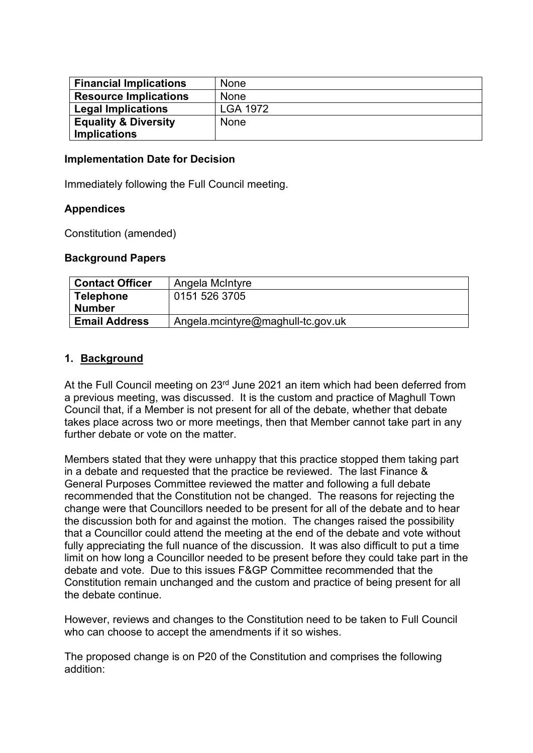| Financial Implications | None |
|---|---|
| Resource Implications | None |
| Legal Implications | LGA 1972 |
| Equality & Diversity Implications | None |

**Implementation Date for Decision**

Immediately following the Full Council meeting.

**Appendices**

Constitution (amended)

**Background Papers**

| Contact Officer | Angela McIntyre |
|---|---|
| Telephone Number | 0151 526 3705 |
| Email Address | Angela.mcintyre@maghull-tc.gov.uk |

## 1. Background

At the Full Council meeting on 23rd June 2021 an item which had been deferred from a previous meeting, was discussed. It is the custom and practice of Maghull Town Council that, if a Member is not present for all of the debate, whether that debate takes place across two or more meetings, then that Member cannot take part in any further debate or vote on the matter.

Members stated that they were unhappy that this practice stopped them taking part in a debate and requested that the practice be reviewed. The last Finance & General Purposes Committee reviewed the matter and following a full debate recommended that the Constitution not be changed. The reasons for rejecting the change were that Councillors needed to be present for all of the debate and to hear the discussion both for and against the motion. The changes raised the possibility that a Councillor could attend the meeting at the end of the debate and vote without fully appreciating the full nuance of the discussion. It was also difficult to put a time limit on how long a Councillor needed to be present before they could take part in the debate and vote. Due to this issues F&GP Committee recommended that the Constitution remain unchanged and the custom and practice of being present for all the debate continue.

However, reviews and changes to the Constitution need to be taken to Full Council who can choose to accept the amendments if it so wishes.

The proposed change is on P20 of the Constitution and comprises the following addition: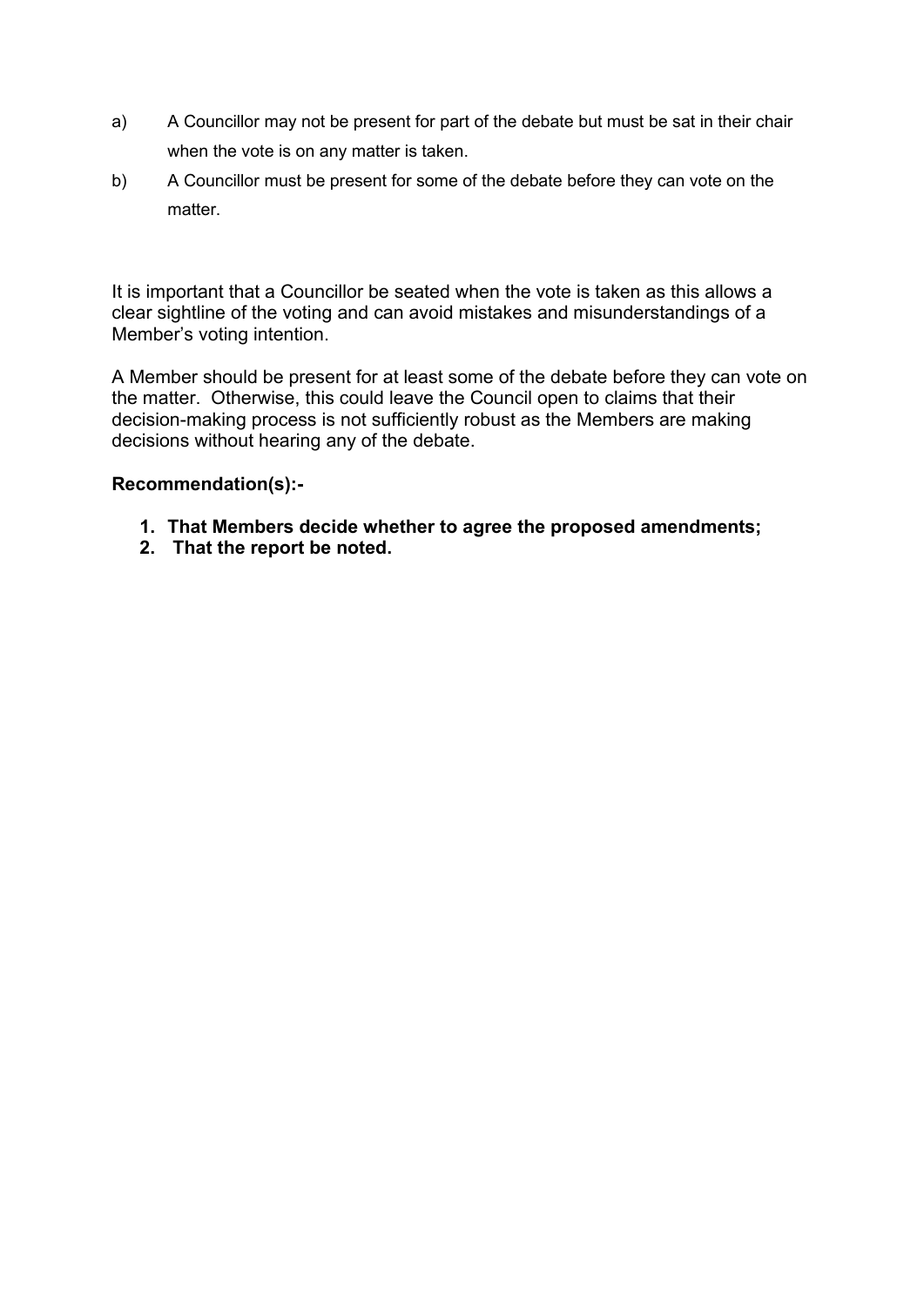a) A Councillor may not be present for part of the debate but must be sat in their chair when the vote is on any matter is taken.

b) A Councillor must be present for some of the debate before they can vote on the matter.

It is important that a Councillor be seated when the vote is taken as this allows a clear sightline of the voting and can avoid mistakes and misunderstandings of a Member's voting intention.

A Member should be present for at least some of the debate before they can vote on the matter. Otherwise, this could leave the Council open to claims that their decision-making process is not sufficiently robust as the Members are making decisions without hearing any of the debate.

**Recommendation(s):-**

1. **That Members decide whether to agree the proposed amendments;**
2. **That the report be noted.**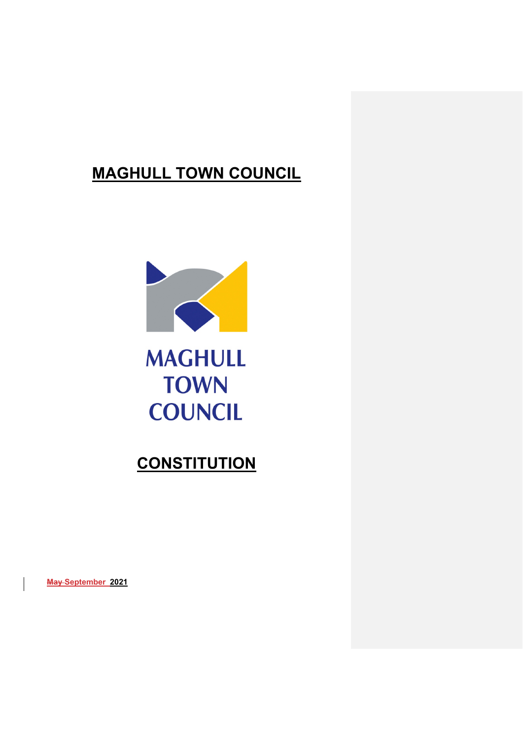# MAGHULL TOWN COUNCIL

MAGHULL TOWN COUNCIL

# CONSTITUTION

~~May~~ September 2021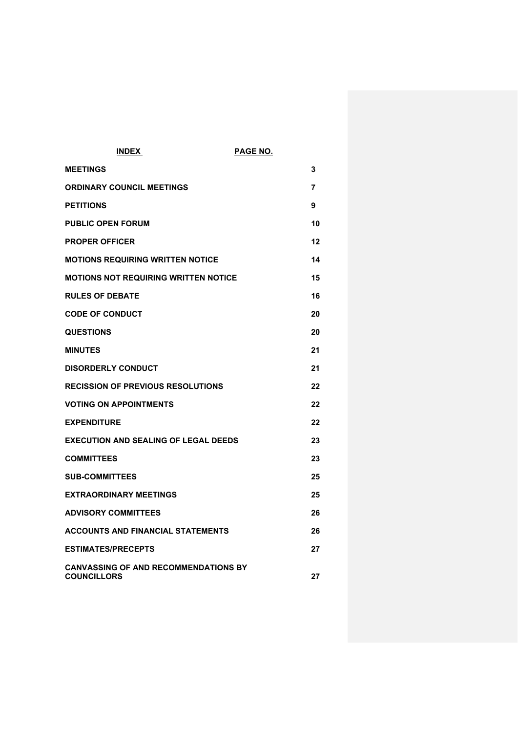| INDEX | PAGE NO. |
| --- | --- |
| **MEETINGS** | **3** |
| **ORDINARY COUNCIL MEETINGS** | **7** |
| **PETITIONS** | **9** |
| **PUBLIC OPEN FORUM** | **10** |
| **PROPER OFFICER** | **12** |
| **MOTIONS REQUIRING WRITTEN NOTICE** | **14** |
| **MOTIONS NOT REQUIRING WRITTEN NOTICE** | **15** |
| **RULES OF DEBATE** | **16** |
| **CODE OF CONDUCT** | **20** |
| **QUESTIONS** | **20** |
| **MINUTES** | **21** |
| **DISORDERLY CONDUCT** | **21** |
| **RECISSION OF PREVIOUS RESOLUTIONS** | **22** |
| **VOTING ON APPOINTMENTS** | **22** |
| **EXPENDITURE** | **22** |
| **EXECUTION AND SEALING OF LEGAL DEEDS** | **23** |
| **COMMITTEES** | **23** |
| **SUB-COMMITTEES** | **25** |
| **EXTRAORDINARY MEETINGS** | **25** |
| **ADVISORY COMMITTEES** | **26** |
| **ACCOUNTS AND FINANCIAL STATEMENTS** | **26** |
| **ESTIMATES/PRECEPTS** | **27** |
| **CANVASSING OF AND RECOMMENDATIONS BY COUNCILLORS** | **27** |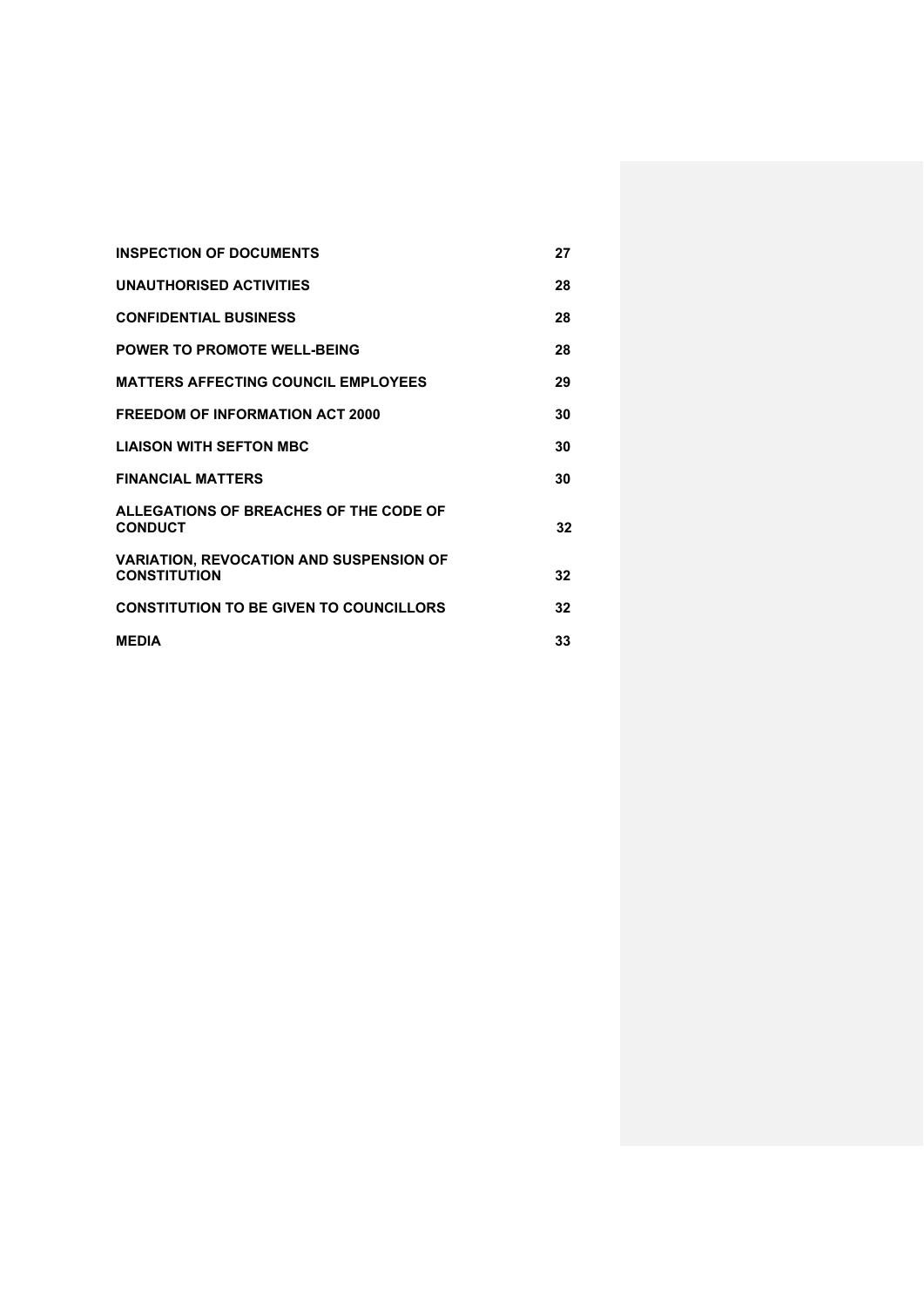| | |
|---|---|
| **INSPECTION OF DOCUMENTS** | **27** |
| **UNAUTHORISED ACTIVITIES** | **28** |
| **CONFIDENTIAL BUSINESS** | **28** |
| **POWER TO PROMOTE WELL-BEING** | **28** |
| **MATTERS AFFECTING COUNCIL EMPLOYEES** | **29** |
| **FREEDOM OF INFORMATION ACT 2000** | **30** |
| **LIAISON WITH SEFTON MBC** | **30** |
| **FINANCIAL MATTERS** | **30** |
| **ALLEGATIONS OF BREACHES OF THE CODE OF CONDUCT** | **32** |
| **VARIATION, REVOCATION AND SUSPENSION OF CONSTITUTION** | **32** |
| **CONSTITUTION TO BE GIVEN TO COUNCILLORS** | **32** |
| **MEDIA** | **33** |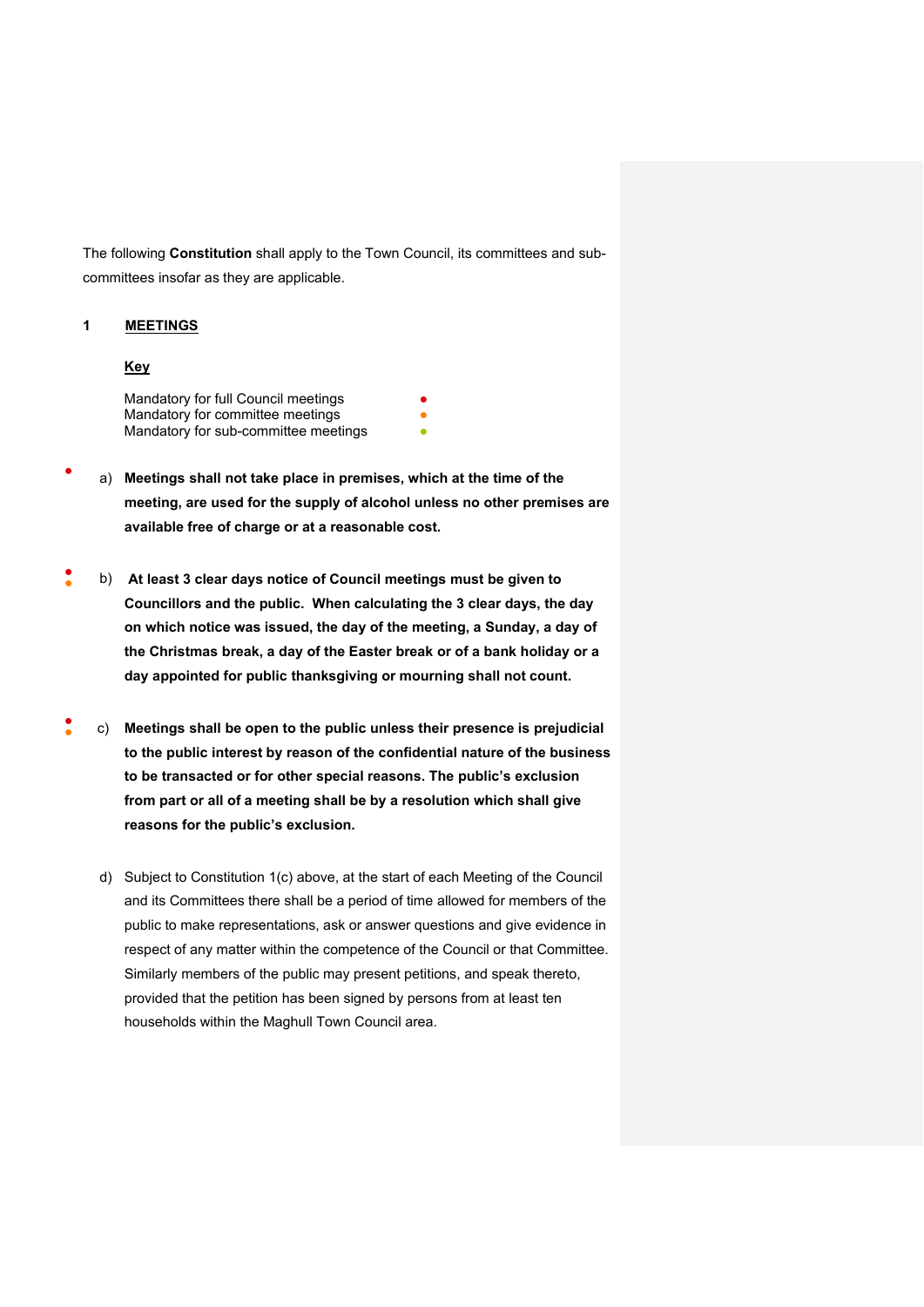The following **Constitution** shall apply to the Town Council, its committees and sub-committees insofar as they are applicable.

## 1 MEETINGS

**Key**

Mandatory for full Council meetings ●
Mandatory for committee meetings ●
Mandatory for sub-committee meetings ●

● a) **Meetings shall not take place in premises, which at the time of the meeting, are used for the supply of alcohol unless no other premises are available free of charge or at a reasonable cost.**

●● b) **At least 3 clear days notice of Council meetings must be given to Councillors and the public. When calculating the 3 clear days, the day on which notice was issued, the day of the meeting, a Sunday, a day of the Christmas break, a day of the Easter break or of a bank holiday or a day appointed for public thanksgiving or mourning shall not count.**

●● c) **Meetings shall be open to the public unless their presence is prejudicial to the public interest by reason of the confidential nature of the business to be transacted or for other special reasons. The public's exclusion from part or all of a meeting shall be by a resolution which shall give reasons for the public's exclusion.**

d) Subject to Constitution 1(c) above, at the start of each Meeting of the Council and its Committees there shall be a period of time allowed for members of the public to make representations, ask or answer questions and give evidence in respect of any matter within the competence of the Council or that Committee. Similarly members of the public may present petitions, and speak thereto, provided that the petition has been signed by persons from at least ten households within the Maghull Town Council area.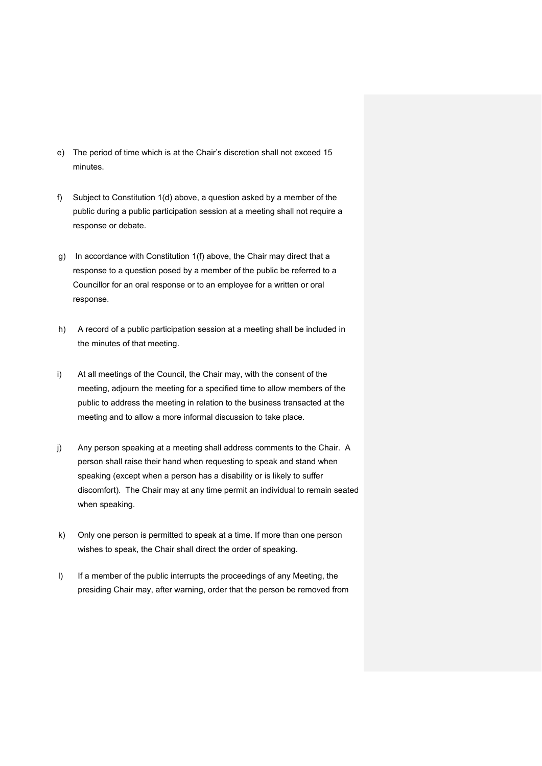e) The period of time which is at the Chair's discretion shall not exceed 15 minutes.

f) Subject to Constitution 1(d) above, a question asked by a member of the public during a public participation session at a meeting shall not require a response or debate.

g) In accordance with Constitution 1(f) above, the Chair may direct that a response to a question posed by a member of the public be referred to a Councillor for an oral response or to an employee for a written or oral response.

h) A record of a public participation session at a meeting shall be included in the minutes of that meeting.

i) At all meetings of the Council, the Chair may, with the consent of the meeting, adjourn the meeting for a specified time to allow members of the public to address the meeting in relation to the business transacted at the meeting and to allow a more informal discussion to take place.

j) Any person speaking at a meeting shall address comments to the Chair. A person shall raise their hand when requesting to speak and stand when speaking (except when a person has a disability or is likely to suffer discomfort). The Chair may at any time permit an individual to remain seated when speaking.

k) Only one person is permitted to speak at a time. If more than one person wishes to speak, the Chair shall direct the order of speaking.

l) If a member of the public interrupts the proceedings of any Meeting, the presiding Chair may, after warning, order that the person be removed from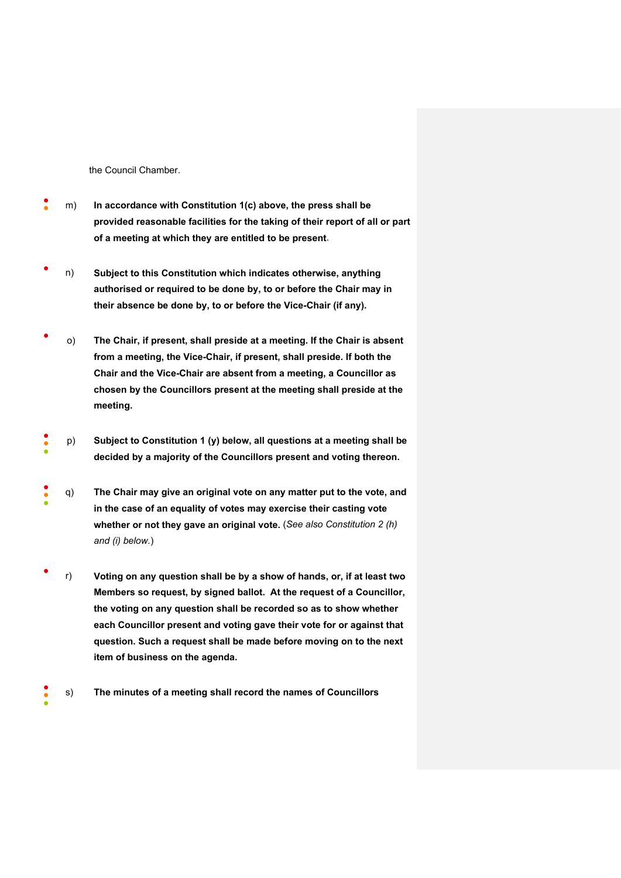the Council Chamber.

m) **In accordance with Constitution 1(c) above, the press shall be provided reasonable facilities for the taking of their report of all or part of a meeting at which they are entitled to be present**.

n) **Subject to this Constitution which indicates otherwise, anything authorised or required to be done by, to or before the Chair may in their absence be done by, to or before the Vice-Chair (if any).**

o) **The Chair, if present, shall preside at a meeting. If the Chair is absent from a meeting, the Vice-Chair, if present, shall preside. If both the Chair and the Vice-Chair are absent from a meeting, a Councillor as chosen by the Councillors present at the meeting shall preside at the meeting.**

p) **Subject to Constitution 1 (y) below, all questions at a meeting shall be decided by a majority of the Councillors present and voting thereon.**

q) **The Chair may give an original vote on any matter put to the vote, and in the case of an equality of votes may exercise their casting vote whether or not they gave an original vote.** (*See also Constitution 2 (h) and (i) below.*)

r) **Voting on any question shall be by a show of hands, or, if at least two Members so request, by signed ballot. At the request of a Councillor, the voting on any question shall be recorded so as to show whether each Councillor present and voting gave their vote for or against that question. Such a request shall be made before moving on to the next item of business on the agenda.**

s) **The minutes of a meeting shall record the names of Councillors**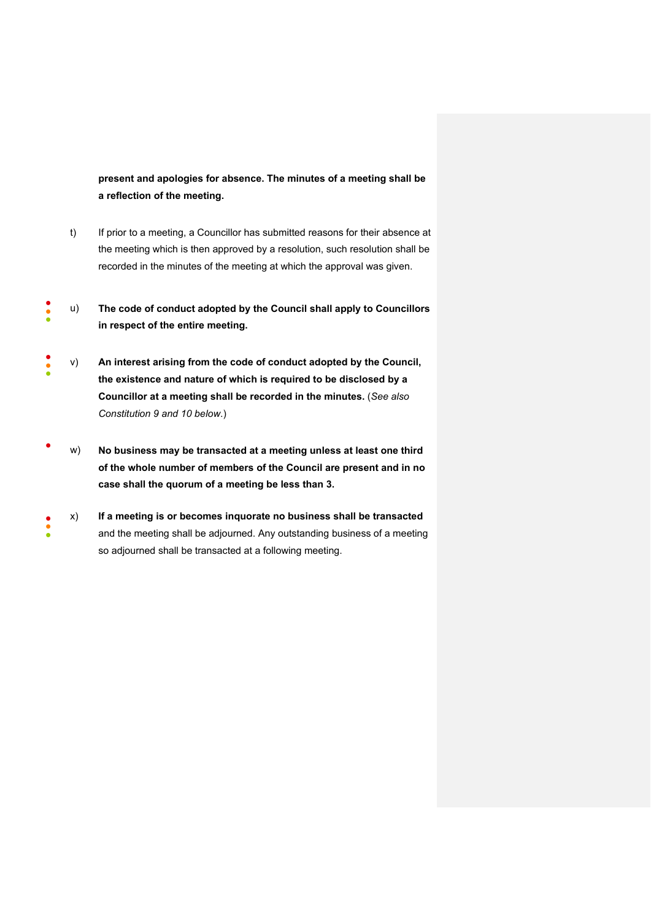**present and apologies for absence. The minutes of a meeting shall be a reflection of the meeting.**

t) If prior to a meeting, a Councillor has submitted reasons for their absence at the meeting which is then approved by a resolution, such resolution shall be recorded in the minutes of the meeting at which the approval was given.

u) **The code of conduct adopted by the Council shall apply to Councillors in respect of the entire meeting.**

v) **An interest arising from the code of conduct adopted by the Council, the existence and nature of which is required to be disclosed by a Councillor at a meeting shall be recorded in the minutes.** (*See also Constitution 9 and 10 below.*)

w) **No business may be transacted at a meeting unless at least one third of the whole number of members of the Council are present and in no case shall the quorum of a meeting be less than 3.**

x) **If a meeting is or becomes inquorate no business shall be transacted** and the meeting shall be adjourned. Any outstanding business of a meeting so adjourned shall be transacted at a following meeting.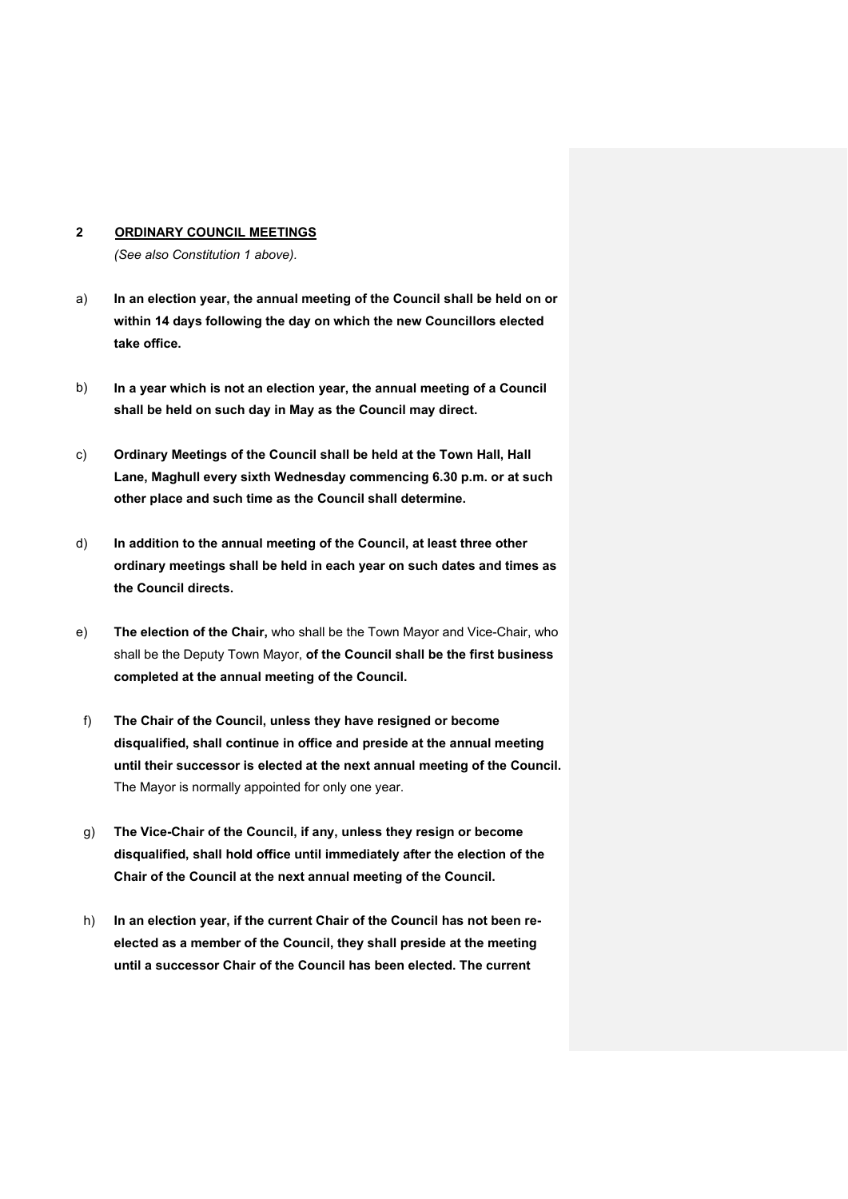## 2 ORDINARY COUNCIL MEETINGS

*(See also Constitution 1 above).*

a) **In an election year, the annual meeting of the Council shall be held on or within 14 days following the day on which the new Councillors elected take office.**

b) **In a year which is not an election year, the annual meeting of a Council shall be held on such day in May as the Council may direct.**

c) **Ordinary Meetings of the Council shall be held at the Town Hall, Hall Lane, Maghull every sixth Wednesday commencing 6.30 p.m. or at such other place and such time as the Council shall determine.**

d) **In addition to the annual meeting of the Council, at least three other ordinary meetings shall be held in each year on such dates and times as the Council directs.**

e) **The election of the Chair,** who shall be the Town Mayor and Vice-Chair, who shall be the Deputy Town Mayor, **of the Council shall be the first business completed at the annual meeting of the Council.**

f) **The Chair of the Council, unless they have resigned or become disqualified, shall continue in office and preside at the annual meeting until their successor is elected at the next annual meeting of the Council.** The Mayor is normally appointed for only one year.

g) **The Vice-Chair of the Council, if any, unless they resign or become disqualified, shall hold office until immediately after the election of the Chair of the Council at the next annual meeting of the Council.**

h) **In an election year, if the current Chair of the Council has not been re-elected as a member of the Council, they shall preside at the meeting until a successor Chair of the Council has been elected. The current**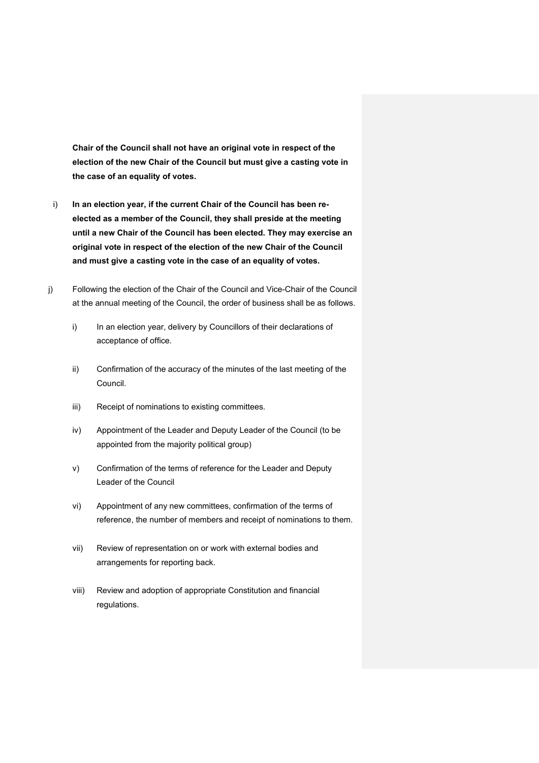**Chair of the Council shall not have an original vote in respect of the election of the new Chair of the Council but must give a casting vote in the case of an equality of votes.**

i) **In an election year, if the current Chair of the Council has been re-elected as a member of the Council, they shall preside at the meeting until a new Chair of the Council has been elected. They may exercise an original vote in respect of the election of the new Chair of the Council and must give a casting vote in the case of an equality of votes.**

j) Following the election of the Chair of the Council and Vice-Chair of the Council at the annual meeting of the Council, the order of business shall be as follows.

   i) In an election year, delivery by Councillors of their declarations of acceptance of office.

   ii) Confirmation of the accuracy of the minutes of the last meeting of the Council.

   iii) Receipt of nominations to existing committees.

   iv) Appointment of the Leader and Deputy Leader of the Council (to be appointed from the majority political group)

   v) Confirmation of the terms of reference for the Leader and Deputy Leader of the Council

   vi) Appointment of any new committees, confirmation of the terms of reference, the number of members and receipt of nominations to them.

   vii) Review of representation on or work with external bodies and arrangements for reporting back.

   viii) Review and adoption of appropriate Constitution and financial regulations.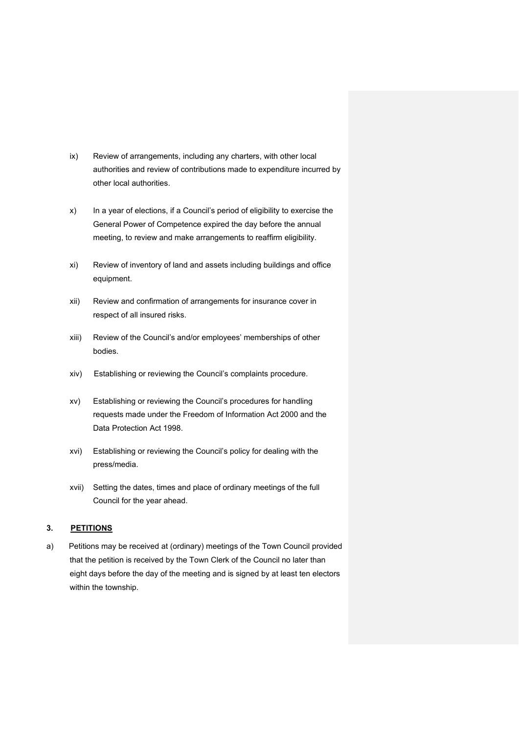ix) Review of arrangements, including any charters, with other local authorities and review of contributions made to expenditure incurred by other local authorities.

x) In a year of elections, if a Council's period of eligibility to exercise the General Power of Competence expired the day before the annual meeting, to review and make arrangements to reaffirm eligibility.

xi) Review of inventory of land and assets including buildings and office equipment.

xii) Review and confirmation of arrangements for insurance cover in respect of all insured risks.

xiii) Review of the Council's and/or employees' memberships of other bodies.

xiv) Establishing or reviewing the Council's complaints procedure.

xv) Establishing or reviewing the Council's procedures for handling requests made under the Freedom of Information Act 2000 and the Data Protection Act 1998.

xvi) Establishing or reviewing the Council's policy for dealing with the press/media.

xvii) Setting the dates, times and place of ordinary meetings of the full Council for the year ahead.

### 3. PETITIONS

a) Petitions may be received at (ordinary) meetings of the Town Council provided that the petition is received by the Town Clerk of the Council no later than eight days before the day of the meeting and is signed by at least ten electors within the township.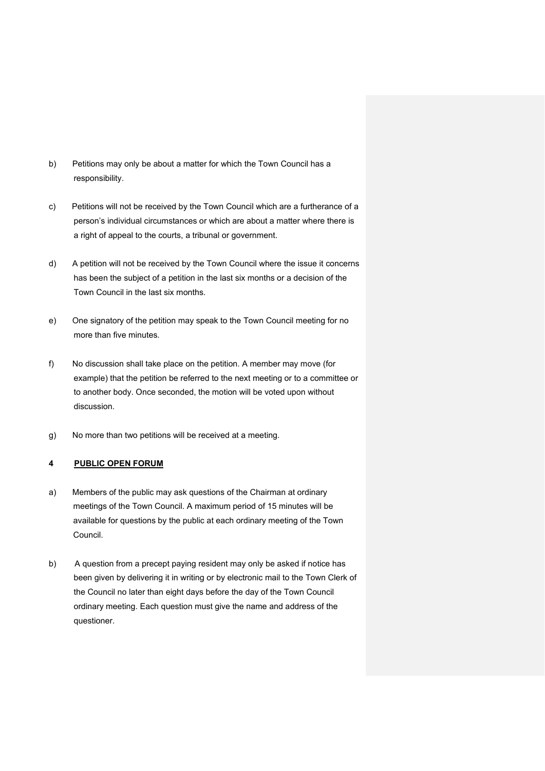b) Petitions may only be about a matter for which the Town Council has a responsibility.

c) Petitions will not be received by the Town Council which are a furtherance of a person's individual circumstances or which are about a matter where there is a right of appeal to the courts, a tribunal or government.

d) A petition will not be received by the Town Council where the issue it concerns has been the subject of a petition in the last six months or a decision of the Town Council in the last six months.

e) One signatory of the petition may speak to the Town Council meeting for no more than five minutes.

f) No discussion shall take place on the petition. A member may move (for example) that the petition be referred to the next meeting or to a committee or to another body. Once seconded, the motion will be voted upon without discussion.

g) No more than two petitions will be received at a meeting.

## 4 PUBLIC OPEN FORUM

a) Members of the public may ask questions of the Chairman at ordinary meetings of the Town Council. A maximum period of 15 minutes will be available for questions by the public at each ordinary meeting of the Town Council.

b) A question from a precept paying resident may only be asked if notice has been given by delivering it in writing or by electronic mail to the Town Clerk of the Council no later than eight days before the day of the Town Council ordinary meeting. Each question must give the name and address of the questioner.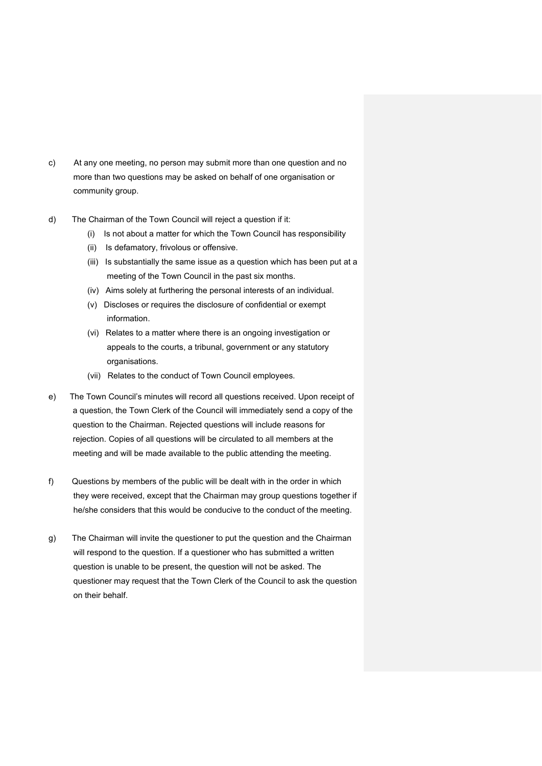c) At any one meeting, no person may submit more than one question and no more than two questions may be asked on behalf of one organisation or community group.

d) The Chairman of the Town Council will reject a question if it:

   (i) Is not about a matter for which the Town Council has responsibility
   (ii) Is defamatory, frivolous or offensive.
   (iii) Is substantially the same issue as a question which has been put at a meeting of the Town Council in the past six months.
   (iv) Aims solely at furthering the personal interests of an individual.
   (v) Discloses or requires the disclosure of confidential or exempt information.
   (vi) Relates to a matter where there is an ongoing investigation or appeals to the courts, a tribunal, government or any statutory organisations.
   (vii) Relates to the conduct of Town Council employees.

e) The Town Council's minutes will record all questions received. Upon receipt of a question, the Town Clerk of the Council will immediately send a copy of the question to the Chairman. Rejected questions will include reasons for rejection. Copies of all questions will be circulated to all members at the meeting and will be made available to the public attending the meeting.

f) Questions by members of the public will be dealt with in the order in which they were received, except that the Chairman may group questions together if he/she considers that this would be conducive to the conduct of the meeting.

g) The Chairman will invite the questioner to put the question and the Chairman will respond to the question. If a questioner who has submitted a written question is unable to be present, the question will not be asked. The questioner may request that the Town Clerk of the Council to ask the question on their behalf.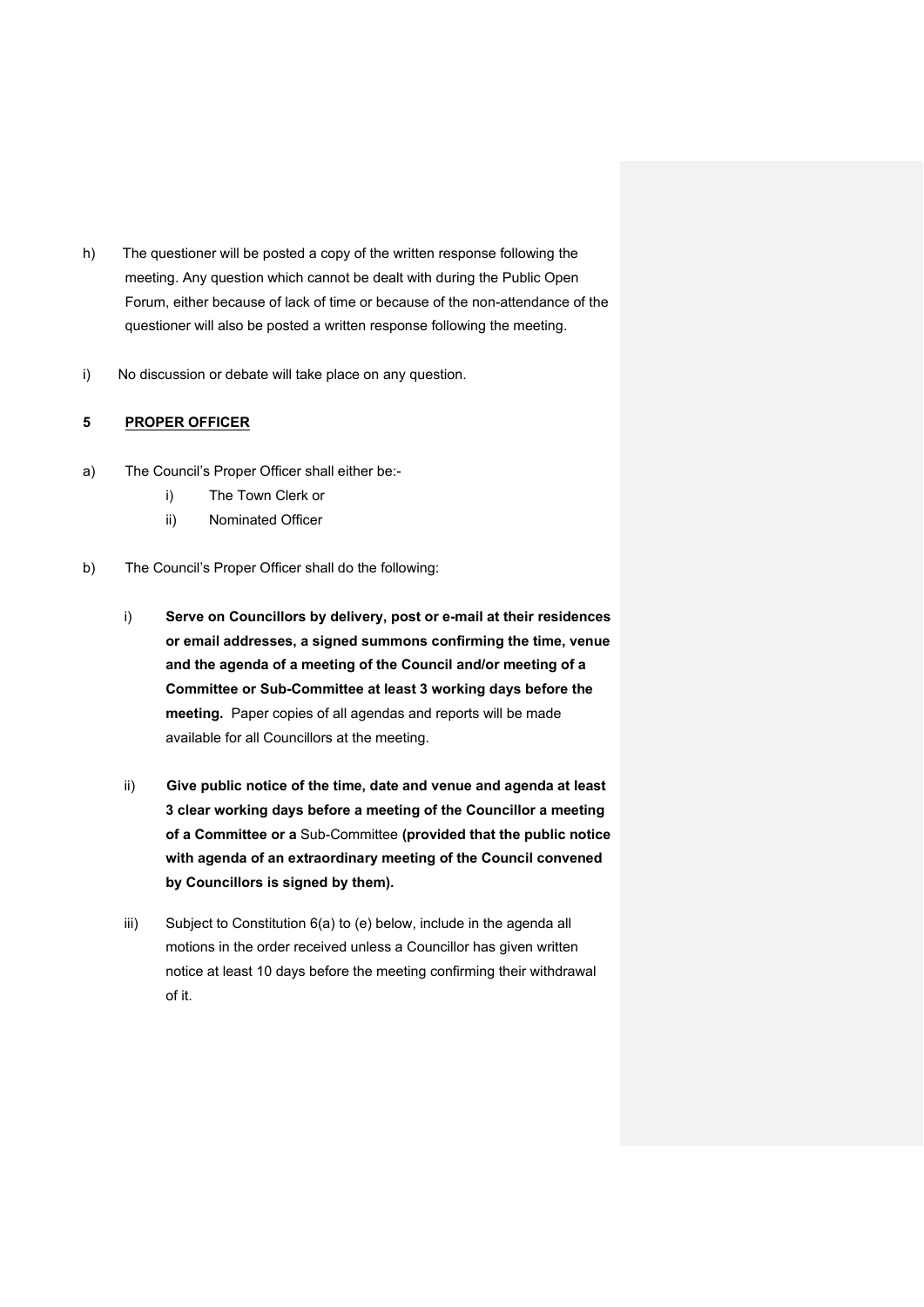h) The questioner will be posted a copy of the written response following the meeting. Any question which cannot be dealt with during the Public Open Forum, either because of lack of time or because of the non-attendance of the questioner will also be posted a written response following the meeting.

i) No discussion or debate will take place on any question.

## 5 PROPER OFFICER

a) The Council's Proper Officer shall either be:-

   i) The Town Clerk or

   ii) Nominated Officer

b) The Council's Proper Officer shall do the following:

   i) **Serve on Councillors by delivery, post or e-mail at their residences or email addresses, a signed summons confirming the time, venue and the agenda of a meeting of the Council and/or meeting of a Committee or Sub-Committee at least 3 working days before the meeting.** Paper copies of all agendas and reports will be made available for all Councillors at the meeting.

   ii) **Give public notice of the time, date and venue and agenda at least 3 clear working days before a meeting of the Councillor a meeting of a Committee or a** Sub-Committee **(provided that the public notice with agenda of an extraordinary meeting of the Council convened by Councillors is signed by them).**

   iii) Subject to Constitution 6(a) to (e) below, include in the agenda all motions in the order received unless a Councillor has given written notice at least 10 days before the meeting confirming their withdrawal of it.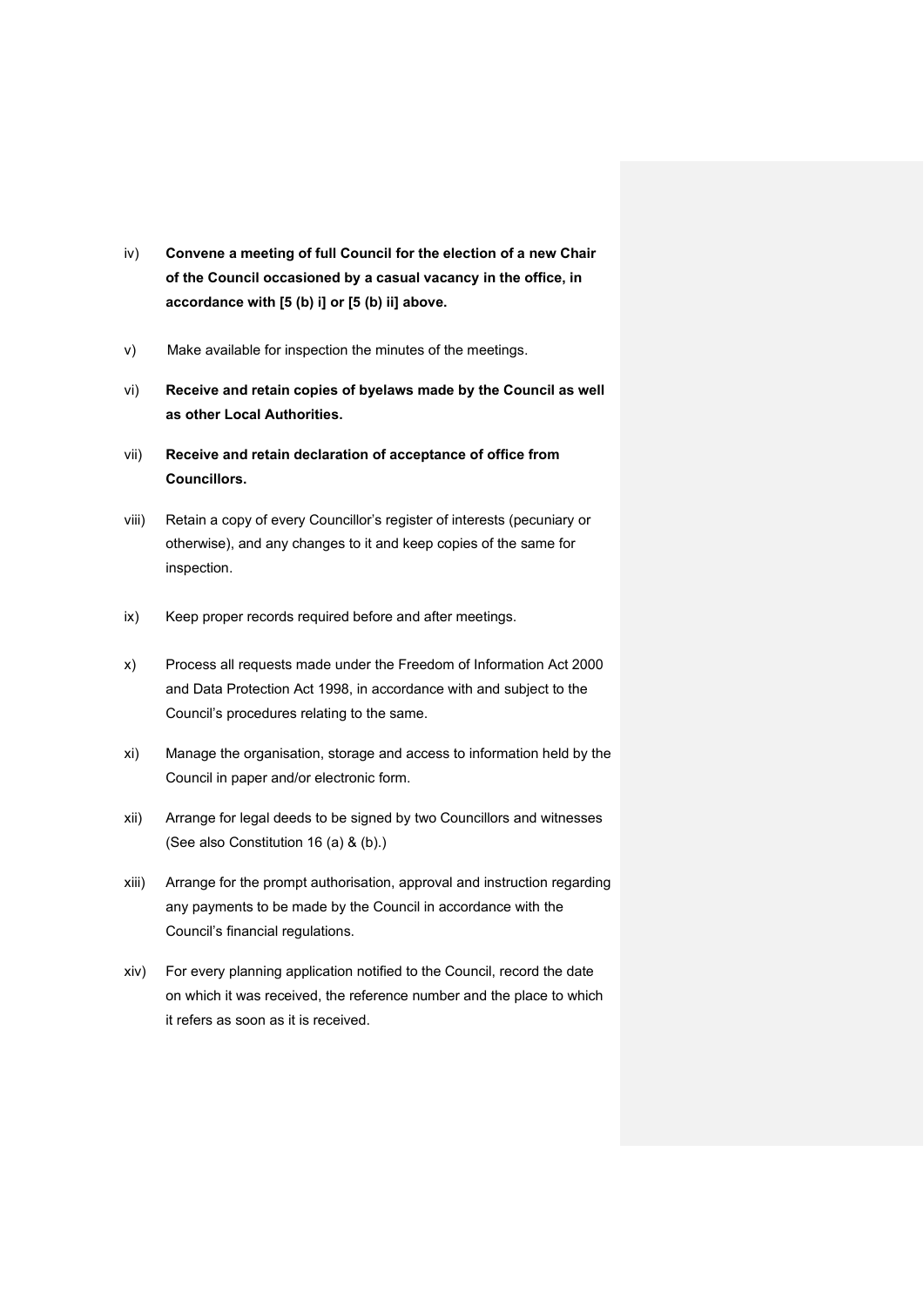iv) **Convene a meeting of full Council for the election of a new Chair of the Council occasioned by a casual vacancy in the office, in accordance with [5 (b) i] or [5 (b) ii] above.**

v) Make available for inspection the minutes of the meetings.

vi) **Receive and retain copies of byelaws made by the Council as well as other Local Authorities.**

vii) **Receive and retain declaration of acceptance of office from Councillors.**

viii) Retain a copy of every Councillor's register of interests (pecuniary or otherwise), and any changes to it and keep copies of the same for inspection.

ix) Keep proper records required before and after meetings.

x) Process all requests made under the Freedom of Information Act 2000 and Data Protection Act 1998, in accordance with and subject to the Council's procedures relating to the same.

xi) Manage the organisation, storage and access to information held by the Council in paper and/or electronic form.

xii) Arrange for legal deeds to be signed by two Councillors and witnesses (See also Constitution 16 (a) & (b).)

xiii) Arrange for the prompt authorisation, approval and instruction regarding any payments to be made by the Council in accordance with the Council's financial regulations.

xiv) For every planning application notified to the Council, record the date on which it was received, the reference number and the place to which it refers as soon as it is received.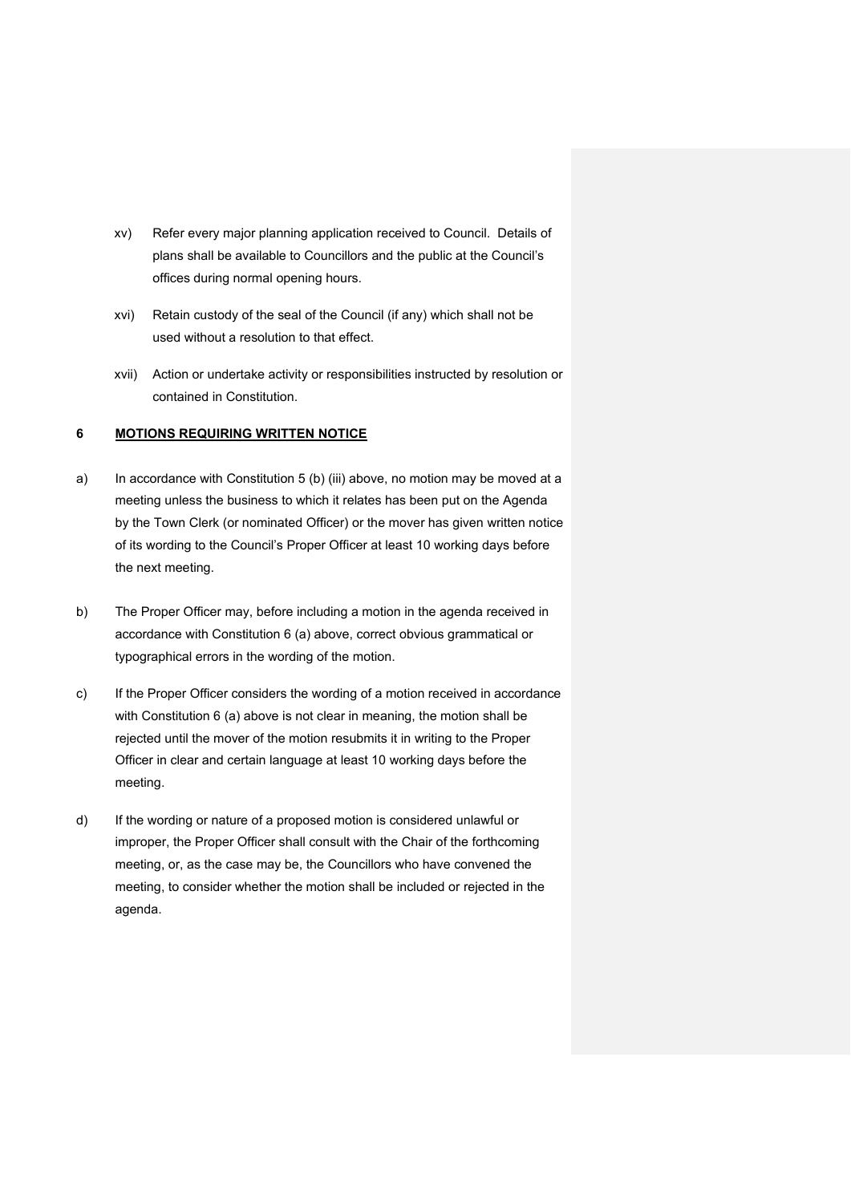xv) Refer every major planning application received to Council. Details of plans shall be available to Councillors and the public at the Council's offices during normal opening hours.

xvi) Retain custody of the seal of the Council (if any) which shall not be used without a resolution to that effect.

xvii) Action or undertake activity or responsibilities instructed by resolution or contained in Constitution.

## 6 MOTIONS REQUIRING WRITTEN NOTICE

a) In accordance with Constitution 5 (b) (iii) above, no motion may be moved at a meeting unless the business to which it relates has been put on the Agenda by the Town Clerk (or nominated Officer) or the mover has given written notice of its wording to the Council's Proper Officer at least 10 working days before the next meeting.

b) The Proper Officer may, before including a motion in the agenda received in accordance with Constitution 6 (a) above, correct obvious grammatical or typographical errors in the wording of the motion.

c) If the Proper Officer considers the wording of a motion received in accordance with Constitution 6 (a) above is not clear in meaning, the motion shall be rejected until the mover of the motion resubmits it in writing to the Proper Officer in clear and certain language at least 10 working days before the meeting.

d) If the wording or nature of a proposed motion is considered unlawful or improper, the Proper Officer shall consult with the Chair of the forthcoming meeting, or, as the case may be, the Councillors who have convened the meeting, to consider whether the motion shall be included or rejected in the agenda.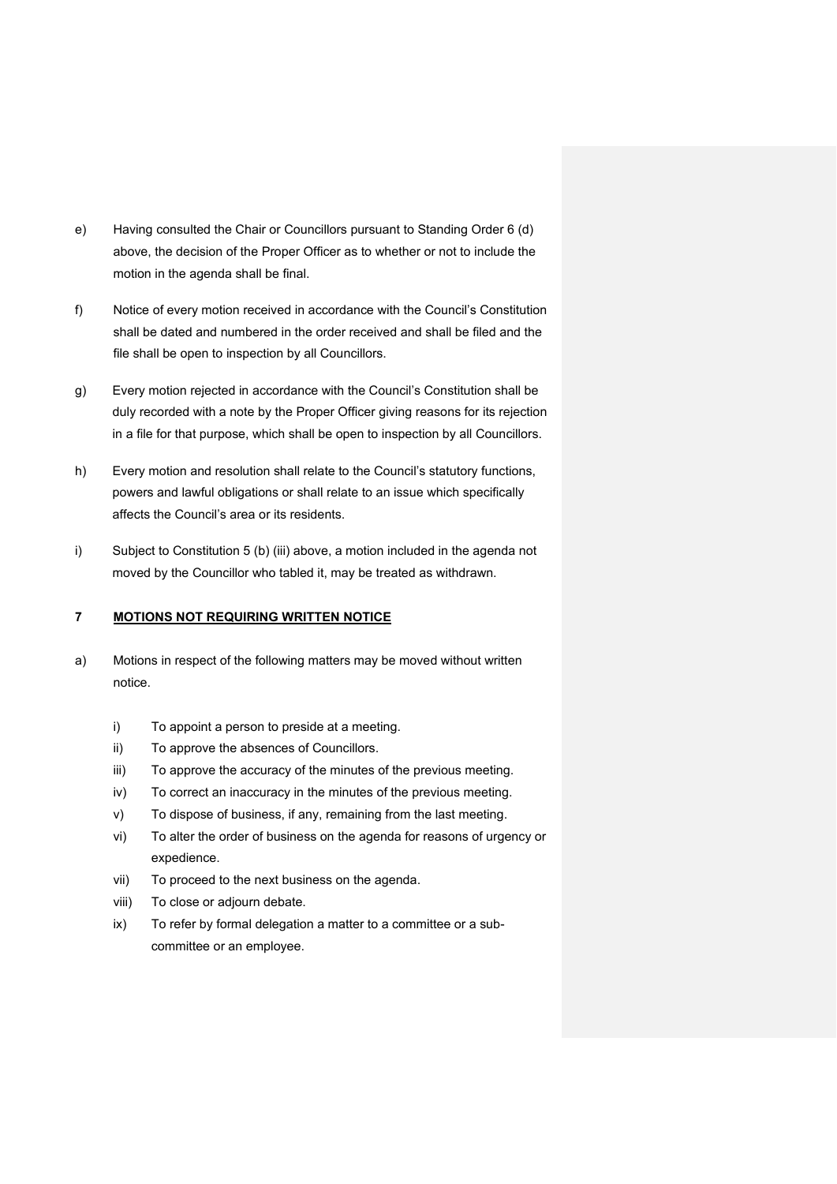e) Having consulted the Chair or Councillors pursuant to Standing Order 6 (d) above, the decision of the Proper Officer as to whether or not to include the motion in the agenda shall be final.

f) Notice of every motion received in accordance with the Council's Constitution shall be dated and numbered in the order received and shall be filed and the file shall be open to inspection by all Councillors.

g) Every motion rejected in accordance with the Council's Constitution shall be duly recorded with a note by the Proper Officer giving reasons for its rejection in a file for that purpose, which shall be open to inspection by all Councillors.

h) Every motion and resolution shall relate to the Council's statutory functions, powers and lawful obligations or shall relate to an issue which specifically affects the Council's area or its residents.

i) Subject to Constitution 5 (b) (iii) above, a motion included in the agenda not moved by the Councillor who tabled it, may be treated as withdrawn.

## 7 MOTIONS NOT REQUIRING WRITTEN NOTICE

a) Motions in respect of the following matters may be moved without written notice.

   i) To appoint a person to preside at a meeting.
   ii) To approve the absences of Councillors.
   iii) To approve the accuracy of the minutes of the previous meeting.
   iv) To correct an inaccuracy in the minutes of the previous meeting.
   v) To dispose of business, if any, remaining from the last meeting.
   vi) To alter the order of business on the agenda for reasons of urgency or expedience.
   vii) To proceed to the next business on the agenda.
   viii) To close or adjourn debate.
   ix) To refer by formal delegation a matter to a committee or a sub-committee or an employee.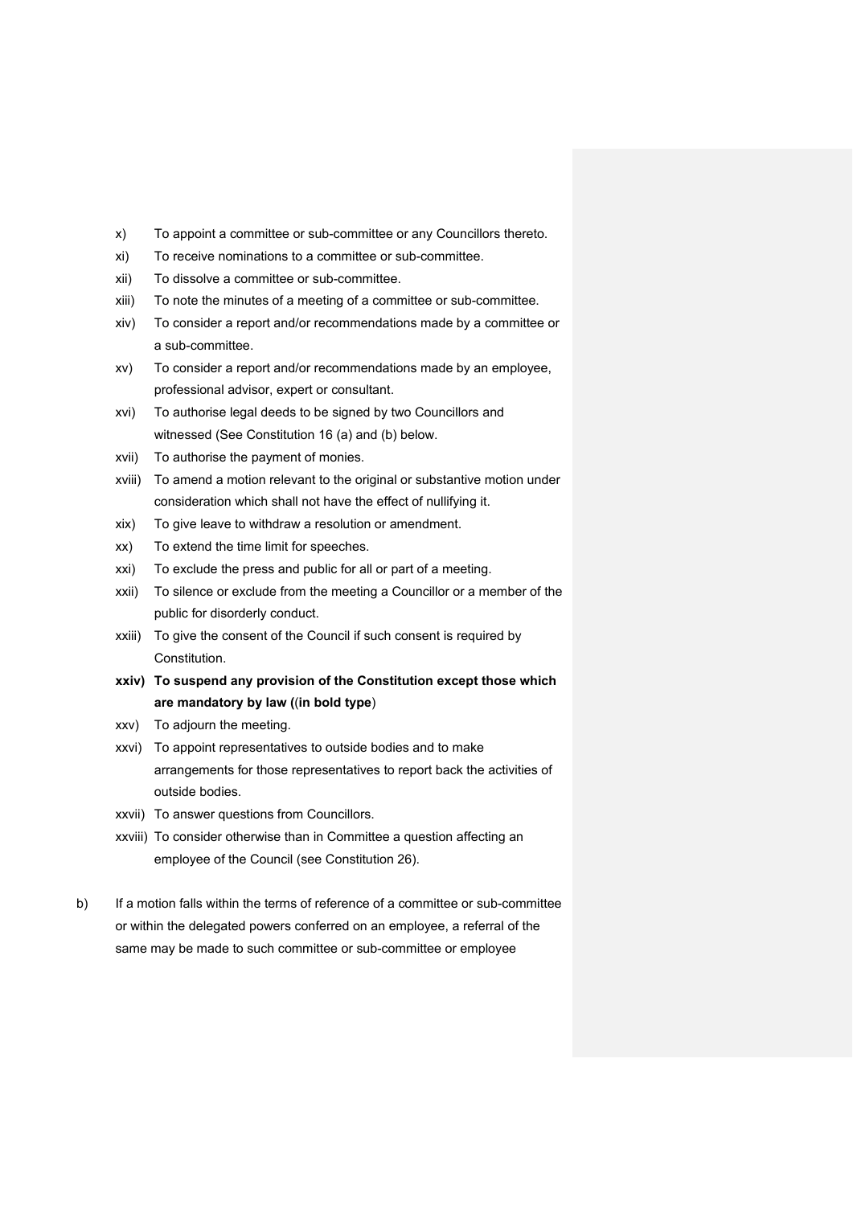x) To appoint a committee or sub-committee or any Councillors thereto.

xi) To receive nominations to a committee or sub-committee.

xii) To dissolve a committee or sub-committee.

xiii) To note the minutes of a meeting of a committee or sub-committee.

xiv) To consider a report and/or recommendations made by a committee or a sub-committee.

xv) To consider a report and/or recommendations made by an employee, professional advisor, expert or consultant.

xvi) To authorise legal deeds to be signed by two Councillors and witnessed (See Constitution 16 (a) and (b) below.

xvii) To authorise the payment of monies.

xviii) To amend a motion relevant to the original or substantive motion under consideration which shall not have the effect of nullifying it.

xix) To give leave to withdraw a resolution or amendment.

xx) To extend the time limit for speeches.

xxi) To exclude the press and public for all or part of a meeting.

xxii) To silence or exclude from the meeting a Councillor or a member of the public for disorderly conduct.

xxiii) To give the consent of the Council if such consent is required by Constitution.

**xxiv) To suspend any provision of the Constitution except those which are mandatory by law ((in bold type**)

xxv) To adjourn the meeting.

xxvi) To appoint representatives to outside bodies and to make arrangements for those representatives to report back the activities of outside bodies.

xxvii) To answer questions from Councillors.

xxviii) To consider otherwise than in Committee a question affecting an employee of the Council (see Constitution 26).

b) If a motion falls within the terms of reference of a committee or sub-committee or within the delegated powers conferred on an employee, a referral of the same may be made to such committee or sub-committee or employee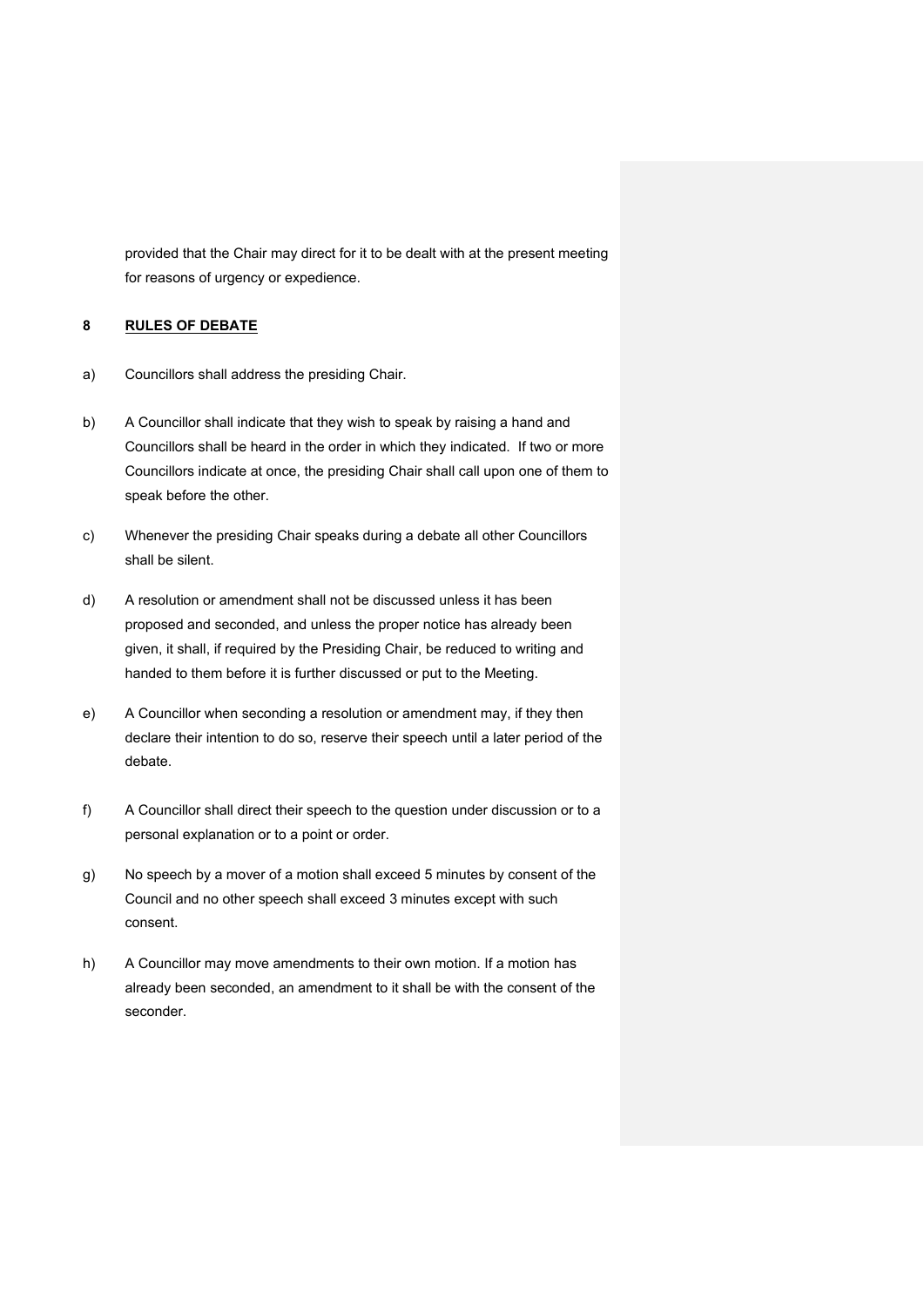provided that the Chair may direct for it to be dealt with at the present meeting for reasons of urgency or expedience.

## 8 RULES OF DEBATE

a) Councillors shall address the presiding Chair.

b) A Councillor shall indicate that they wish to speak by raising a hand and Councillors shall be heard in the order in which they indicated. If two or more Councillors indicate at once, the presiding Chair shall call upon one of them to speak before the other.

c) Whenever the presiding Chair speaks during a debate all other Councillors shall be silent.

d) A resolution or amendment shall not be discussed unless it has been proposed and seconded, and unless the proper notice has already been given, it shall, if required by the Presiding Chair, be reduced to writing and handed to them before it is further discussed or put to the Meeting.

e) A Councillor when seconding a resolution or amendment may, if they then declare their intention to do so, reserve their speech until a later period of the debate.

f) A Councillor shall direct their speech to the question under discussion or to a personal explanation or to a point or order.

g) No speech by a mover of a motion shall exceed 5 minutes by consent of the Council and no other speech shall exceed 3 minutes except with such consent.

h) A Councillor may move amendments to their own motion. If a motion has already been seconded, an amendment to it shall be with the consent of the seconder.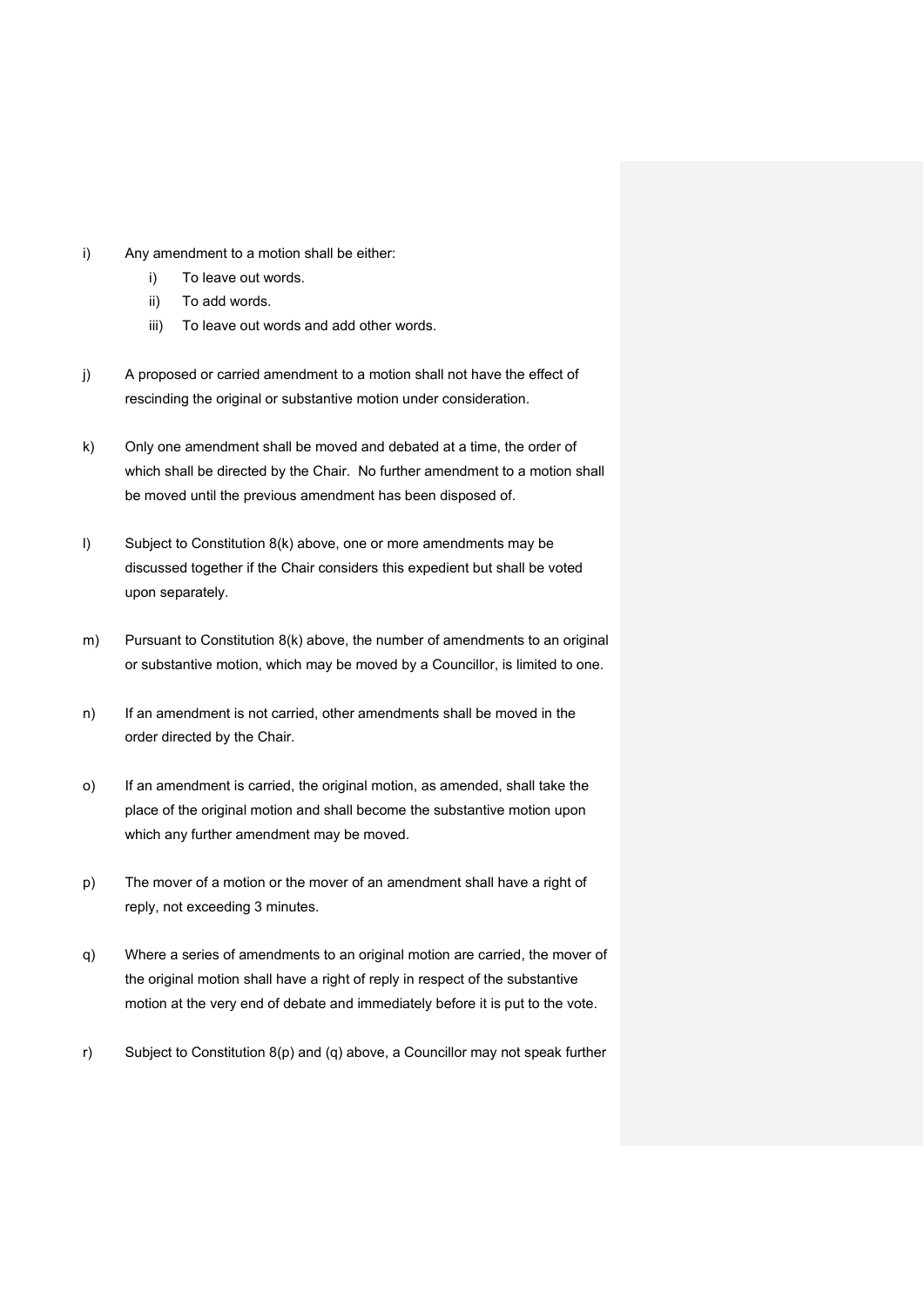i) Any amendment to a motion shall be either:

   i) To leave out words.

   ii) To add words.

   iii) To leave out words and add other words.

j) A proposed or carried amendment to a motion shall not have the effect of rescinding the original or substantive motion under consideration.

k) Only one amendment shall be moved and debated at a time, the order of which shall be directed by the Chair. No further amendment to a motion shall be moved until the previous amendment has been disposed of.

l) Subject to Constitution 8(k) above, one or more amendments may be discussed together if the Chair considers this expedient but shall be voted upon separately.

m) Pursuant to Constitution 8(k) above, the number of amendments to an original or substantive motion, which may be moved by a Councillor, is limited to one.

n) If an amendment is not carried, other amendments shall be moved in the order directed by the Chair.

o) If an amendment is carried, the original motion, as amended, shall take the place of the original motion and shall become the substantive motion upon which any further amendment may be moved.

p) The mover of a motion or the mover of an amendment shall have a right of reply, not exceeding 3 minutes.

q) Where a series of amendments to an original motion are carried, the mover of the original motion shall have a right of reply in respect of the substantive motion at the very end of debate and immediately before it is put to the vote.

r) Subject to Constitution 8(p) and (q) above, a Councillor may not speak further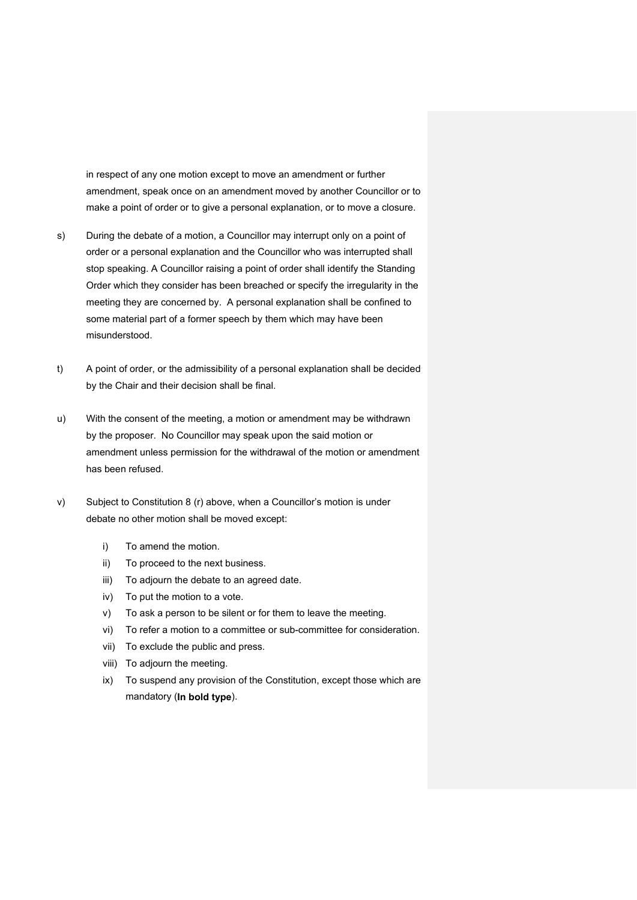in respect of any one motion except to move an amendment or further amendment, speak once on an amendment moved by another Councillor or to make a point of order or to give a personal explanation, or to move a closure.

s) During the debate of a motion, a Councillor may interrupt only on a point of order or a personal explanation and the Councillor who was interrupted shall stop speaking. A Councillor raising a point of order shall identify the Standing Order which they consider has been breached or specify the irregularity in the meeting they are concerned by. A personal explanation shall be confined to some material part of a former speech by them which may have been misunderstood.

t) A point of order, or the admissibility of a personal explanation shall be decided by the Chair and their decision shall be final.

u) With the consent of the meeting, a motion or amendment may be withdrawn by the proposer. No Councillor may speak upon the said motion or amendment unless permission for the withdrawal of the motion or amendment has been refused.

v) Subject to Constitution 8 (r) above, when a Councillor's motion is under debate no other motion shall be moved except:

   i) To amend the motion.
   ii) To proceed to the next business.
   iii) To adjourn the debate to an agreed date.
   iv) To put the motion to a vote.
   v) To ask a person to be silent or for them to leave the meeting.
   vi) To refer a motion to a committee or sub-committee for consideration.
   vii) To exclude the public and press.
   viii) To adjourn the meeting.
   ix) To suspend any provision of the Constitution, except those which are mandatory (**In bold type**).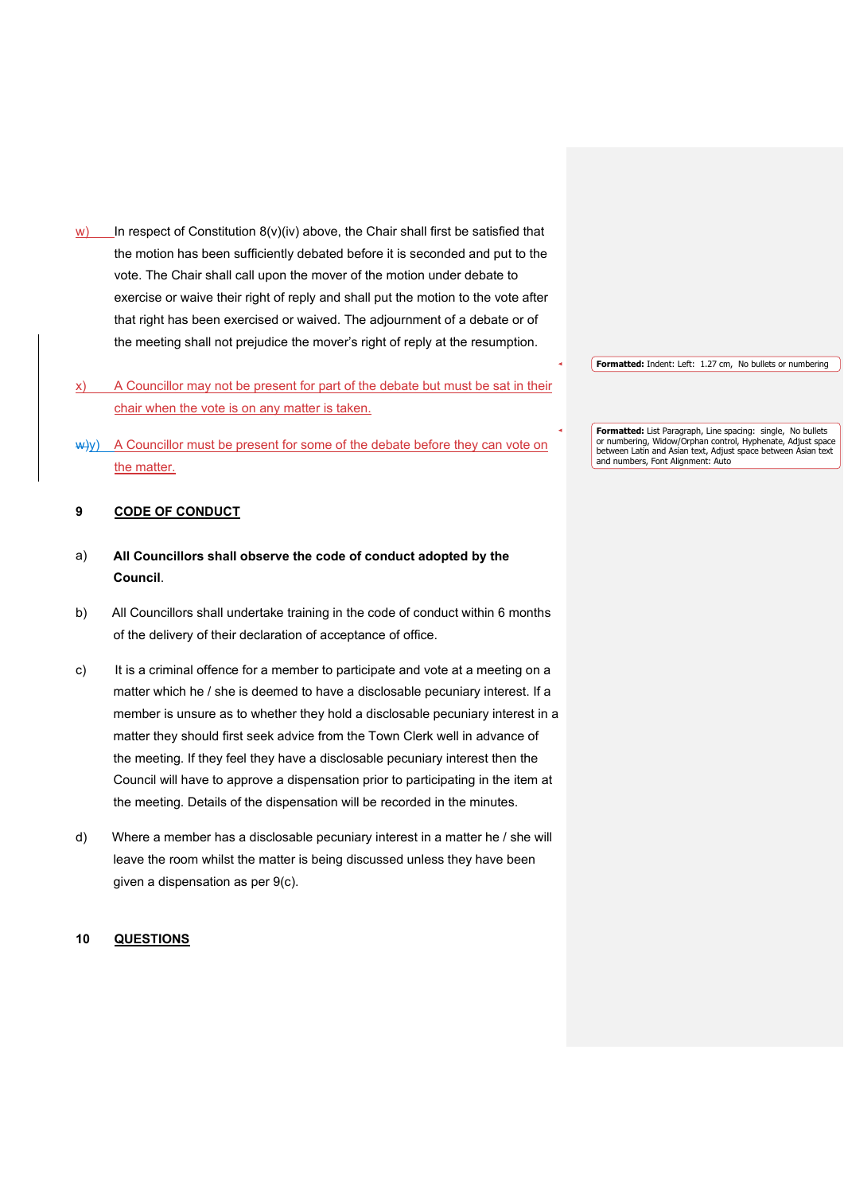w) In respect of Constitution 8(v)(iv) above, the Chair shall first be satisfied that the motion has been sufficiently debated before it is seconded and put to the vote. The Chair shall call upon the mover of the motion under debate to exercise or waive their right of reply and shall put the motion to the vote after that right has been exercised or waived. The adjournment of a debate or of the meeting shall not prejudice the mover's right of reply at the resumption.

x) A Councillor may not be present for part of the debate but must be sat in their chair when the vote is on any matter is taken.

y) A Councillor must be present for some of the debate before they can vote on the matter.

## 9 CODE OF CONDUCT

a) **All Councillors shall observe the code of conduct adopted by the Council**.

b) All Councillors shall undertake training in the code of conduct within 6 months of the delivery of their declaration of acceptance of office.

c) It is a criminal offence for a member to participate and vote at a meeting on a matter which he / she is deemed to have a disclosable pecuniary interest. If a member is unsure as to whether they hold a disclosable pecuniary interest in a matter they should first seek advice from the Town Clerk well in advance of the meeting. If they feel they have a disclosable pecuniary interest then the Council will have to approve a dispensation prior to participating in the item at the meeting. Details of the dispensation will be recorded in the minutes.

d) Where a member has a disclosable pecuniary interest in a matter he / she will leave the room whilst the matter is being discussed unless they have been given a dispensation as per 9(c).

## 10 QUESTIONS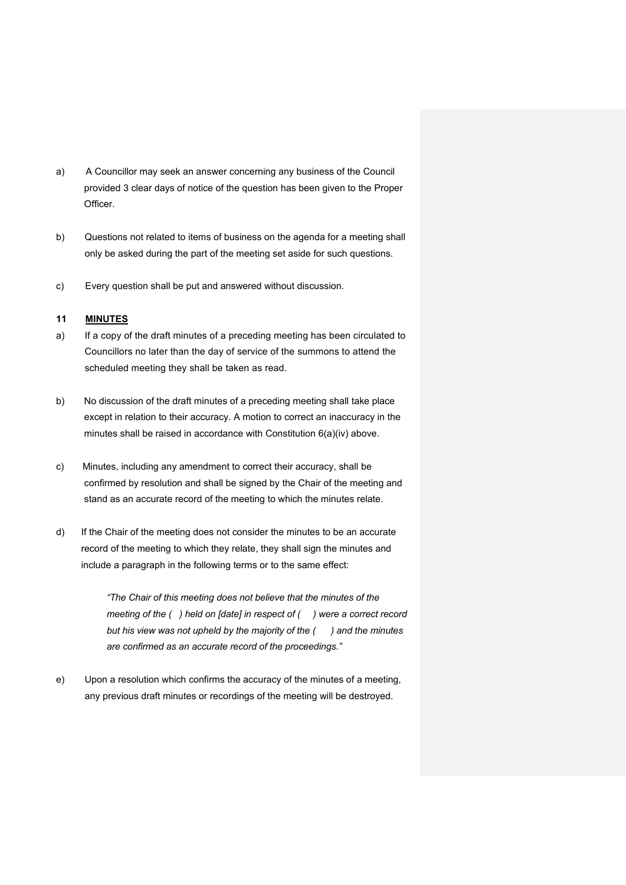a) A Councillor may seek an answer concerning any business of the Council provided 3 clear days of notice of the question has been given to the Proper Officer.

b) Questions not related to items of business on the agenda for a meeting shall only be asked during the part of the meeting set aside for such questions.

c) Every question shall be put and answered without discussion.

## 11 MINUTES

a) If a copy of the draft minutes of a preceding meeting has been circulated to Councillors no later than the day of service of the summons to attend the scheduled meeting they shall be taken as read.

b) No discussion of the draft minutes of a preceding meeting shall take place except in relation to their accuracy. A motion to correct an inaccuracy in the minutes shall be raised in accordance with Constitution 6(a)(iv) above.

c) Minutes, including any amendment to correct their accuracy, shall be confirmed by resolution and shall be signed by the Chair of the meeting and stand as an accurate record of the meeting to which the minutes relate.

d) If the Chair of the meeting does not consider the minutes to be an accurate record of the meeting to which they relate, they shall sign the minutes and include a paragraph in the following terms or to the same effect:

> *"The Chair of this meeting does not believe that the minutes of the meeting of the ( ) held on [date] in respect of ( ) were a correct record but his view was not upheld by the majority of the ( ) and the minutes are confirmed as an accurate record of the proceedings."*

e) Upon a resolution which confirms the accuracy of the minutes of a meeting, any previous draft minutes or recordings of the meeting will be destroyed.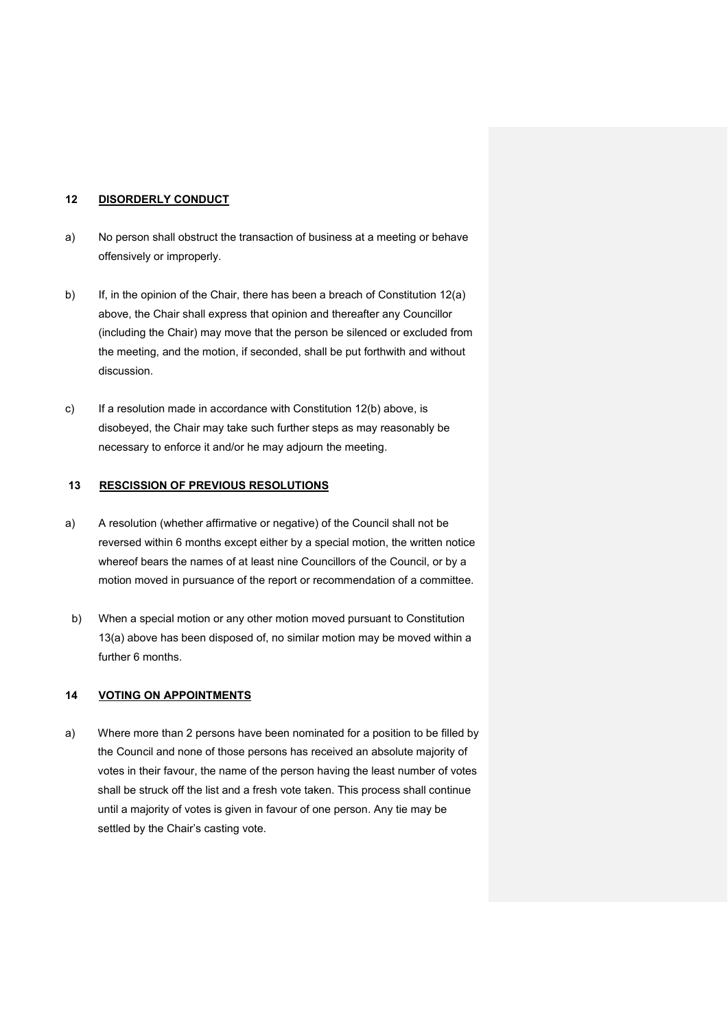## 12 DISORDERLY CONDUCT

a) No person shall obstruct the transaction of business at a meeting or behave offensively or improperly.

b) If, in the opinion of the Chair, there has been a breach of Constitution 12(a) above, the Chair shall express that opinion and thereafter any Councillor (including the Chair) may move that the person be silenced or excluded from the meeting, and the motion, if seconded, shall be put forthwith and without discussion.

c) If a resolution made in accordance with Constitution 12(b) above, is disobeyed, the Chair may take such further steps as may reasonably be necessary to enforce it and/or he may adjourn the meeting.

## 13 RESCISSION OF PREVIOUS RESOLUTIONS

a) A resolution (whether affirmative or negative) of the Council shall not be reversed within 6 months except either by a special motion, the written notice whereof bears the names of at least nine Councillors of the Council, or by a motion moved in pursuance of the report or recommendation of a committee.

b) When a special motion or any other motion moved pursuant to Constitution 13(a) above has been disposed of, no similar motion may be moved within a further 6 months.

## 14 VOTING ON APPOINTMENTS

a) Where more than 2 persons have been nominated for a position to be filled by the Council and none of those persons has received an absolute majority of votes in their favour, the name of the person having the least number of votes shall be struck off the list and a fresh vote taken. This process shall continue until a majority of votes is given in favour of one person. Any tie may be settled by the Chair's casting vote.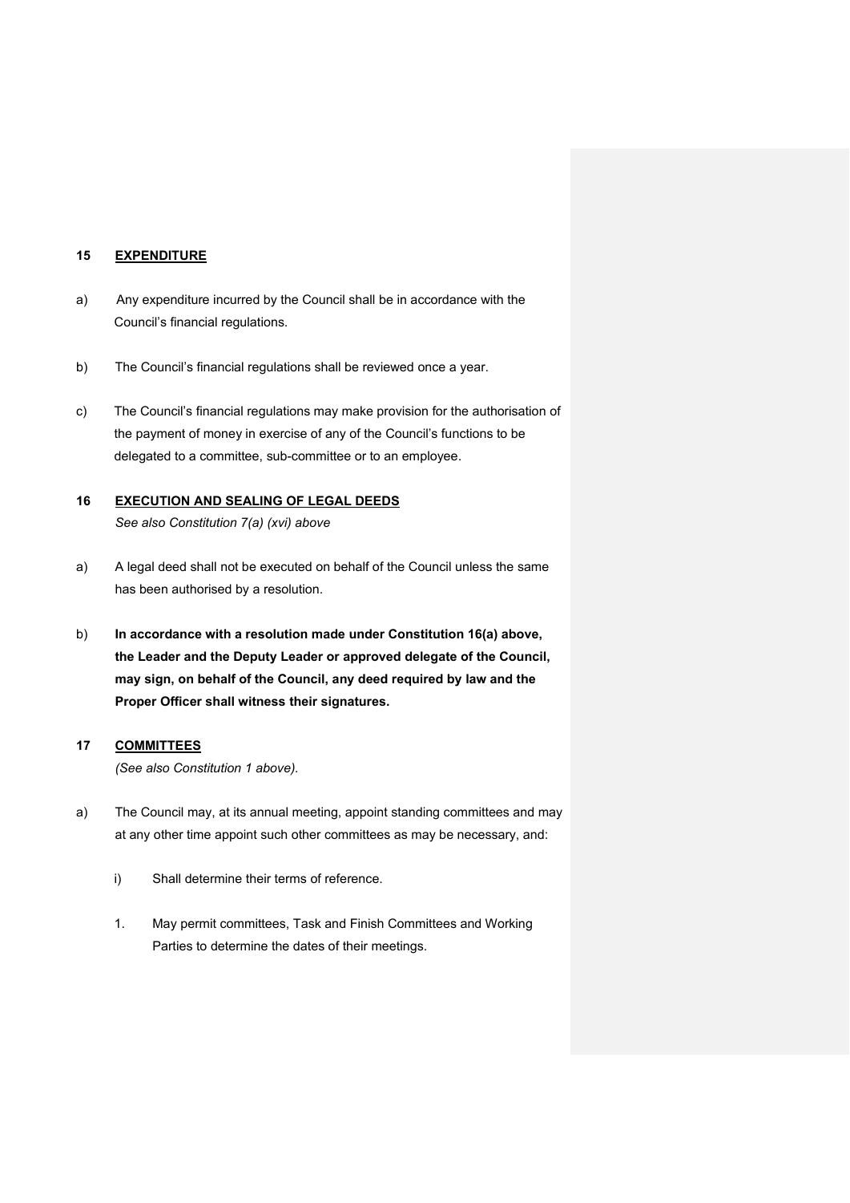## 15 EXPENDITURE

a) Any expenditure incurred by the Council shall be in accordance with the Council's financial regulations.

b) The Council's financial regulations shall be reviewed once a year.

c) The Council's financial regulations may make provision for the authorisation of the payment of money in exercise of any of the Council's functions to be delegated to a committee, sub-committee or to an employee.

## 16 EXECUTION AND SEALING OF LEGAL DEEDS

*See also Constitution 7(a) (xvi) above*

a) A legal deed shall not be executed on behalf of the Council unless the same has been authorised by a resolution.

b) **In accordance with a resolution made under Constitution 16(a) above, the Leader and the Deputy Leader or approved delegate of the Council, may sign, on behalf of the Council, any deed required by law and the Proper Officer shall witness their signatures.**

## 17 COMMITTEES

*(See also Constitution 1 above).*

a) The Council may, at its annual meeting, appoint standing committees and may at any other time appoint such other committees as may be necessary, and:

   i) Shall determine their terms of reference.

   1. May permit committees, Task and Finish Committees and Working Parties to determine the dates of their meetings.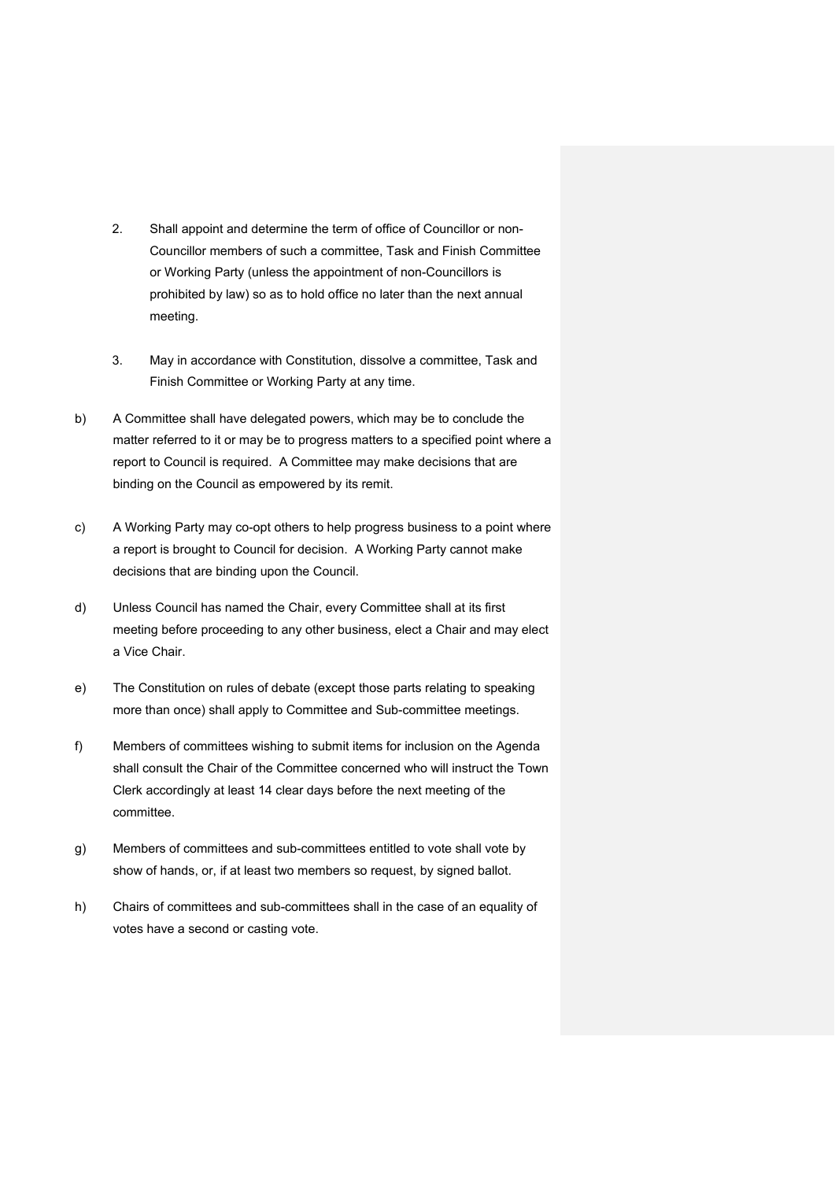2. Shall appoint and determine the term of office of Councillor or non-Councillor members of such a committee, Task and Finish Committee or Working Party (unless the appointment of non-Councillors is prohibited by law) so as to hold office no later than the next annual meeting.

3. May in accordance with Constitution, dissolve a committee, Task and Finish Committee or Working Party at any time.

b) A Committee shall have delegated powers, which may be to conclude the matter referred to it or may be to progress matters to a specified point where a report to Council is required. A Committee may make decisions that are binding on the Council as empowered by its remit.

c) A Working Party may co-opt others to help progress business to a point where a report is brought to Council for decision. A Working Party cannot make decisions that are binding upon the Council.

d) Unless Council has named the Chair, every Committee shall at its first meeting before proceeding to any other business, elect a Chair and may elect a Vice Chair.

e) The Constitution on rules of debate (except those parts relating to speaking more than once) shall apply to Committee and Sub-committee meetings.

f) Members of committees wishing to submit items for inclusion on the Agenda shall consult the Chair of the Committee concerned who will instruct the Town Clerk accordingly at least 14 clear days before the next meeting of the committee.

g) Members of committees and sub-committees entitled to vote shall vote by show of hands, or, if at least two members so request, by signed ballot.

h) Chairs of committees and sub-committees shall in the case of an equality of votes have a second or casting vote.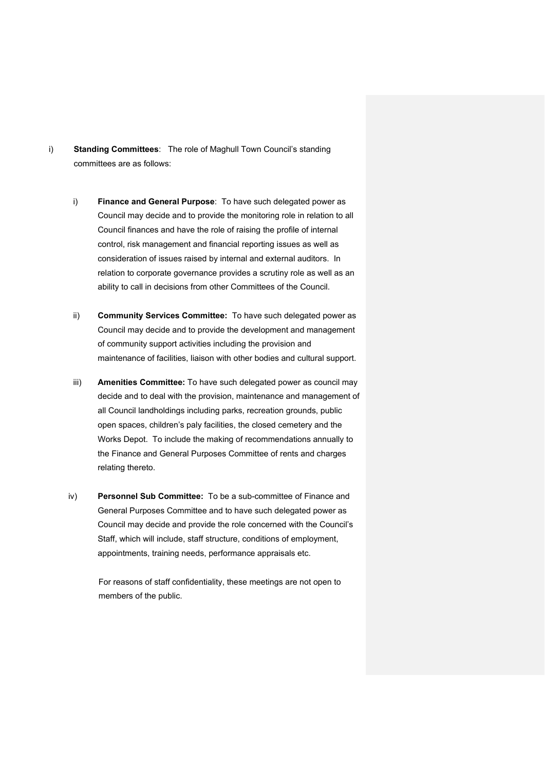i) **Standing Committees**: The role of Maghull Town Council's standing committees are as follows:

   i) **Finance and General Purpose**: To have such delegated power as Council may decide and to provide the monitoring role in relation to all Council finances and have the role of raising the profile of internal control, risk management and financial reporting issues as well as consideration of issues raised by internal and external auditors. In relation to corporate governance provides a scrutiny role as well as an ability to call in decisions from other Committees of the Council.

   ii) **Community Services Committee:** To have such delegated power as Council may decide and to provide the development and management of community support activities including the provision and maintenance of facilities, liaison with other bodies and cultural support.

   iii) **Amenities Committee:** To have such delegated power as council may decide and to deal with the provision, maintenance and management of all Council landholdings including parks, recreation grounds, public open spaces, children's paly facilities, the closed cemetery and the Works Depot. To include the making of recommendations annually to the Finance and General Purposes Committee of rents and charges relating thereto.

   iv) **Personnel Sub Committee:** To be a sub-committee of Finance and General Purposes Committee and to have such delegated power as Council may decide and provide the role concerned with the Council's Staff, which will include, staff structure, conditions of employment, appointments, training needs, performance appraisals etc.

   For reasons of staff confidentiality, these meetings are not open to members of the public.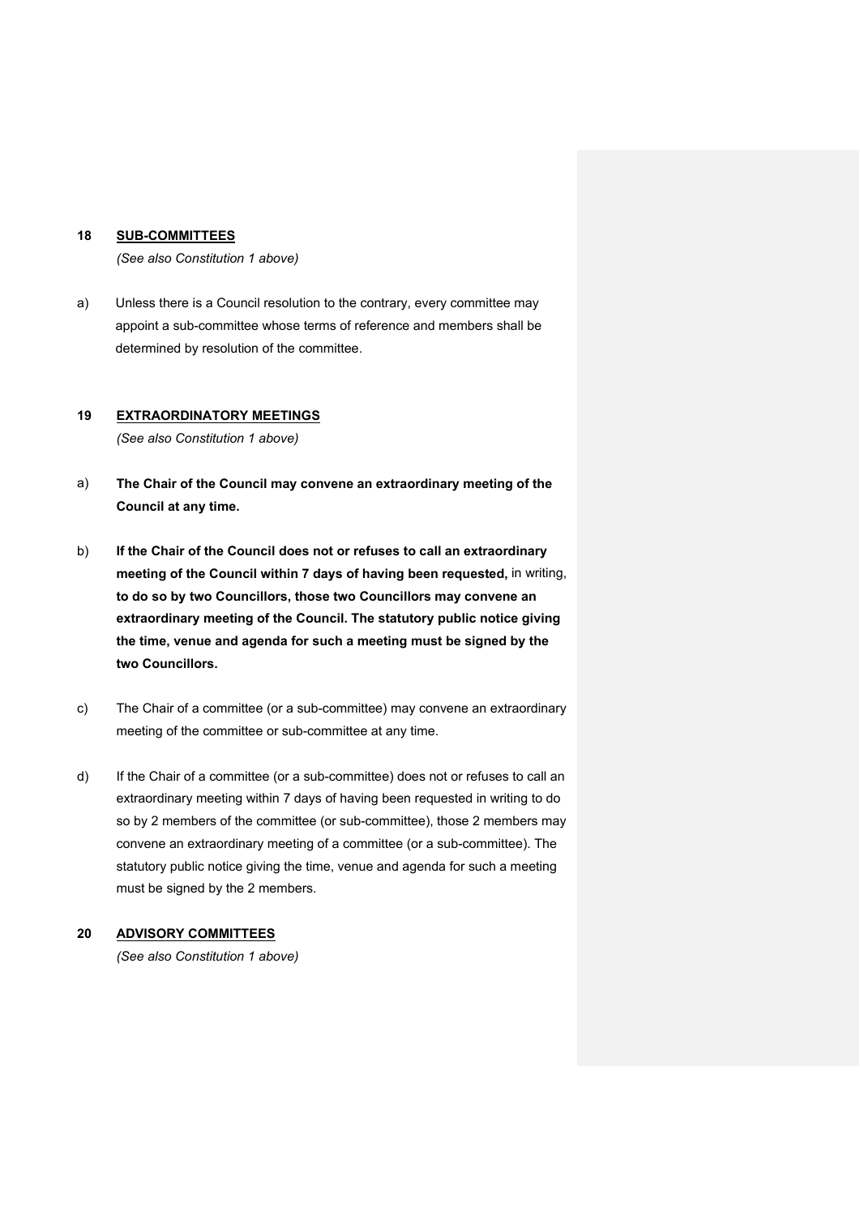## 18 SUB-COMMITTEES

*(See also Constitution 1 above)*

a) Unless there is a Council resolution to the contrary, every committee may appoint a sub-committee whose terms of reference and members shall be determined by resolution of the committee.

## 19 EXTRAORDINATORY MEETINGS

*(See also Constitution 1 above)*

a) **The Chair of the Council may convene an extraordinary meeting of the Council at any time.**

b) **If the Chair of the Council does not or refuses to call an extraordinary meeting of the Council within 7 days of having been requested,** in writing, **to do so by two Councillors, those two Councillors may convene an extraordinary meeting of the Council. The statutory public notice giving the time, venue and agenda for such a meeting must be signed by the two Councillors.**

c) The Chair of a committee (or a sub-committee) may convene an extraordinary meeting of the committee or sub-committee at any time.

d) If the Chair of a committee (or a sub-committee) does not or refuses to call an extraordinary meeting within 7 days of having been requested in writing to do so by 2 members of the committee (or sub-committee), those 2 members may convene an extraordinary meeting of a committee (or a sub-committee). The statutory public notice giving the time, venue and agenda for such a meeting must be signed by the 2 members.

## 20 ADVISORY COMMITTEES

*(See also Constitution 1 above)*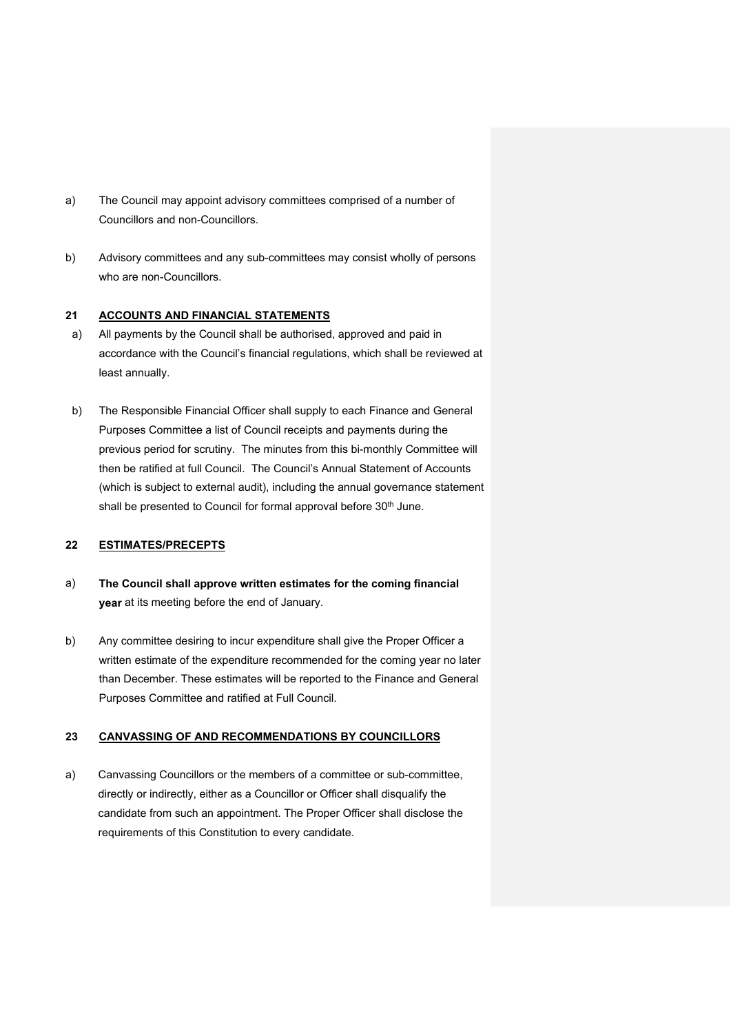a) The Council may appoint advisory committees comprised of a number of Councillors and non-Councillors.

b) Advisory committees and any sub-committees may consist wholly of persons who are non-Councillors.

## 21 ACCOUNTS AND FINANCIAL STATEMENTS

a) All payments by the Council shall be authorised, approved and paid in accordance with the Council's financial regulations, which shall be reviewed at least annually.

b) The Responsible Financial Officer shall supply to each Finance and General Purposes Committee a list of Council receipts and payments during the previous period for scrutiny. The minutes from this bi-monthly Committee will then be ratified at full Council. The Council's Annual Statement of Accounts (which is subject to external audit), including the annual governance statement shall be presented to Council for formal approval before 30th June.

## 22 ESTIMATES/PRECEPTS

a) **The Council shall approve written estimates for the coming financial year** at its meeting before the end of January.

b) Any committee desiring to incur expenditure shall give the Proper Officer a written estimate of the expenditure recommended for the coming year no later than December. These estimates will be reported to the Finance and General Purposes Committee and ratified at Full Council.

## 23 CANVASSING OF AND RECOMMENDATIONS BY COUNCILLORS

a) Canvassing Councillors or the members of a committee or sub-committee, directly or indirectly, either as a Councillor or Officer shall disqualify the candidate from such an appointment. The Proper Officer shall disclose the requirements of this Constitution to every candidate.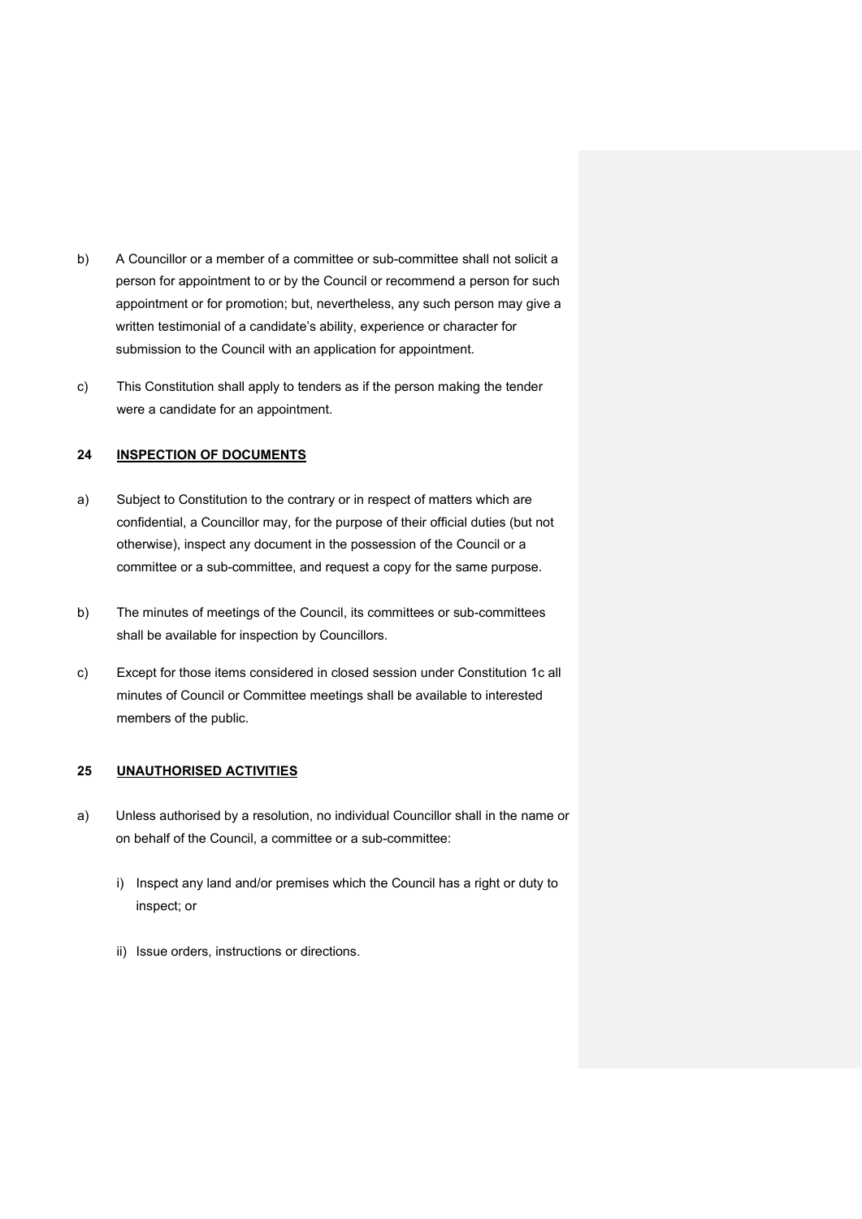b) A Councillor or a member of a committee or sub-committee shall not solicit a person for appointment to or by the Council or recommend a person for such appointment or for promotion; but, nevertheless, any such person may give a written testimonial of a candidate's ability, experience or character for submission to the Council with an application for appointment.

c) This Constitution shall apply to tenders as if the person making the tender were a candidate for an appointment.

## 24 INSPECTION OF DOCUMENTS

a) Subject to Constitution to the contrary or in respect of matters which are confidential, a Councillor may, for the purpose of their official duties (but not otherwise), inspect any document in the possession of the Council or a committee or a sub-committee, and request a copy for the same purpose.

b) The minutes of meetings of the Council, its committees or sub-committees shall be available for inspection by Councillors.

c) Except for those items considered in closed session under Constitution 1c all minutes of Council or Committee meetings shall be available to interested members of the public.

## 25 UNAUTHORISED ACTIVITIES

a) Unless authorised by a resolution, no individual Councillor shall in the name or on behalf of the Council, a committee or a sub-committee:

   i) Inspect any land and/or premises which the Council has a right or duty to inspect; or

   ii) Issue orders, instructions or directions.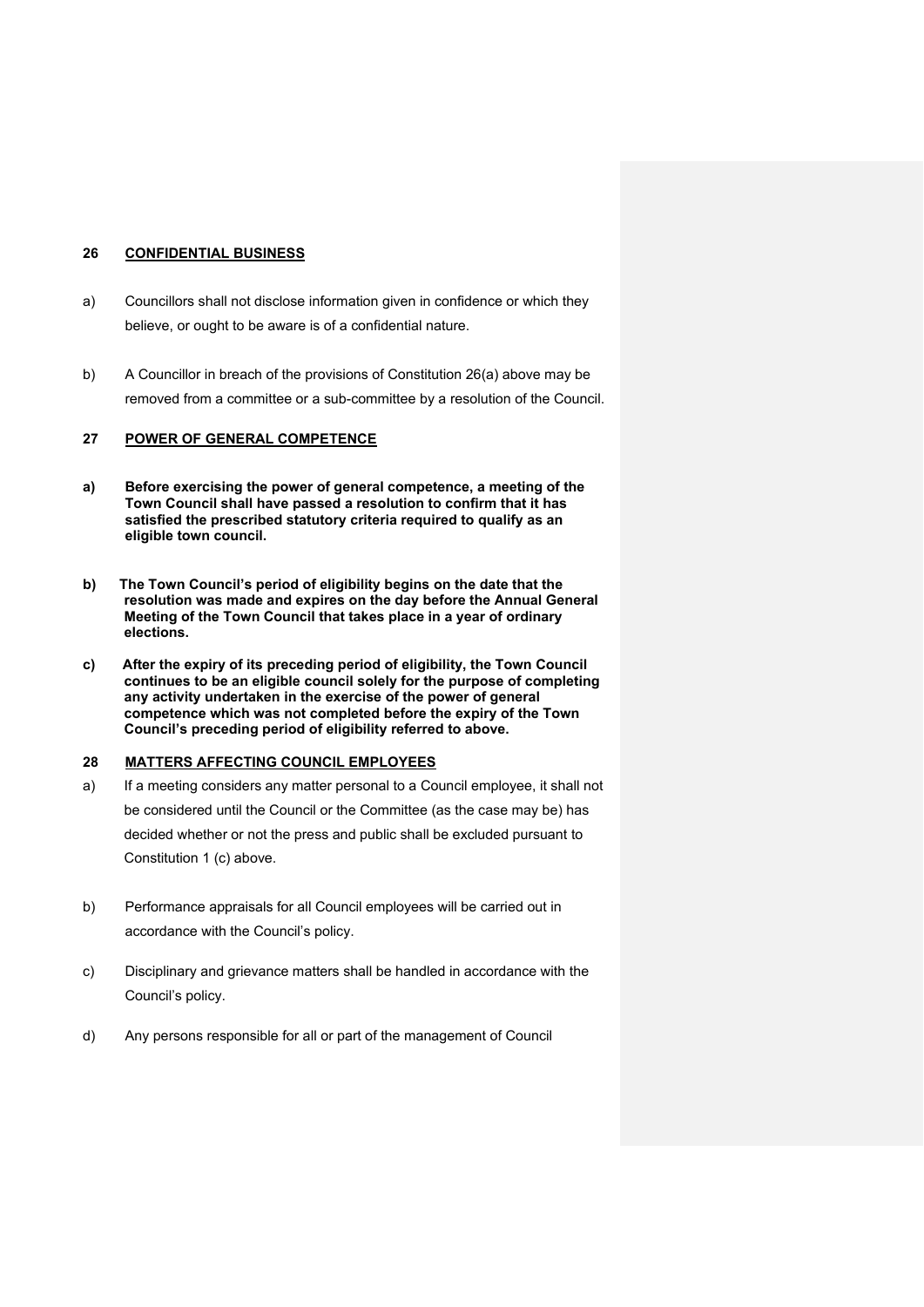## 26 CONFIDENTIAL BUSINESS

a) Councillors shall not disclose information given in confidence or which they believe, or ought to be aware is of a confidential nature.

b) A Councillor in breach of the provisions of Constitution 26(a) above may be removed from a committee or a sub-committee by a resolution of the Council.

## 27 POWER OF GENERAL COMPETENCE

**a) Before exercising the power of general competence, a meeting of the Town Council shall have passed a resolution to confirm that it has satisfied the prescribed statutory criteria required to qualify as an eligible town council.**

**b) The Town Council's period of eligibility begins on the date that the resolution was made and expires on the day before the Annual General Meeting of the Town Council that takes place in a year of ordinary elections.**

**c) After the expiry of its preceding period of eligibility, the Town Council continues to be an eligible council solely for the purpose of completing any activity undertaken in the exercise of the power of general competence which was not completed before the expiry of the Town Council's preceding period of eligibility referred to above.**

## 28 MATTERS AFFECTING COUNCIL EMPLOYEES

a) If a meeting considers any matter personal to a Council employee, it shall not be considered until the Council or the Committee (as the case may be) has decided whether or not the press and public shall be excluded pursuant to Constitution 1 (c) above.

b) Performance appraisals for all Council employees will be carried out in accordance with the Council's policy.

c) Disciplinary and grievance matters shall be handled in accordance with the Council's policy.

d) Any persons responsible for all or part of the management of Council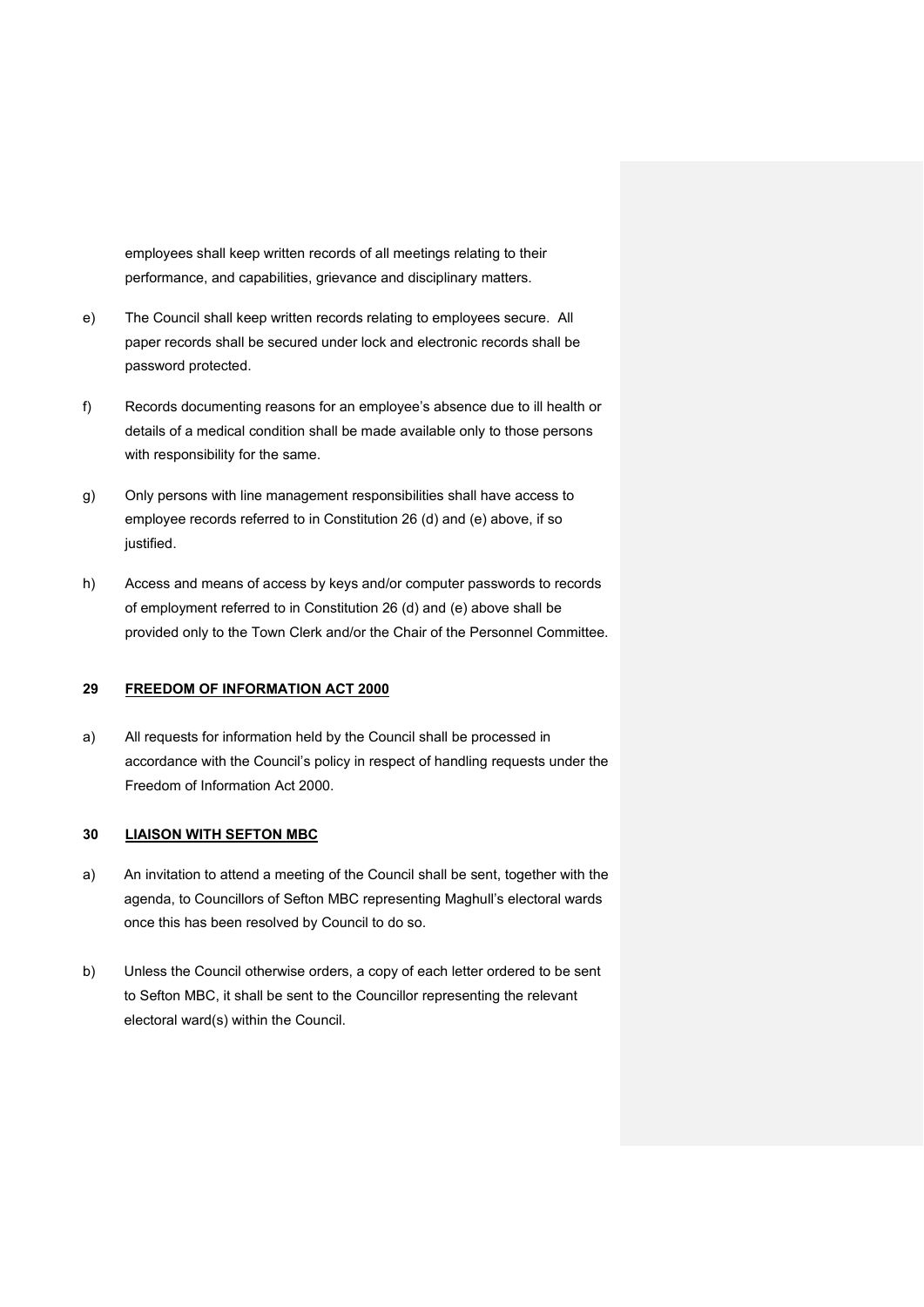employees shall keep written records of all meetings relating to their performance, and capabilities, grievance and disciplinary matters.

e) The Council shall keep written records relating to employees secure. All paper records shall be secured under lock and electronic records shall be password protected.

f) Records documenting reasons for an employee's absence due to ill health or details of a medical condition shall be made available only to those persons with responsibility for the same.

g) Only persons with line management responsibilities shall have access to employee records referred to in Constitution 26 (d) and (e) above, if so justified.

h) Access and means of access by keys and/or computer passwords to records of employment referred to in Constitution 26 (d) and (e) above shall be provided only to the Town Clerk and/or the Chair of the Personnel Committee.

**29 <u>FREEDOM OF INFORMATION ACT 2000</u>**

a) All requests for information held by the Council shall be processed in accordance with the Council's policy in respect of handling requests under the Freedom of Information Act 2000.

**30 <u>LIAISON WITH SEFTON MBC</u>**

a) An invitation to attend a meeting of the Council shall be sent, together with the agenda, to Councillors of Sefton MBC representing Maghull's electoral wards once this has been resolved by Council to do so.

b) Unless the Council otherwise orders, a copy of each letter ordered to be sent to Sefton MBC, it shall be sent to the Councillor representing the relevant electoral ward(s) within the Council.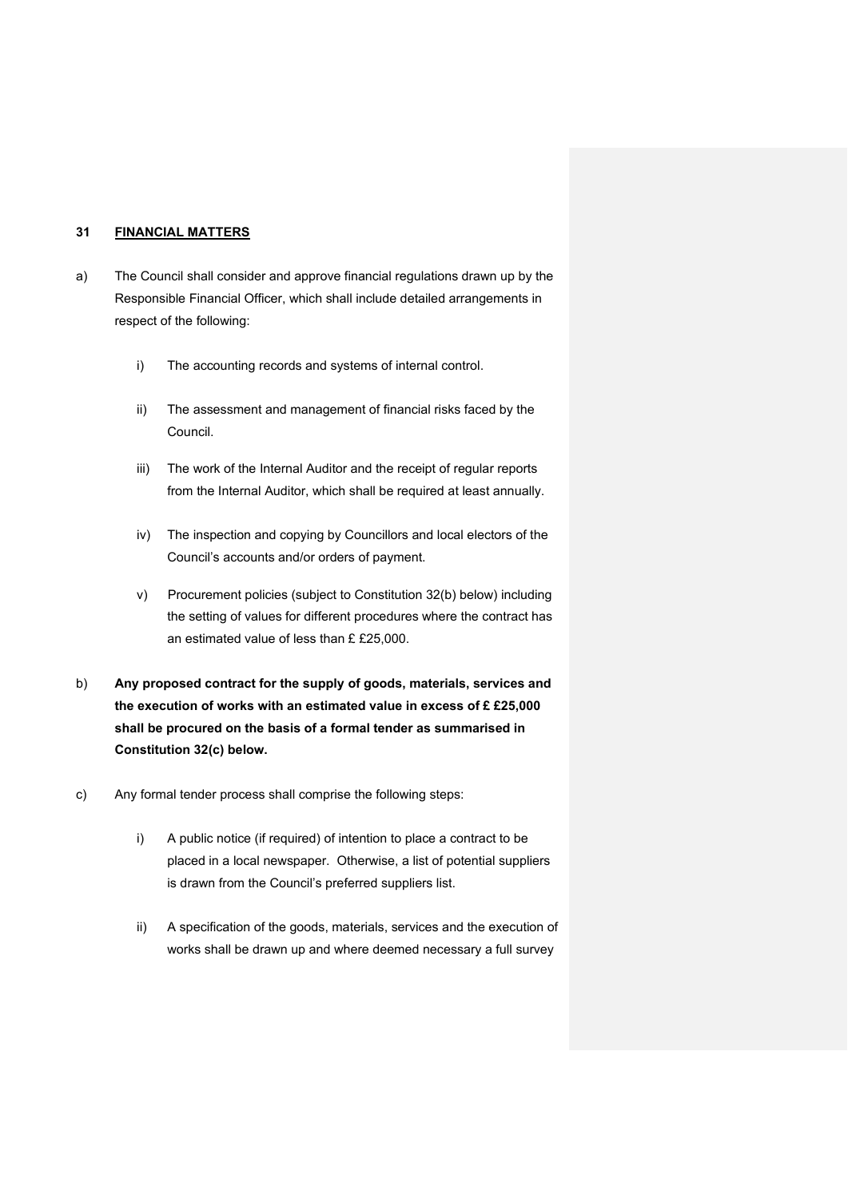## 31 FINANCIAL MATTERS

a) The Council shall consider and approve financial regulations drawn up by the Responsible Financial Officer, which shall include detailed arrangements in respect of the following:

   i) The accounting records and systems of internal control.

   ii) The assessment and management of financial risks faced by the Council.

   iii) The work of the Internal Auditor and the receipt of regular reports from the Internal Auditor, which shall be required at least annually.

   iv) The inspection and copying by Councillors and local electors of the Council's accounts and/or orders of payment.

   v) Procurement policies (subject to Constitution 32(b) below) including the setting of values for different procedures where the contract has an estimated value of less than £ £25,000.

b) **Any proposed contract for the supply of goods, materials, services and the execution of works with an estimated value in excess of £ £25,000 shall be procured on the basis of a formal tender as summarised in Constitution 32(c) below.**

c) Any formal tender process shall comprise the following steps:

   i) A public notice (if required) of intention to place a contract to be placed in a local newspaper. Otherwise, a list of potential suppliers is drawn from the Council's preferred suppliers list.

   ii) A specification of the goods, materials, services and the execution of works shall be drawn up and where deemed necessary a full survey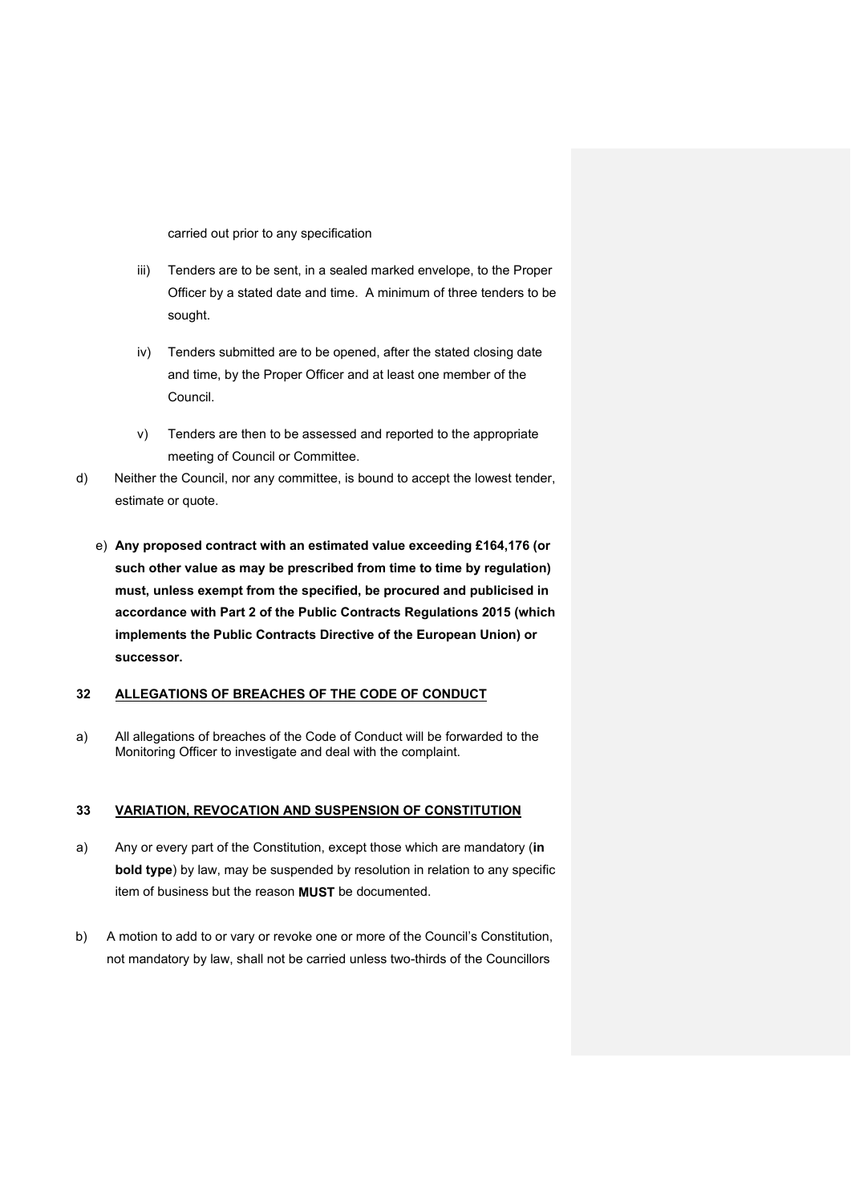carried out prior to any specification

iii) Tenders are to be sent, in a sealed marked envelope, to the Proper Officer by a stated date and time. A minimum of three tenders to be sought.

iv) Tenders submitted are to be opened, after the stated closing date and time, by the Proper Officer and at least one member of the Council.

v) Tenders are then to be assessed and reported to the appropriate meeting of Council or Committee.

d) Neither the Council, nor any committee, is bound to accept the lowest tender, estimate or quote.

e) **Any proposed contract with an estimated value exceeding £164,176 (or such other value as may be prescribed from time to time by regulation) must, unless exempt from the specified, be procured and publicised in accordance with Part 2 of the Public Contracts Regulations 2015 (which implements the Public Contracts Directive of the European Union) or successor.**

## 32 ALLEGATIONS OF BREACHES OF THE CODE OF CONDUCT

a) All allegations of breaches of the Code of Conduct will be forwarded to the Monitoring Officer to investigate and deal with the complaint.

## 33 VARIATION, REVOCATION AND SUSPENSION OF CONSTITUTION

a) Any or every part of the Constitution, except those which are mandatory (**in bold type**) by law, may be suspended by resolution in relation to any specific item of business but the reason **MUST** be documented.

b) A motion to add to or vary or revoke one or more of the Council's Constitution, not mandatory by law, shall not be carried unless two-thirds of the Councillors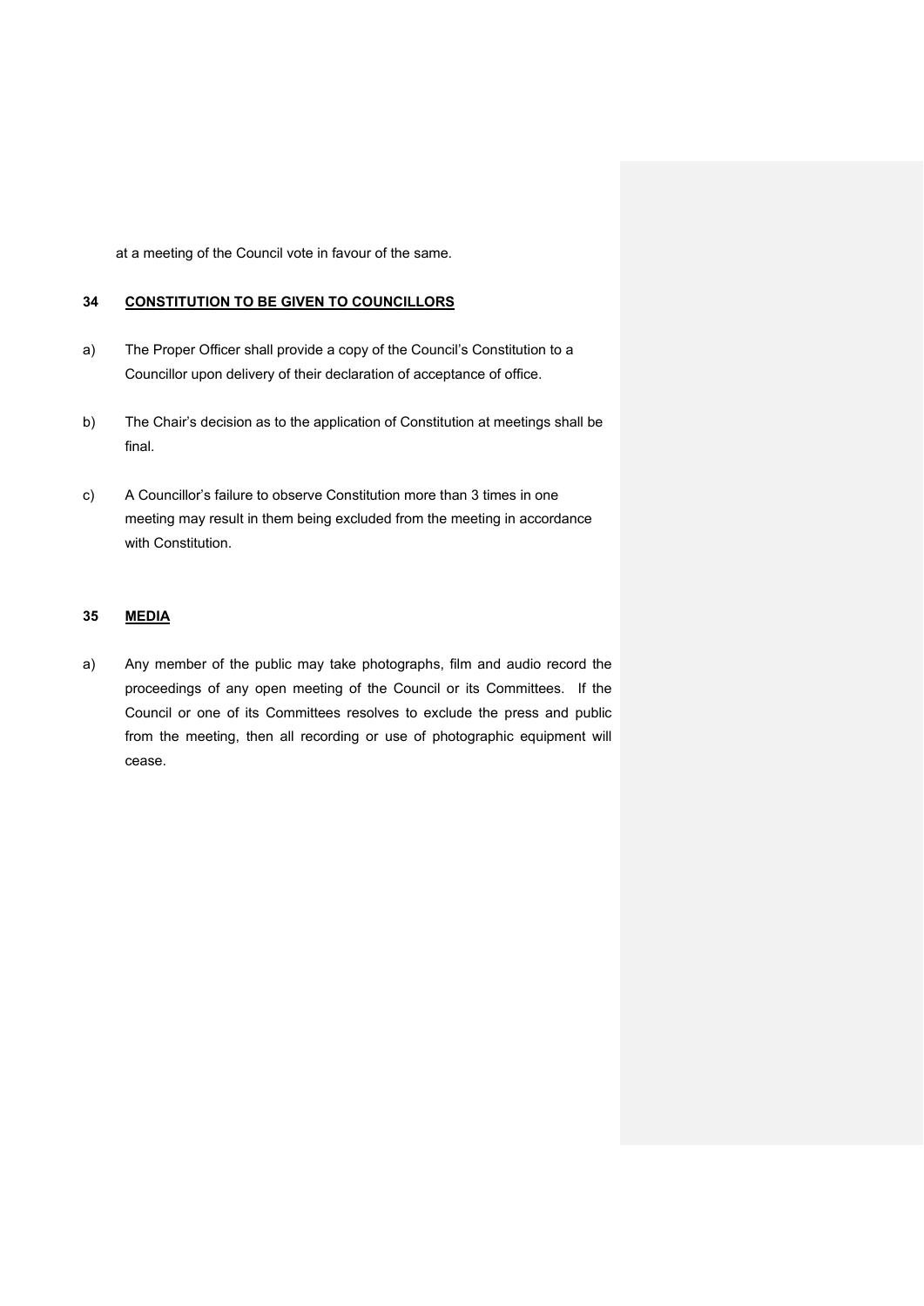at a meeting of the Council vote in favour of the same.

## 34 CONSTITUTION TO BE GIVEN TO COUNCILLORS

a) The Proper Officer shall provide a copy of the Council's Constitution to a Councillor upon delivery of their declaration of acceptance of office.

b) The Chair's decision as to the application of Constitution at meetings shall be final.

c) A Councillor's failure to observe Constitution more than 3 times in one meeting may result in them being excluded from the meeting in accordance with Constitution.

## 35 MEDIA

a) Any member of the public may take photographs, film and audio record the proceedings of any open meeting of the Council or its Committees. If the Council or one of its Committees resolves to exclude the press and public from the meeting, then all recording or use of photographic equipment will cease.